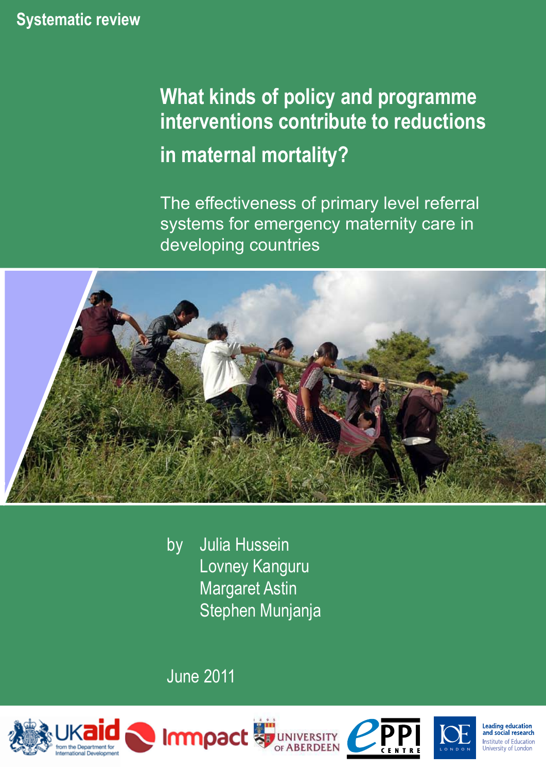Systematic review

# What kinds of policy and programme interventions contribute to reductions in maternal mortality?

## The effectiveness of primary level referral systems for emergency maternity care in developing countries

by Julia Hussein
Lovney Kanguru
Margaret Astin
Stephen Munjanja

June 2011

UKaid from the Department for International Development

Immpact

University of Aberdeen

EPPI Centre

IOE London — Leading education and social research, Institute of Education, University of London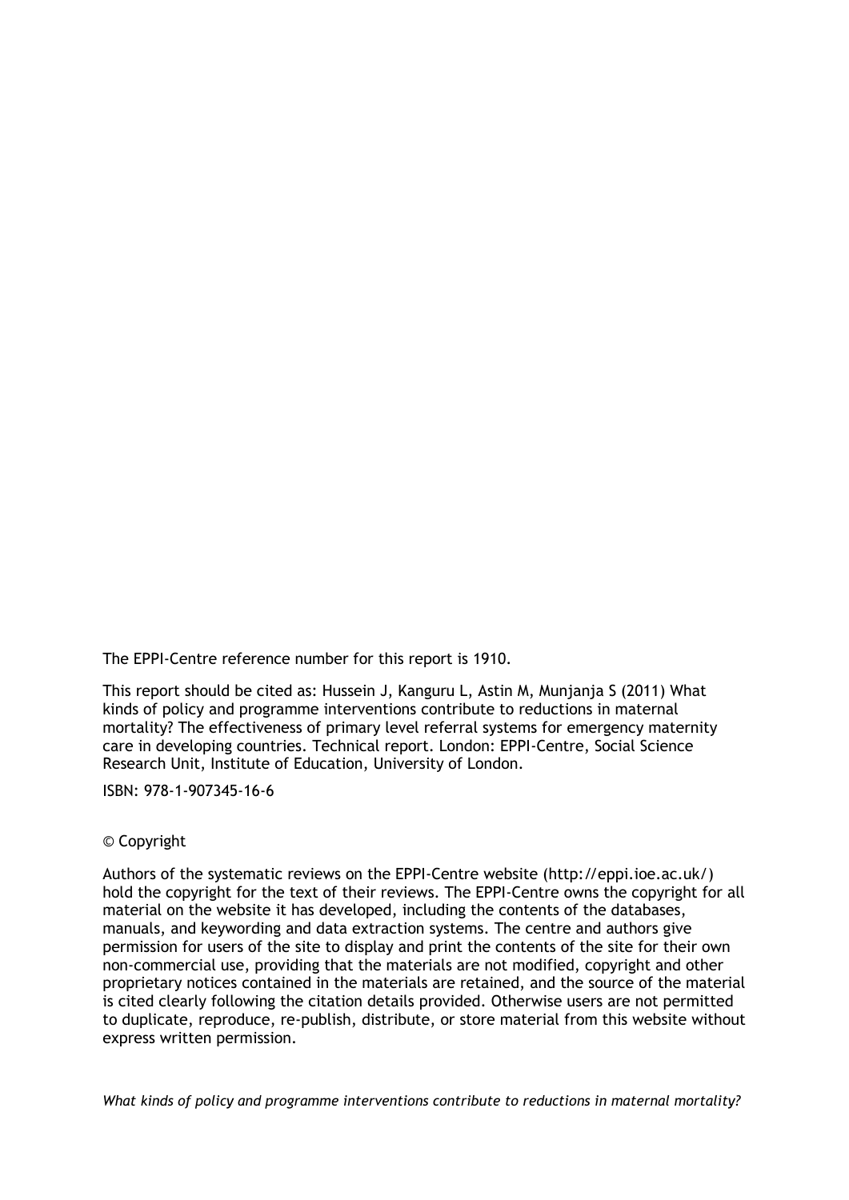The EPPI-Centre reference number for this report is 1910.

This report should be cited as: Hussein J, Kanguru L, Astin M, Munjanja S (2011) What kinds of policy and programme interventions contribute to reductions in maternal mortality? The effectiveness of primary level referral systems for emergency maternity care in developing countries. Technical report. London: EPPI-Centre, Social Science Research Unit, Institute of Education, University of London.

ISBN: 978-1-907345-16-6

© Copyright

Authors of the systematic reviews on the EPPI-Centre website (http://eppi.ioe.ac.uk/) hold the copyright for the text of their reviews. The EPPI-Centre owns the copyright for all material on the website it has developed, including the contents of the databases, manuals, and keywording and data extraction systems. The centre and authors give permission for users of the site to display and print the contents of the site for their own non-commercial use, providing that the materials are not modified, copyright and other proprietary notices contained in the materials are retained, and the source of the material is cited clearly following the citation details provided. Otherwise users are not permitted to duplicate, reproduce, re-publish, distribute, or store material from this website without express written permission.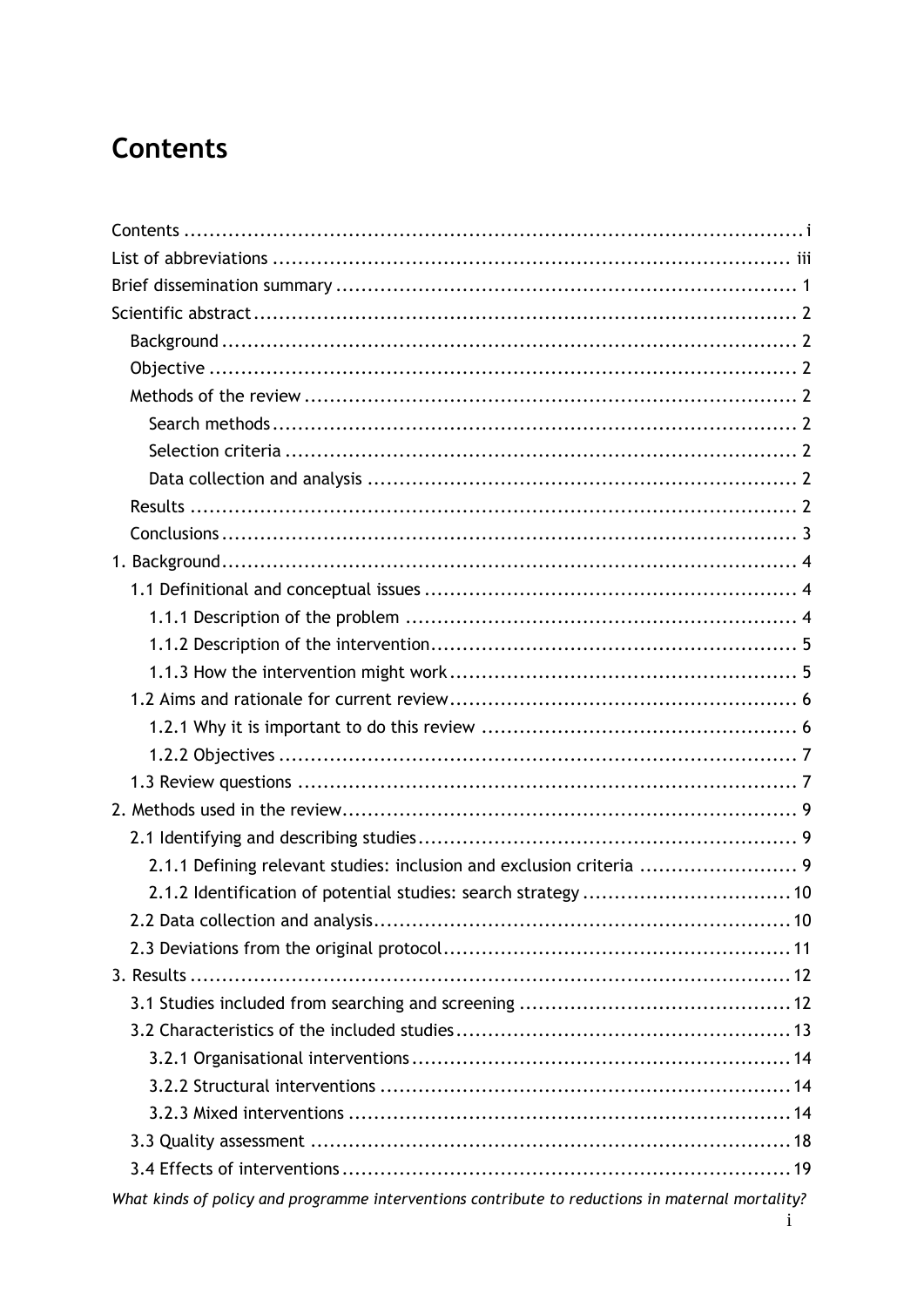# Contents

Contents ........................................................................................ i
List of abbreviations ........................................................................ iii
Brief dissemination summary ............................................................... 1
Scientific abstract ............................................................................ 2
- Background .................................................................................. 2
- Objective ..................................................................................... 2
- Methods of the review ..................................................................... 2
  - Search methods ......................................................................... 2
  - Selection criteria ....................................................................... 2
  - Data collection and analysis .......................................................... 2
- Results ....................................................................................... 2
- Conclusions .................................................................................. 3

1. Background ................................................................................ 4
   - 1.1 Definitional and conceptual issues ................................................ 4
     - 1.1.1 Description of the problem ................................................... 4
     - 1.1.2 Description of the intervention .............................................. 5
     - 1.1.3 How the intervention might work ........................................... 5
   - 1.2 Aims and rationale for current review ........................................... 6
     - 1.2.1 Why it is important to do this review ...................................... 6
     - 1.2.2 Objectives ........................................................................ 7
   - 1.3 Review questions ..................................................................... 7
2. Methods used in the review ............................................................. 9
   - 2.1 Identifying and describing studies ................................................ 9
     - 2.1.1 Defining relevant studies: inclusion and exclusion criteria ............. 9
     - 2.1.2 Identification of potential studies: search strategy ...................... 10
   - 2.2 Data collection and analysis ....................................................... 10
   - 2.3 Deviations from the original protocol ............................................ 11
3. Results ..................................................................................... 12
   - 3.1 Studies included from searching and screening ............................... 12
   - 3.2 Characteristics of the included studies ......................................... 13
     - 3.2.1 Organisational interventions ................................................. 14
     - 3.2.2 Structural interventions ...................................................... 14
     - 3.2.3 Mixed interventions ........................................................... 14
   - 3.3 Quality assessment ................................................................. 18
   - 3.4 Effects of interventions ............................................................ 19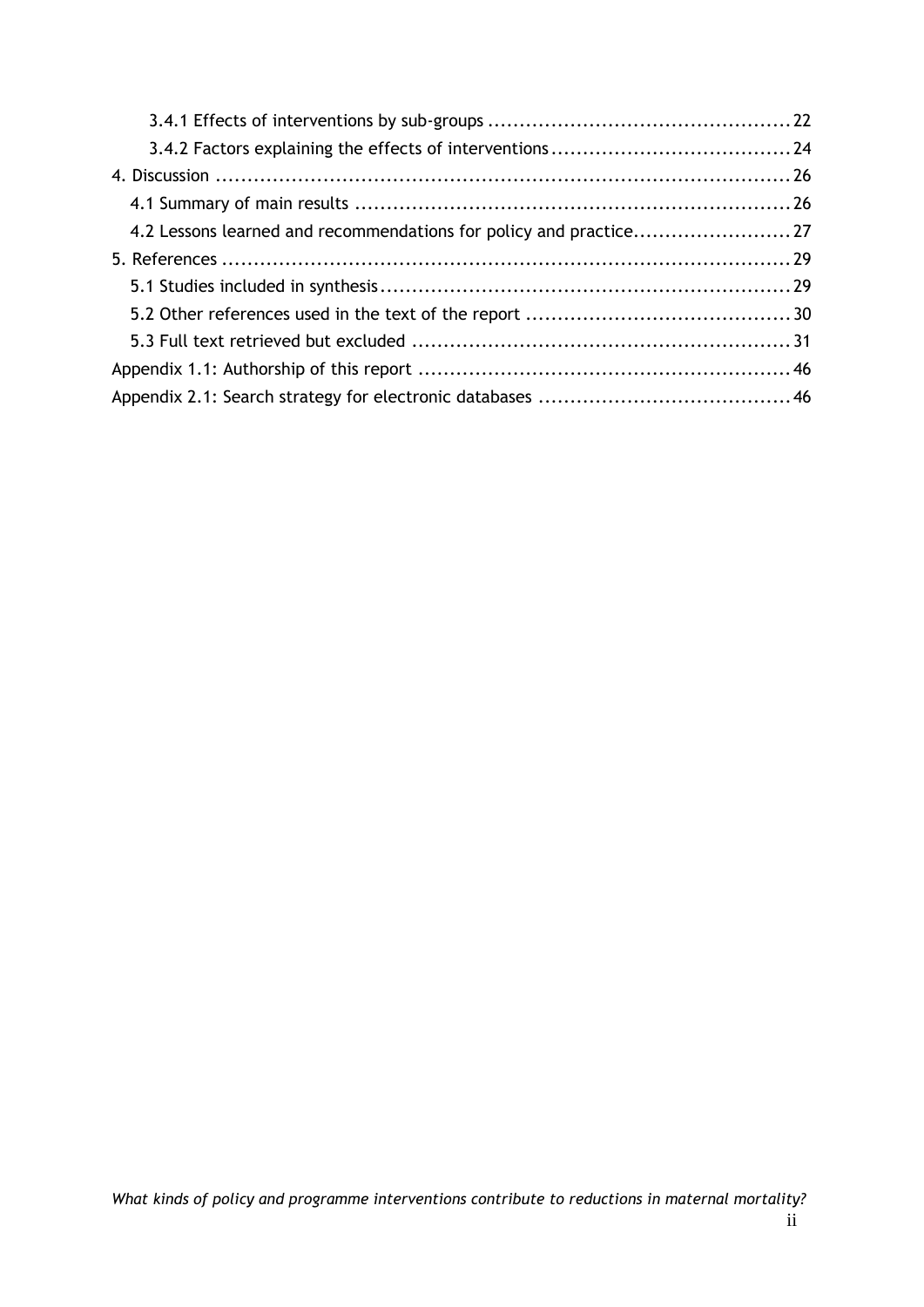3.4.1 Effects of interventions by sub-groups ................................................ 22
3.4.2 Factors explaining the effects of interventions ...................................... 24
4. Discussion ........................................................................................ 26
4.1 Summary of main results ..................................................................... 26
4.2 Lessons learned and recommendations for policy and practice ......................... 27
5. References ........................................................................................ 29
5.1 Studies included in synthesis ................................................................. 29
5.2 Other references used in the text of the report .......................................... 30
5.3 Full text retrieved but excluded ............................................................. 31
Appendix 1.1: Authorship of this report ........................................................... 46
Appendix 2.1: Search strategy for electronic databases ........................................ 46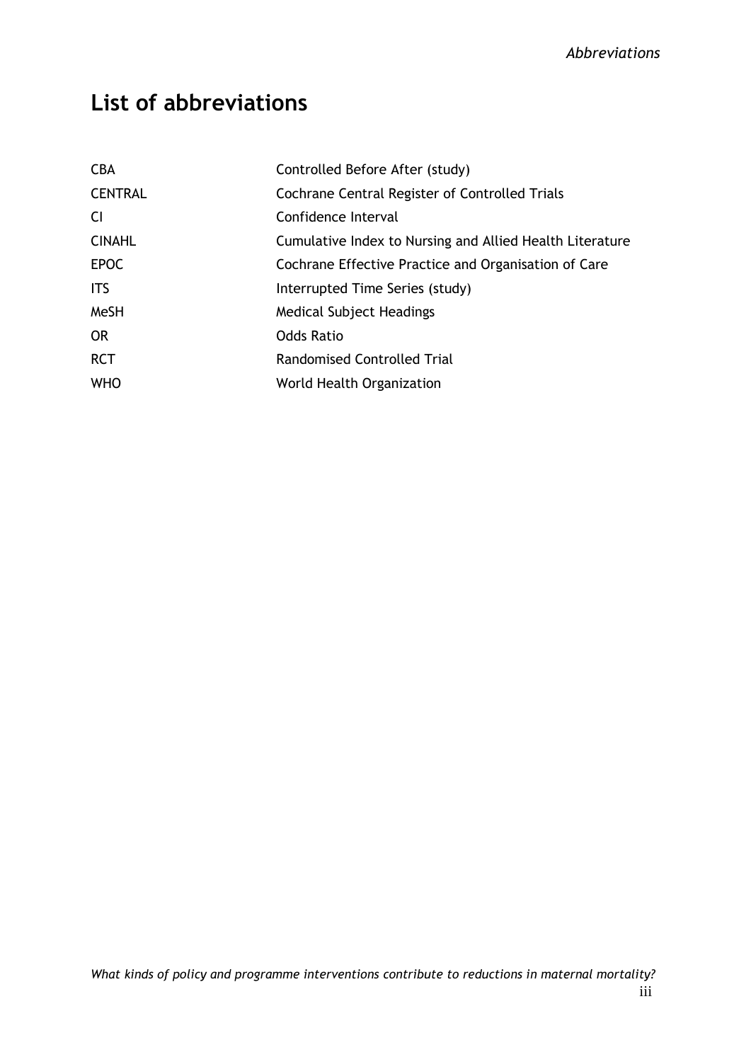# List of abbreviations

| | |
|---|---|
| CBA | Controlled Before After (study) |
| CENTRAL | Cochrane Central Register of Controlled Trials |
| CI | Confidence Interval |
| CINAHL | Cumulative Index to Nursing and Allied Health Literature |
| EPOC | Cochrane Effective Practice and Organisation of Care |
| ITS | Interrupted Time Series (study) |
| MeSH | Medical Subject Headings |
| OR | Odds Ratio |
| RCT | Randomised Controlled Trial |
| WHO | World Health Organization |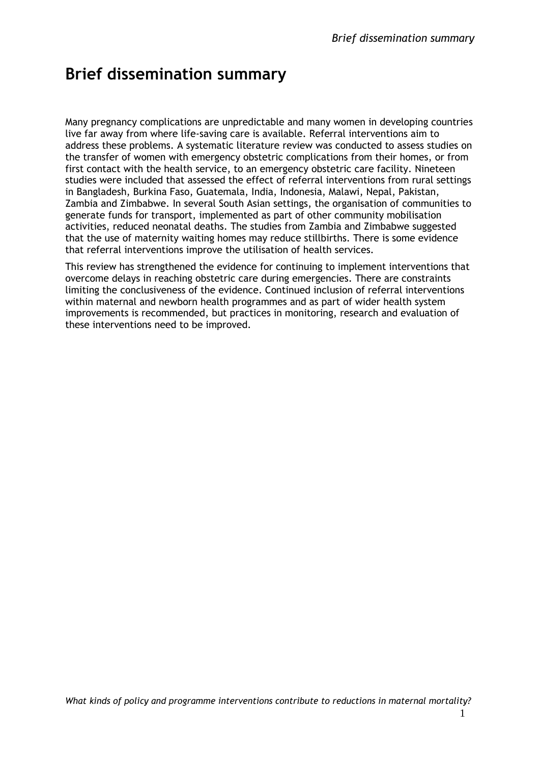# Brief dissemination summary

Many pregnancy complications are unpredictable and many women in developing countries live far away from where life-saving care is available. Referral interventions aim to address these problems. A systematic literature review was conducted to assess studies on the transfer of women with emergency obstetric complications from their homes, or from first contact with the health service, to an emergency obstetric care facility. Nineteen studies were included that assessed the effect of referral interventions from rural settings in Bangladesh, Burkina Faso, Guatemala, India, Indonesia, Malawi, Nepal, Pakistan, Zambia and Zimbabwe. In several South Asian settings, the organisation of communities to generate funds for transport, implemented as part of other community mobilisation activities, reduced neonatal deaths. The studies from Zambia and Zimbabwe suggested that the use of maternity waiting homes may reduce stillbirths. There is some evidence that referral interventions improve the utilisation of health services.

This review has strengthened the evidence for continuing to implement interventions that overcome delays in reaching obstetric care during emergencies. There are constraints limiting the conclusiveness of the evidence. Continued inclusion of referral interventions within maternal and newborn health programmes and as part of wider health system improvements is recommended, but practices in monitoring, research and evaluation of these interventions need to be improved.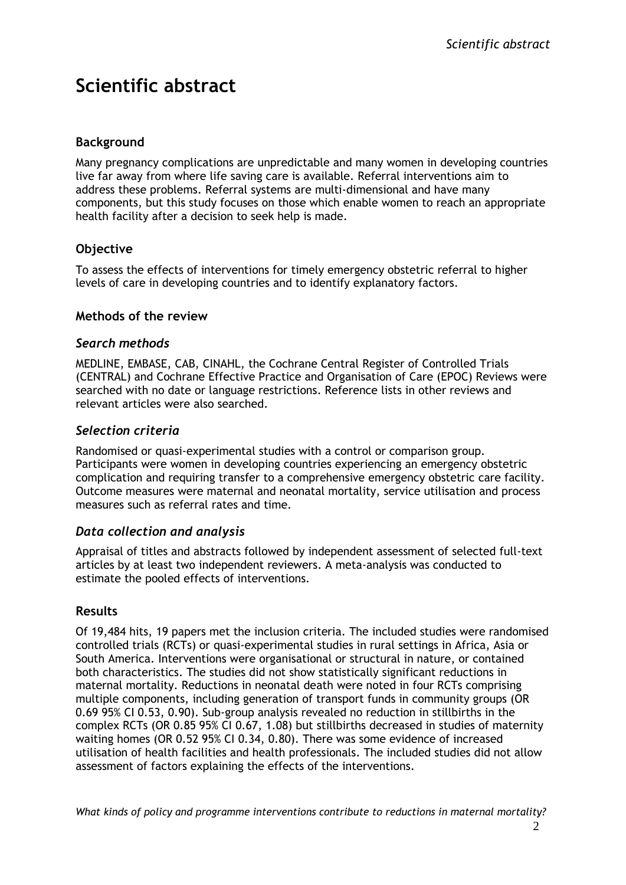# Scientific abstract

## Background

Many pregnancy complications are unpredictable and many women in developing countries live far away from where life saving care is available. Referral interventions aim to address these problems. Referral systems are multi-dimensional and have many components, but this study focuses on those which enable women to reach an appropriate health facility after a decision to seek help is made.

## Objective

To assess the effects of interventions for timely emergency obstetric referral to higher levels of care in developing countries and to identify explanatory factors.

## Methods of the review

### *Search methods*

MEDLINE, EMBASE, CAB, CINAHL, the Cochrane Central Register of Controlled Trials (CENTRAL) and Cochrane Effective Practice and Organisation of Care (EPOC) Reviews were searched with no date or language restrictions. Reference lists in other reviews and relevant articles were also searched.

### *Selection criteria*

Randomised or quasi-experimental studies with a control or comparison group. Participants were women in developing countries experiencing an emergency obstetric complication and requiring transfer to a comprehensive emergency obstetric care facility. Outcome measures were maternal and neonatal mortality, service utilisation and process measures such as referral rates and time.

### *Data collection and analysis*

Appraisal of titles and abstracts followed by independent assessment of selected full-text articles by at least two independent reviewers. A meta-analysis was conducted to estimate the pooled effects of interventions.

## Results

Of 19,484 hits, 19 papers met the inclusion criteria. The included studies were randomised controlled trials (RCTs) or quasi-experimental studies in rural settings in Africa, Asia or South America. Interventions were organisational or structural in nature, or contained both characteristics. The studies did not show statistically significant reductions in maternal mortality. Reductions in neonatal death were noted in four RCTs comprising multiple components, including generation of transport funds in community groups (OR 0.69 95% CI 0.53, 0.90). Sub-group analysis revealed no reduction in stillbirths in the complex RCTs (OR 0.85 95% CI 0.67, 1.08) but stillbirths decreased in studies of maternity waiting homes (OR 0.52 95% CI 0.34, 0.80). There was some evidence of increased utilisation of health facilities and health professionals. The included studies did not allow assessment of factors explaining the effects of the interventions.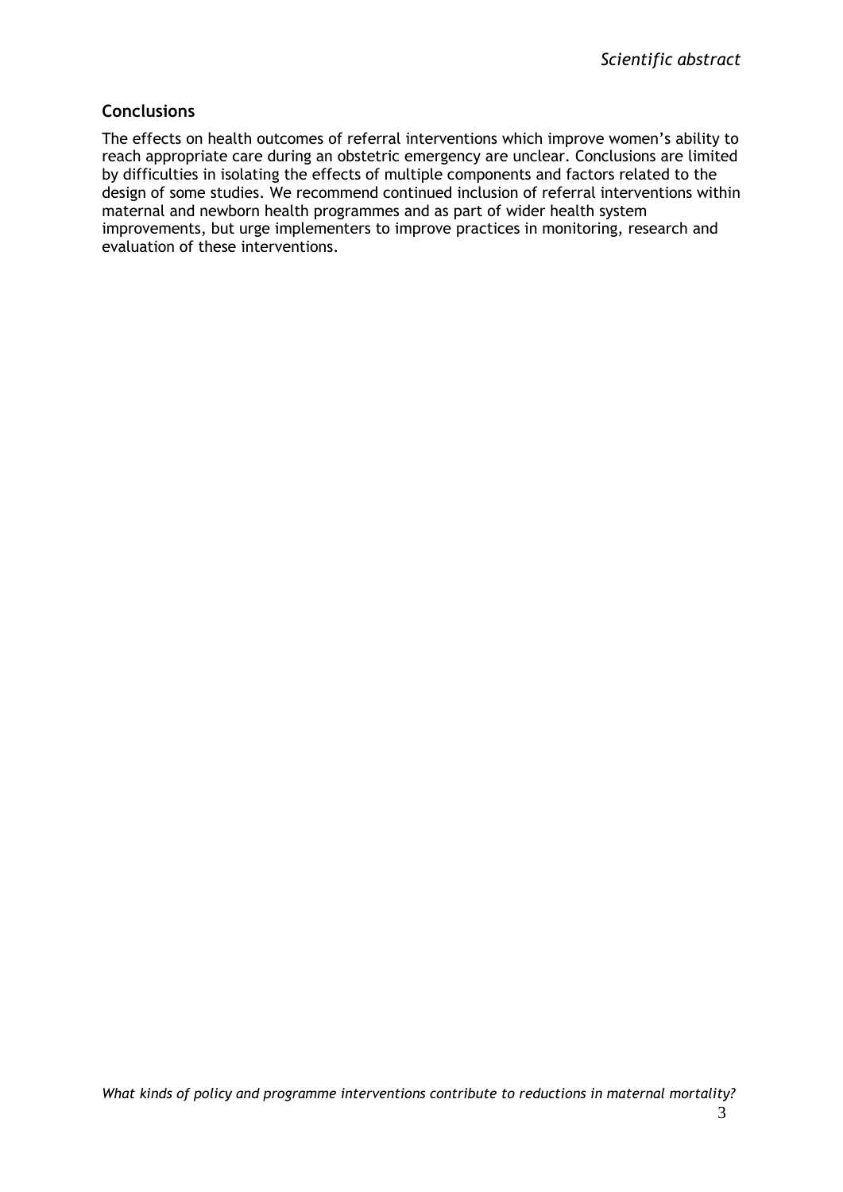## Conclusions

The effects on health outcomes of referral interventions which improve women's ability to reach appropriate care during an obstetric emergency are unclear. Conclusions are limited by difficulties in isolating the effects of multiple components and factors related to the design of some studies. We recommend continued inclusion of referral interventions within maternal and newborn health programmes and as part of wider health system improvements, but urge implementers to improve practices in monitoring, research and evaluation of these interventions.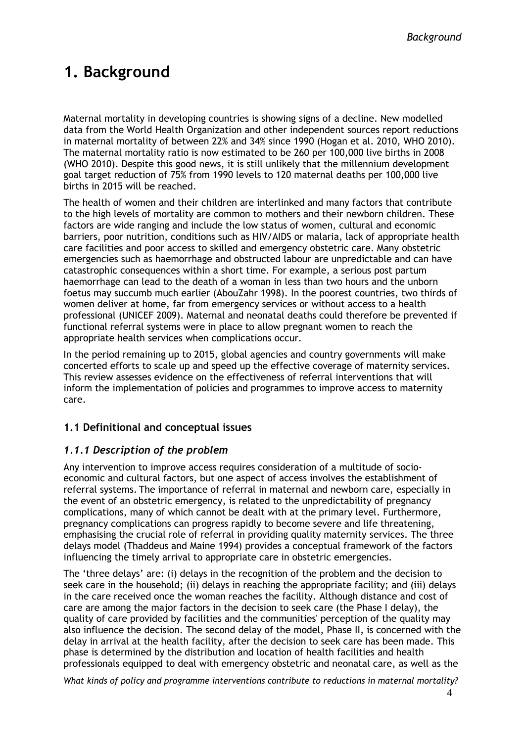# 1. Background

Maternal mortality in developing countries is showing signs of a decline. New modelled data from the World Health Organization and other independent sources report reductions in maternal mortality of between 22% and 34% since 1990 (Hogan et al. 2010, WHO 2010). The maternal mortality ratio is now estimated to be 260 per 100,000 live births in 2008 (WHO 2010). Despite this good news, it is still unlikely that the millennium development goal target reduction of 75% from 1990 levels to 120 maternal deaths per 100,000 live births in 2015 will be reached.

The health of women and their children are interlinked and many factors that contribute to the high levels of mortality are common to mothers and their newborn children. These factors are wide ranging and include the low status of women, cultural and economic barriers, poor nutrition, conditions such as HIV/AIDS or malaria, lack of appropriate health care facilities and poor access to skilled and emergency obstetric care. Many obstetric emergencies such as haemorrhage and obstructed labour are unpredictable and can have catastrophic consequences within a short time. For example, a serious post partum haemorrhage can lead to the death of a woman in less than two hours and the unborn foetus may succumb much earlier (AbouZahr 1998). In the poorest countries, two thirds of women deliver at home, far from emergency services or without access to a health professional (UNICEF 2009). Maternal and neonatal deaths could therefore be prevented if functional referral systems were in place to allow pregnant women to reach the appropriate health services when complications occur.

In the period remaining up to 2015, global agencies and country governments will make concerted efforts to scale up and speed up the effective coverage of maternity services. This review assesses evidence on the effectiveness of referral interventions that will inform the implementation of policies and programmes to improve access to maternity care.

## 1.1 Definitional and conceptual issues

### *1.1.1 Description of the problem*

Any intervention to improve access requires consideration of a multitude of socio-economic and cultural factors, but one aspect of access involves the establishment of referral systems. The importance of referral in maternal and newborn care, especially in the event of an obstetric emergency, is related to the unpredictability of pregnancy complications, many of which cannot be dealt with at the primary level. Furthermore, pregnancy complications can progress rapidly to become severe and life threatening, emphasising the crucial role of referral in providing quality maternity services. The three delays model (Thaddeus and Maine 1994) provides a conceptual framework of the factors influencing the timely arrival to appropriate care in obstetric emergencies.

The 'three delays' are: (i) delays in the recognition of the problem and the decision to seek care in the household; (ii) delays in reaching the appropriate facility; and (iii) delays in the care received once the woman reaches the facility. Although distance and cost of care are among the major factors in the decision to seek care (the Phase I delay), the quality of care provided by facilities and the communities' perception of the quality may also influence the decision. The second delay of the model, Phase II, is concerned with the delay in arrival at the health facility, after the decision to seek care has been made. This phase is determined by the distribution and location of health facilities and health professionals equipped to deal with emergency obstetric and neonatal care, as well as the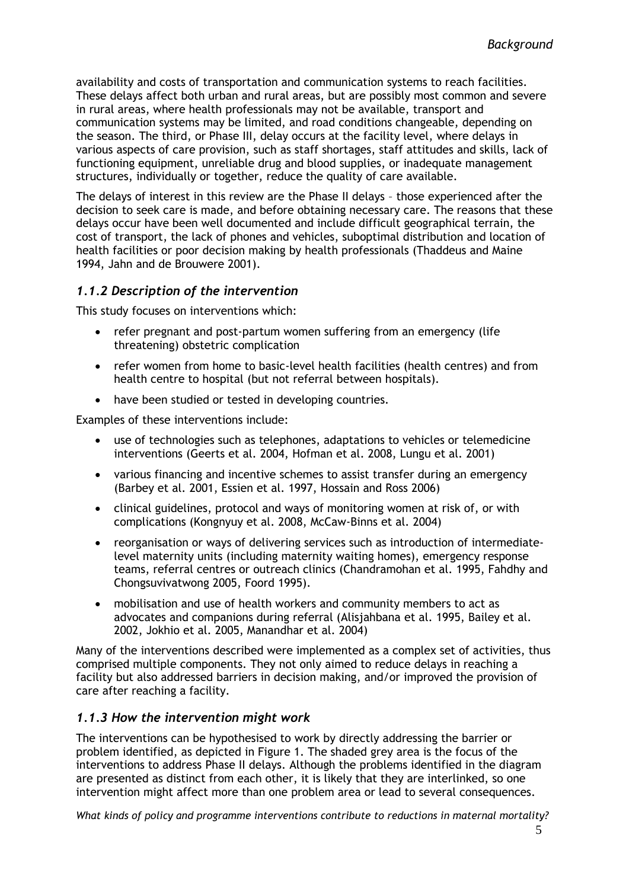availability and costs of transportation and communication systems to reach facilities. These delays affect both urban and rural areas, but are possibly most common and severe in rural areas, where health professionals may not be available, transport and communication systems may be limited, and road conditions changeable, depending on the season. The third, or Phase III, delay occurs at the facility level, where delays in various aspects of care provision, such as staff shortages, staff attitudes and skills, lack of functioning equipment, unreliable drug and blood supplies, or inadequate management structures, individually or together, reduce the quality of care available.

The delays of interest in this review are the Phase II delays – those experienced after the decision to seek care is made, and before obtaining necessary care. The reasons that these delays occur have been well documented and include difficult geographical terrain, the cost of transport, the lack of phones and vehicles, suboptimal distribution and location of health facilities or poor decision making by health professionals (Thaddeus and Maine 1994, Jahn and de Brouwere 2001).

### *1.1.2 Description of the intervention*

This study focuses on interventions which:

- refer pregnant and post-partum women suffering from an emergency (life threatening) obstetric complication
- refer women from home to basic-level health facilities (health centres) and from health centre to hospital (but not referral between hospitals).
- have been studied or tested in developing countries.

Examples of these interventions include:

- use of technologies such as telephones, adaptations to vehicles or telemedicine interventions (Geerts et al. 2004, Hofman et al. 2008, Lungu et al. 2001)
- various financing and incentive schemes to assist transfer during an emergency (Barbey et al. 2001, Essien et al. 1997, Hossain and Ross 2006)
- clinical guidelines, protocol and ways of monitoring women at risk of, or with complications (Kongnyuy et al. 2008, McCaw-Binns et al. 2004)
- reorganisation or ways of delivering services such as introduction of intermediate-level maternity units (including maternity waiting homes), emergency response teams, referral centres or outreach clinics (Chandramohan et al. 1995, Fahdhy and Chongsuvivatwong 2005, Foord 1995).
- mobilisation and use of health workers and community members to act as advocates and companions during referral (Alisjahbana et al. 1995, Bailey et al. 2002, Jokhio et al. 2005, Manandhar et al. 2004)

Many of the interventions described were implemented as a complex set of activities, thus comprised multiple components. They not only aimed to reduce delays in reaching a facility but also addressed barriers in decision making, and/or improved the provision of care after reaching a facility.

### *1.1.3 How the intervention might work*

The interventions can be hypothesised to work by directly addressing the barrier or problem identified, as depicted in Figure 1. The shaded grey area is the focus of the interventions to address Phase II delays. Although the problems identified in the diagram are presented as distinct from each other, it is likely that they are interlinked, so one intervention might affect more than one problem area or lead to several consequences.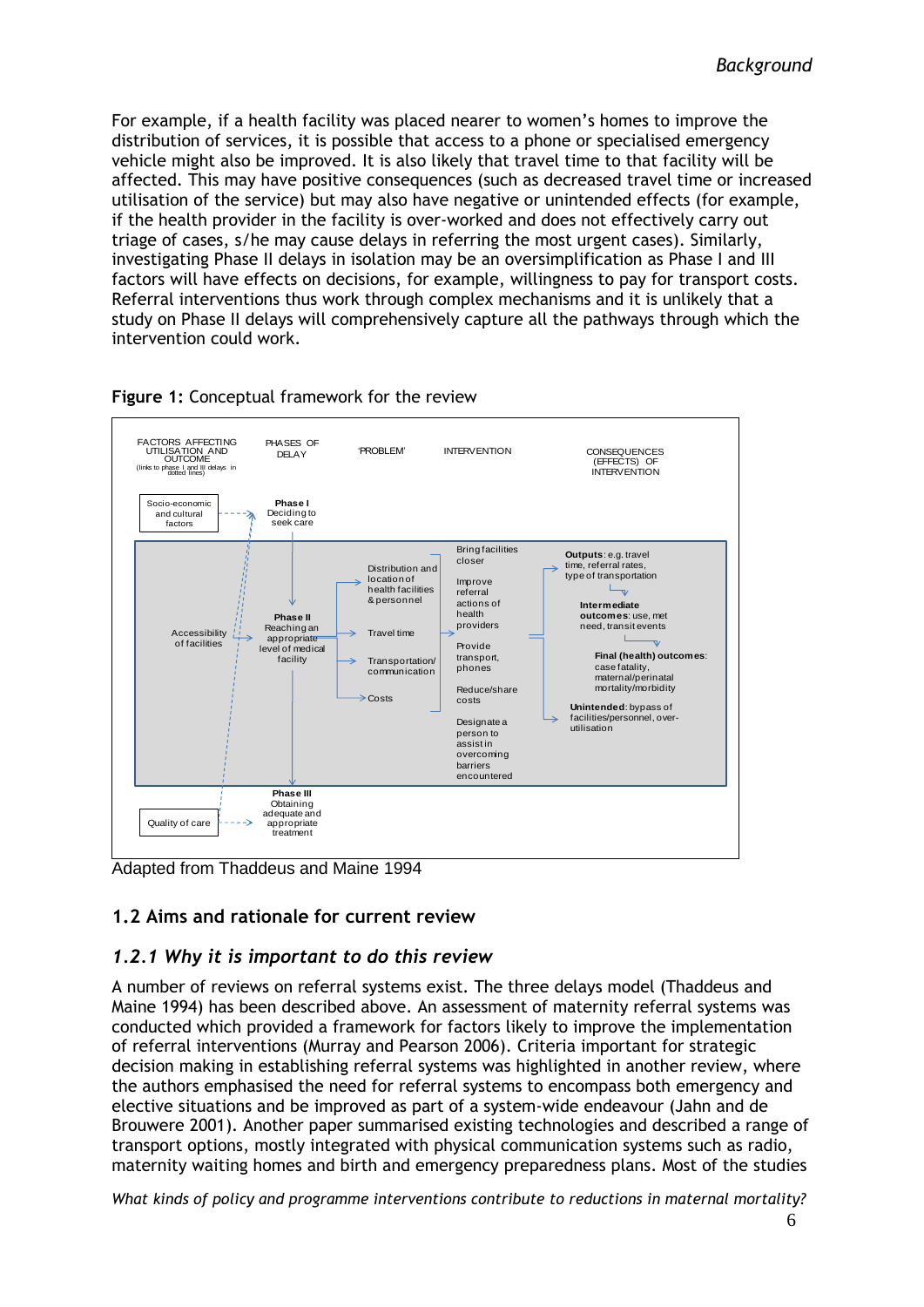For example, if a health facility was placed nearer to women's homes to improve the distribution of services, it is possible that access to a phone or specialised emergency vehicle might also be improved. It is also likely that travel time to that facility will be affected. This may have positive consequences (such as decreased travel time or increased utilisation of the service) but may also have negative or unintended effects (for example, if the health provider in the facility is over-worked and does not effectively carry out triage of cases, s/he may cause delays in referring the most urgent cases). Similarly, investigating Phase II delays in isolation may be an oversimplification as Phase I and III factors will have effects on decisions, for example, willingness to pay for transport costs. Referral interventions thus work through complex mechanisms and it is unlikely that a study on Phase II delays will comprehensively capture all the pathways through which the intervention could work.

**Figure 1:** Conceptual framework for the review

| FACTORS AFFECTING UTILISATION AND OUTCOME (links to phase I and III delays in dotted lines) | PHASES OF DELAY | 'PROBLEM' | INTERVENTION | CONSEQUENCES (EFFECTS) OF INTERVENTION |
|---|---|---|---|---|
| Socio-economic and cultural factors | **Phase I** Deciding to seek care | | | |
| Accessibility of facilities | **Phase II** Reaching an appropriate level of medical facility | Distribution and location of health facilities & personnel; Travel time; Transportation/ communication; Costs | Bring facilities closer; Improve referral actions of health providers; Provide transport, phones; Reduce/share costs; Designate a person to assist in overcoming barriers encountered | **Outputs**: e.g. travel time, referral rates, type of transportation → **Intermediate outcomes**: use, met need, transit events → **Final (health) outcomes**: case fatality, maternal/perinatal mortality/morbidity; **Unintended**: bypass of facilities/personnel, over-utilisation |
| Quality of care | **Phase III** Obtaining adequate and appropriate treatment | | | |

Adapted from Thaddeus and Maine 1994

## 1.2 Aims and rationale for current review

### *1.2.1 Why it is important to do this review*

A number of reviews on referral systems exist. The three delays model (Thaddeus and Maine 1994) has been described above. An assessment of maternity referral systems was conducted which provided a framework for factors likely to improve the implementation of referral interventions (Murray and Pearson 2006). Criteria important for strategic decision making in establishing referral systems was highlighted in another review, where the authors emphasised the need for referral systems to encompass both emergency and elective situations and be improved as part of a system-wide endeavour (Jahn and de Brouwere 2001). Another paper summarised existing technologies and described a range of transport options, mostly integrated with physical communication systems such as radio, maternity waiting homes and birth and emergency preparedness plans. Most of the studies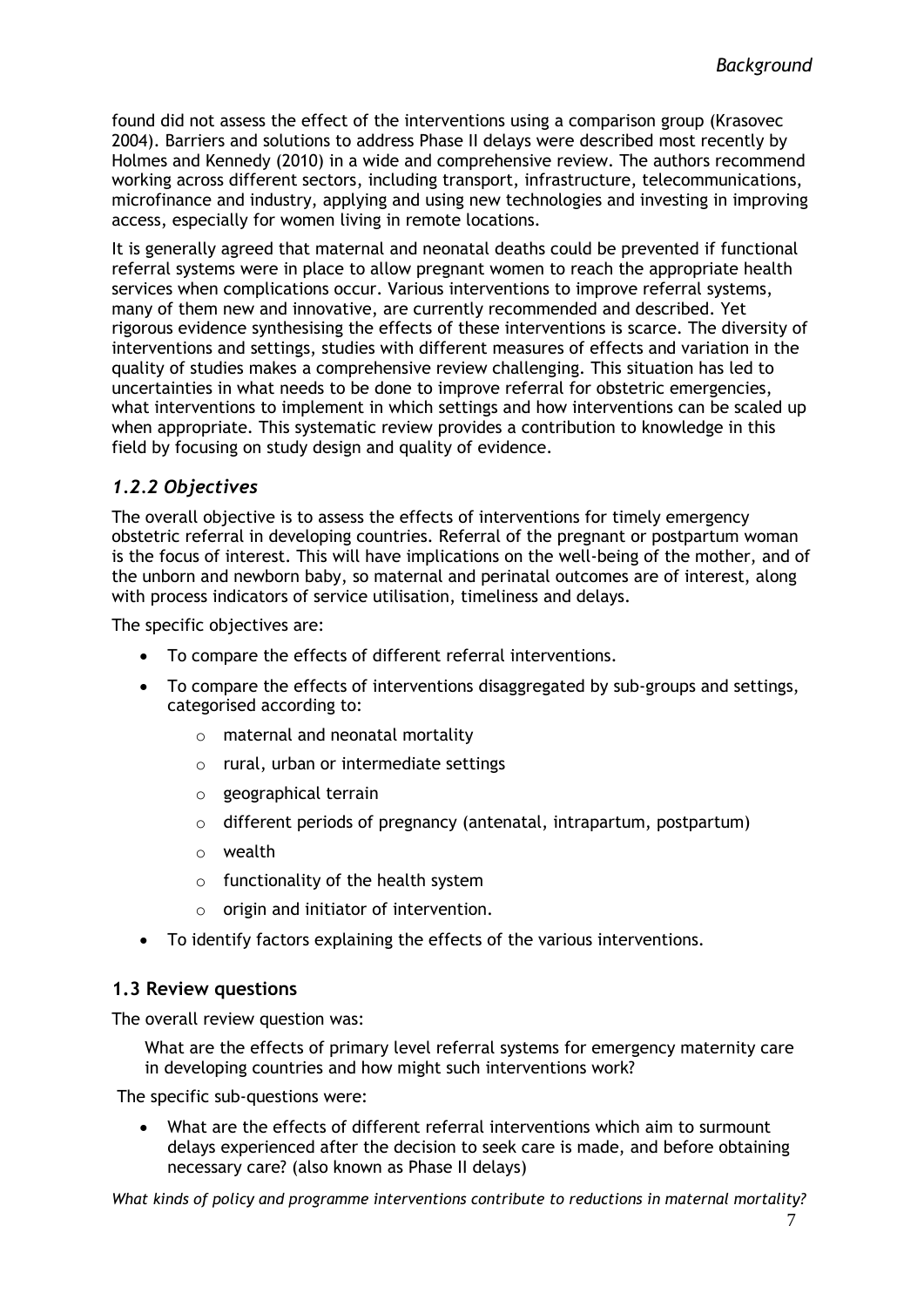found did not assess the effect of the interventions using a comparison group (Krasovec 2004). Barriers and solutions to address Phase II delays were described most recently by Holmes and Kennedy (2010) in a wide and comprehensive review. The authors recommend working across different sectors, including transport, infrastructure, telecommunications, microfinance and industry, applying and using new technologies and investing in improving access, especially for women living in remote locations.

It is generally agreed that maternal and neonatal deaths could be prevented if functional referral systems were in place to allow pregnant women to reach the appropriate health services when complications occur. Various interventions to improve referral systems, many of them new and innovative, are currently recommended and described. Yet rigorous evidence synthesising the effects of these interventions is scarce. The diversity of interventions and settings, studies with different measures of effects and variation in the quality of studies makes a comprehensive review challenging. This situation has led to uncertainties in what needs to be done to improve referral for obstetric emergencies, what interventions to implement in which settings and how interventions can be scaled up when appropriate. This systematic review provides a contribution to knowledge in this field by focusing on study design and quality of evidence.

### *1.2.2 Objectives*

The overall objective is to assess the effects of interventions for timely emergency obstetric referral in developing countries. Referral of the pregnant or postpartum woman is the focus of interest. This will have implications on the well-being of the mother, and of the unborn and newborn baby, so maternal and perinatal outcomes are of interest, along with process indicators of service utilisation, timeliness and delays.

The specific objectives are:

- To compare the effects of different referral interventions.
- To compare the effects of interventions disaggregated by sub-groups and settings, categorised according to:
    - maternal and neonatal mortality
    - rural, urban or intermediate settings
    - geographical terrain
    - different periods of pregnancy (antenatal, intrapartum, postpartum)
    - wealth
    - functionality of the health system
    - origin and initiator of intervention.
- To identify factors explaining the effects of the various interventions.

## 1.3 Review questions

The overall review question was:

> What are the effects of primary level referral systems for emergency maternity care in developing countries and how might such interventions work?

The specific sub-questions were:

- What are the effects of different referral interventions which aim to surmount delays experienced after the decision to seek care is made, and before obtaining necessary care? (also known as Phase II delays)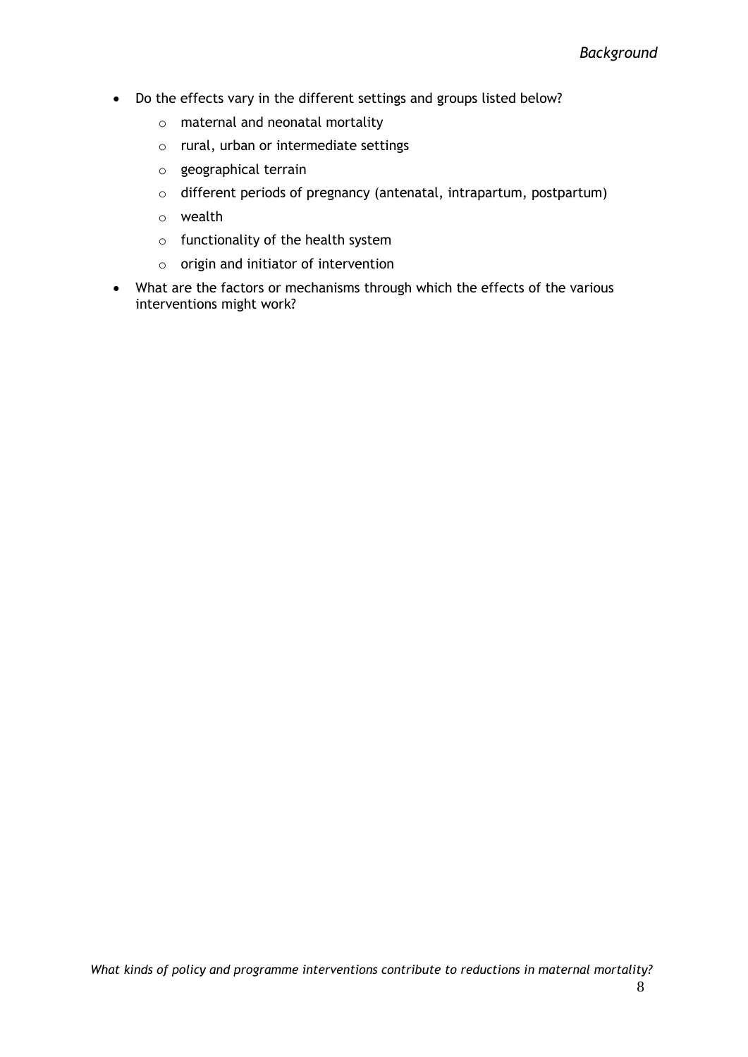- Do the effects vary in the different settings and groups listed below?
  - maternal and neonatal mortality
  - rural, urban or intermediate settings
  - geographical terrain
  - different periods of pregnancy (antenatal, intrapartum, postpartum)
  - wealth
  - functionality of the health system
  - origin and initiator of intervention
- What are the factors or mechanisms through which the effects of the various interventions might work?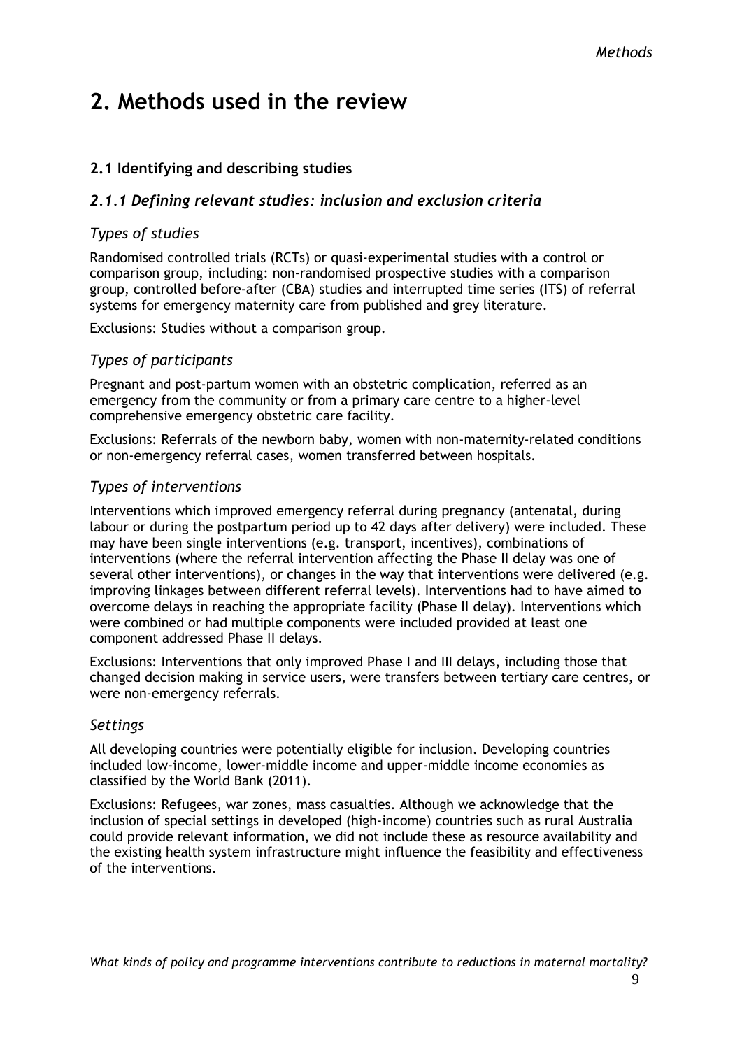# 2. Methods used in the review

## 2.1 Identifying and describing studies

### *2.1.1 Defining relevant studies: inclusion and exclusion criteria*

#### *Types of studies*

Randomised controlled trials (RCTs) or quasi-experimental studies with a control or comparison group, including: non-randomised prospective studies with a comparison group, controlled before-after (CBA) studies and interrupted time series (ITS) of referral systems for emergency maternity care from published and grey literature.

Exclusions: Studies without a comparison group.

#### *Types of participants*

Pregnant and post-partum women with an obstetric complication, referred as an emergency from the community or from a primary care centre to a higher-level comprehensive emergency obstetric care facility.

Exclusions: Referrals of the newborn baby, women with non-maternity-related conditions or non-emergency referral cases, women transferred between hospitals.

#### *Types of interventions*

Interventions which improved emergency referral during pregnancy (antenatal, during labour or during the postpartum period up to 42 days after delivery) were included. These may have been single interventions (e.g. transport, incentives), combinations of interventions (where the referral intervention affecting the Phase II delay was one of several other interventions), or changes in the way that interventions were delivered (e.g. improving linkages between different referral levels). Interventions had to have aimed to overcome delays in reaching the appropriate facility (Phase II delay). Interventions which were combined or had multiple components were included provided at least one component addressed Phase II delays.

Exclusions: Interventions that only improved Phase I and III delays, including those that changed decision making in service users, were transfers between tertiary care centres, or were non-emergency referrals.

#### *Settings*

All developing countries were potentially eligible for inclusion. Developing countries included low-income, lower-middle income and upper-middle income economies as classified by the World Bank (2011).

Exclusions: Refugees, war zones, mass casualties. Although we acknowledge that the inclusion of special settings in developed (high-income) countries such as rural Australia could provide relevant information, we did not include these as resource availability and the existing health system infrastructure might influence the feasibility and effectiveness of the interventions.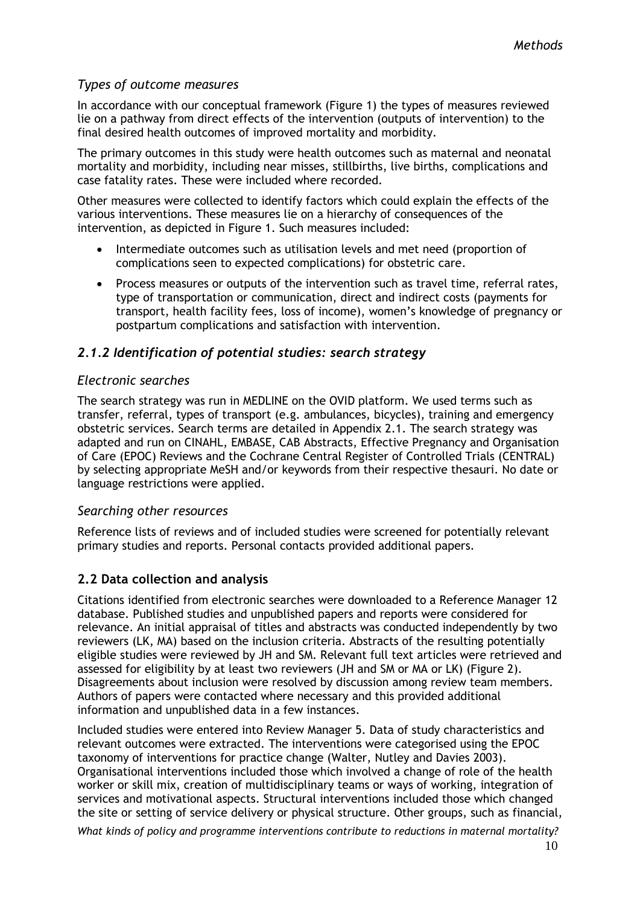### *Types of outcome measures*

In accordance with our conceptual framework (Figure 1) the types of measures reviewed lie on a pathway from direct effects of the intervention (outputs of intervention) to the final desired health outcomes of improved mortality and morbidity.

The primary outcomes in this study were health outcomes such as maternal and neonatal mortality and morbidity, including near misses, stillbirths, live births, complications and case fatality rates. These were included where recorded.

Other measures were collected to identify factors which could explain the effects of the various interventions. These measures lie on a hierarchy of consequences of the intervention, as depicted in Figure 1. Such measures included:

- Intermediate outcomes such as utilisation levels and met need (proportion of complications seen to expected complications) for obstetric care.
- Process measures or outputs of the intervention such as travel time, referral rates, type of transportation or communication, direct and indirect costs (payments for transport, health facility fees, loss of income), women's knowledge of pregnancy or postpartum complications and satisfaction with intervention.

## *2.1.2 Identification of potential studies: search strategy*

### *Electronic searches*

The search strategy was run in MEDLINE on the OVID platform. We used terms such as transfer, referral, types of transport (e.g. ambulances, bicycles), training and emergency obstetric services. Search terms are detailed in Appendix 2.1. The search strategy was adapted and run on CINAHL, EMBASE, CAB Abstracts, Effective Pregnancy and Organisation of Care (EPOC) Reviews and the Cochrane Central Register of Controlled Trials (CENTRAL) by selecting appropriate MeSH and/or keywords from their respective thesauri. No date or language restrictions were applied.

### *Searching other resources*

Reference lists of reviews and of included studies were screened for potentially relevant primary studies and reports. Personal contacts provided additional papers.

## **2.2 Data collection and analysis**

Citations identified from electronic searches were downloaded to a Reference Manager 12 database. Published studies and unpublished papers and reports were considered for relevance. An initial appraisal of titles and abstracts was conducted independently by two reviewers (LK, MA) based on the inclusion criteria. Abstracts of the resulting potentially eligible studies were reviewed by JH and SM. Relevant full text articles were retrieved and assessed for eligibility by at least two reviewers (JH and SM or MA or LK) (Figure 2). Disagreements about inclusion were resolved by discussion among review team members. Authors of papers were contacted where necessary and this provided additional information and unpublished data in a few instances.

Included studies were entered into Review Manager 5. Data of study characteristics and relevant outcomes were extracted. The interventions were categorised using the EPOC taxonomy of interventions for practice change (Walter, Nutley and Davies 2003). Organisational interventions included those which involved a change of role of the health worker or skill mix, creation of multidisciplinary teams or ways of working, integration of services and motivational aspects. Structural interventions included those which changed the site or setting of service delivery or physical structure. Other groups, such as financial,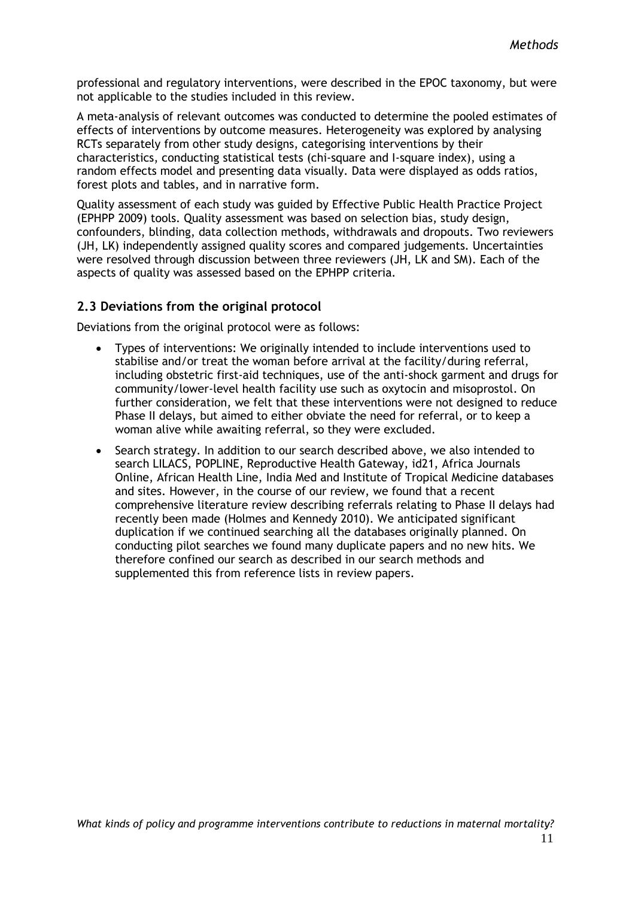professional and regulatory interventions, were described in the EPOC taxonomy, but were not applicable to the studies included in this review.

A meta-analysis of relevant outcomes was conducted to determine the pooled estimates of effects of interventions by outcome measures. Heterogeneity was explored by analysing RCTs separately from other study designs, categorising interventions by their characteristics, conducting statistical tests (chi-square and I-square index), using a random effects model and presenting data visually. Data were displayed as odds ratios, forest plots and tables, and in narrative form.

Quality assessment of each study was guided by Effective Public Health Practice Project (EPHPP 2009) tools. Quality assessment was based on selection bias, study design, confounders, blinding, data collection methods, withdrawals and dropouts. Two reviewers (JH, LK) independently assigned quality scores and compared judgements. Uncertainties were resolved through discussion between three reviewers (JH, LK and SM). Each of the aspects of quality was assessed based on the EPHPP criteria.

## 2.3 Deviations from the original protocol

Deviations from the original protocol were as follows:

- Types of interventions: We originally intended to include interventions used to stabilise and/or treat the woman before arrival at the facility/during referral, including obstetric first-aid techniques, use of the anti-shock garment and drugs for community/lower-level health facility use such as oxytocin and misoprostol. On further consideration, we felt that these interventions were not designed to reduce Phase II delays, but aimed to either obviate the need for referral, or to keep a woman alive while awaiting referral, so they were excluded.
- Search strategy. In addition to our search described above, we also intended to search LILACS, POPLINE, Reproductive Health Gateway, id21, Africa Journals Online, African Health Line, India Med and Institute of Tropical Medicine databases and sites. However, in the course of our review, we found that a recent comprehensive literature review describing referrals relating to Phase II delays had recently been made (Holmes and Kennedy 2010). We anticipated significant duplication if we continued searching all the databases originally planned. On conducting pilot searches we found many duplicate papers and no new hits. We therefore confined our search as described in our search methods and supplemented this from reference lists in review papers.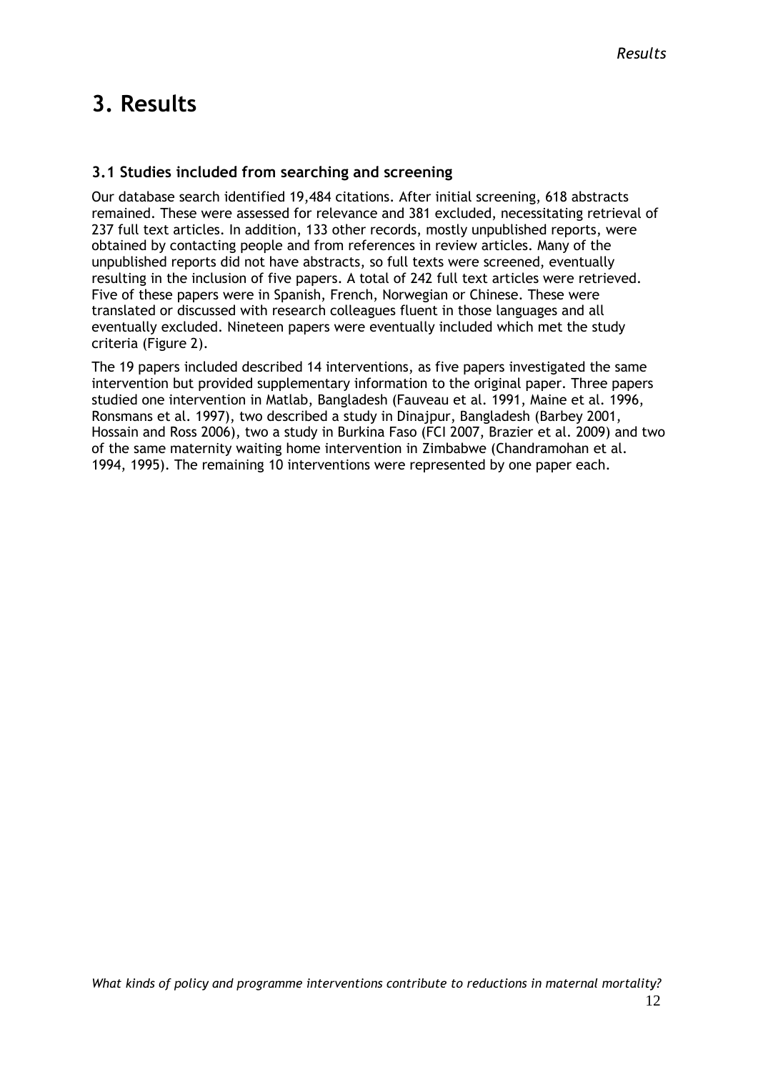# 3. Results

### 3.1 Studies included from searching and screening

Our database search identified 19,484 citations. After initial screening, 618 abstracts remained. These were assessed for relevance and 381 excluded, necessitating retrieval of 237 full text articles. In addition, 133 other records, mostly unpublished reports, were obtained by contacting people and from references in review articles. Many of the unpublished reports did not have abstracts, so full texts were screened, eventually resulting in the inclusion of five papers. A total of 242 full text articles were retrieved. Five of these papers were in Spanish, French, Norwegian or Chinese. These were translated or discussed with research colleagues fluent in those languages and all eventually excluded. Nineteen papers were eventually included which met the study criteria (Figure 2).

The 19 papers included described 14 interventions, as five papers investigated the same intervention but provided supplementary information to the original paper. Three papers studied one intervention in Matlab, Bangladesh (Fauveau et al. 1991, Maine et al. 1996, Ronsmans et al. 1997), two described a study in Dinajpur, Bangladesh (Barbey 2001, Hossain and Ross 2006), two a study in Burkina Faso (FCI 2007, Brazier et al. 2009) and two of the same maternity waiting home intervention in Zimbabwe (Chandramohan et al. 1994, 1995). The remaining 10 interventions were represented by one paper each.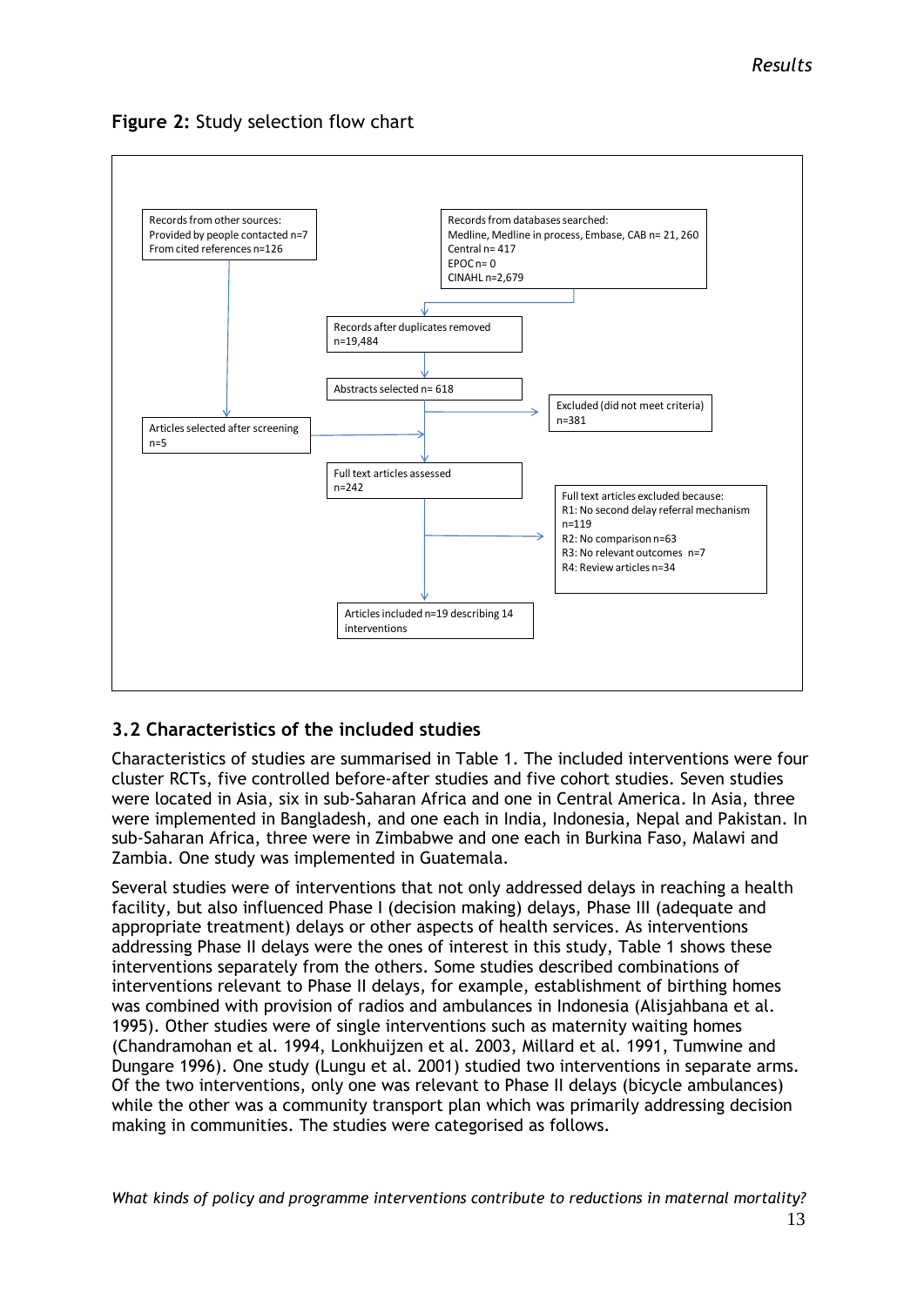**Figure 2:** Study selection flow chart

Records from other sources:
Provided by people contacted n=7
From cited references n=126

Records from databases searched:
Medline, Medline in process, Embase, CAB n= 21, 260
Central n= 417
EPOC n= 0
CINAHL n=2,679

Records after duplicates removed
n=19,484

Abstracts selected n= 618

Excluded (did not meet criteria)
n=381

Articles selected after screening
n=5

Full text articles assessed
n=242

Full text articles excluded because:
R1: No second delay referral mechanism
n=119
R2: No comparison n=63
R3: No relevant outcomes n=7
R4: Review articles n=34

Articles included n=19 describing 14 interventions

## 3.2 Characteristics of the included studies

Characteristics of studies are summarised in Table 1. The included interventions were four cluster RCTs, five controlled before-after studies and five cohort studies. Seven studies were located in Asia, six in sub-Saharan Africa and one in Central America. In Asia, three were implemented in Bangladesh, and one each in India, Indonesia, Nepal and Pakistan. In sub-Saharan Africa, three were in Zimbabwe and one each in Burkina Faso, Malawi and Zambia. One study was implemented in Guatemala.

Several studies were of interventions that not only addressed delays in reaching a health facility, but also influenced Phase I (decision making) delays, Phase III (adequate and appropriate treatment) delays or other aspects of health services. As interventions addressing Phase II delays were the ones of interest in this study, Table 1 shows these interventions separately from the others. Some studies described combinations of interventions relevant to Phase II delays, for example, establishment of birthing homes was combined with provision of radios and ambulances in Indonesia (Alisjahbana et al. 1995). Other studies were of single interventions such as maternity waiting homes (Chandramohan et al. 1994, Lonkhuijzen et al. 2003, Millard et al. 1991, Tumwine and Dungare 1996). One study (Lungu et al. 2001) studied two interventions in separate arms. Of the two interventions, only one was relevant to Phase II delays (bicycle ambulances) while the other was a community transport plan which was primarily addressing decision making in communities. The studies were categorised as follows.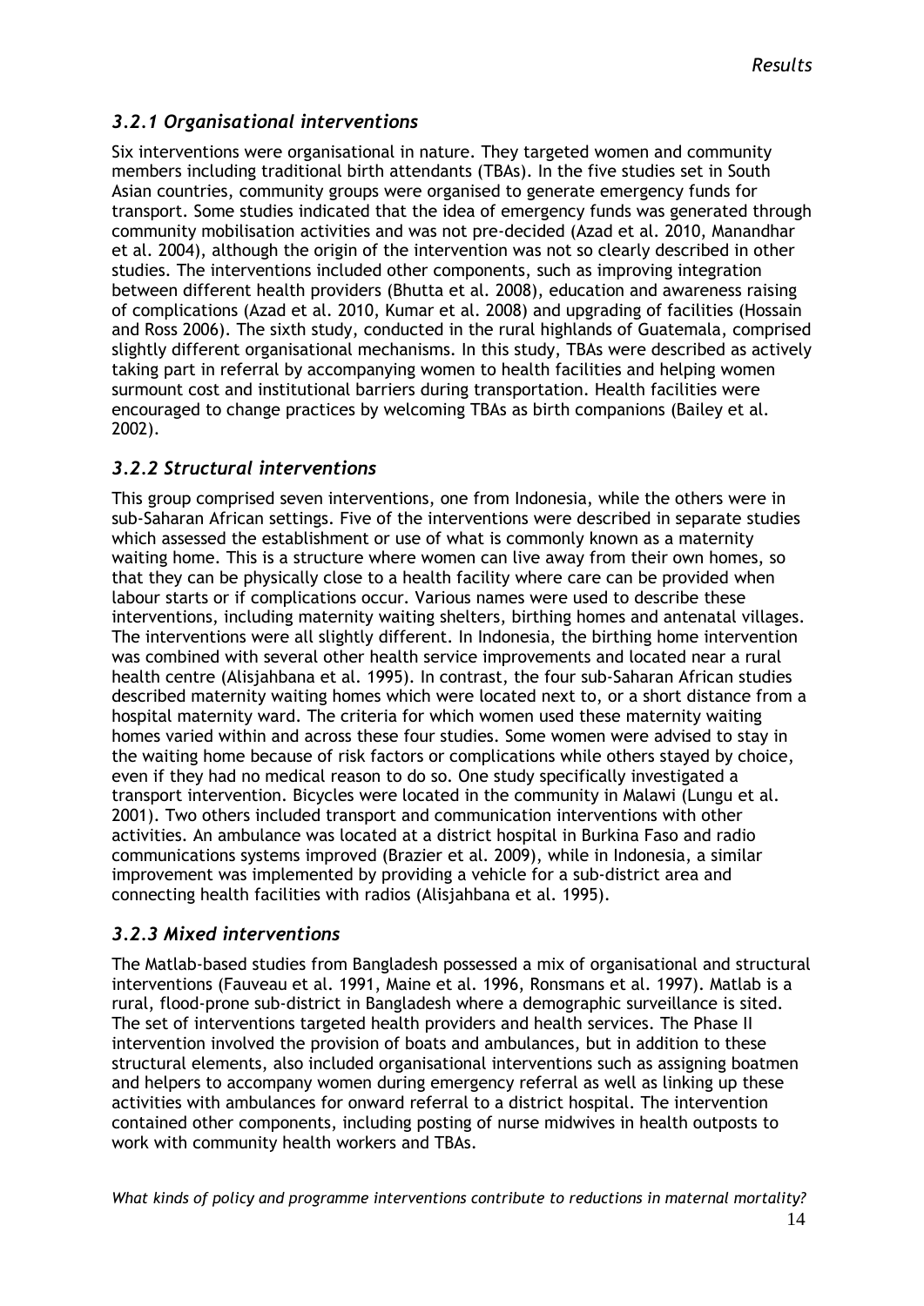### *3.2.1 Organisational interventions*

Six interventions were organisational in nature. They targeted women and community members including traditional birth attendants (TBAs). In the five studies set in South Asian countries, community groups were organised to generate emergency funds for transport. Some studies indicated that the idea of emergency funds was generated through community mobilisation activities and was not pre-decided (Azad et al. 2010, Manandhar et al. 2004), although the origin of the intervention was not so clearly described in other studies. The interventions included other components, such as improving integration between different health providers (Bhutta et al. 2008), education and awareness raising of complications (Azad et al. 2010, Kumar et al. 2008) and upgrading of facilities (Hossain and Ross 2006). The sixth study, conducted in the rural highlands of Guatemala, comprised slightly different organisational mechanisms. In this study, TBAs were described as actively taking part in referral by accompanying women to health facilities and helping women surmount cost and institutional barriers during transportation. Health facilities were encouraged to change practices by welcoming TBAs as birth companions (Bailey et al. 2002).

### *3.2.2 Structural interventions*

This group comprised seven interventions, one from Indonesia, while the others were in sub-Saharan African settings. Five of the interventions were described in separate studies which assessed the establishment or use of what is commonly known as a maternity waiting home. This is a structure where women can live away from their own homes, so that they can be physically close to a health facility where care can be provided when labour starts or if complications occur. Various names were used to describe these interventions, including maternity waiting shelters, birthing homes and antenatal villages. The interventions were all slightly different. In Indonesia, the birthing home intervention was combined with several other health service improvements and located near a rural health centre (Alisjahbana et al. 1995). In contrast, the four sub-Saharan African studies described maternity waiting homes which were located next to, or a short distance from a hospital maternity ward. The criteria for which women used these maternity waiting homes varied within and across these four studies. Some women were advised to stay in the waiting home because of risk factors or complications while others stayed by choice, even if they had no medical reason to do so. One study specifically investigated a transport intervention. Bicycles were located in the community in Malawi (Lungu et al. 2001). Two others included transport and communication interventions with other activities. An ambulance was located at a district hospital in Burkina Faso and radio communications systems improved (Brazier et al. 2009), while in Indonesia, a similar improvement was implemented by providing a vehicle for a sub-district area and connecting health facilities with radios (Alisjahbana et al. 1995).

### *3.2.3 Mixed interventions*

The Matlab-based studies from Bangladesh possessed a mix of organisational and structural interventions (Fauveau et al. 1991, Maine et al. 1996, Ronsmans et al. 1997). Matlab is a rural, flood-prone sub-district in Bangladesh where a demographic surveillance is sited. The set of interventions targeted health providers and health services. The Phase II intervention involved the provision of boats and ambulances, but in addition to these structural elements, also included organisational interventions such as assigning boatmen and helpers to accompany women during emergency referral as well as linking up these activities with ambulances for onward referral to a district hospital. The intervention contained other components, including posting of nurse midwives in health outposts to work with community health workers and TBAs.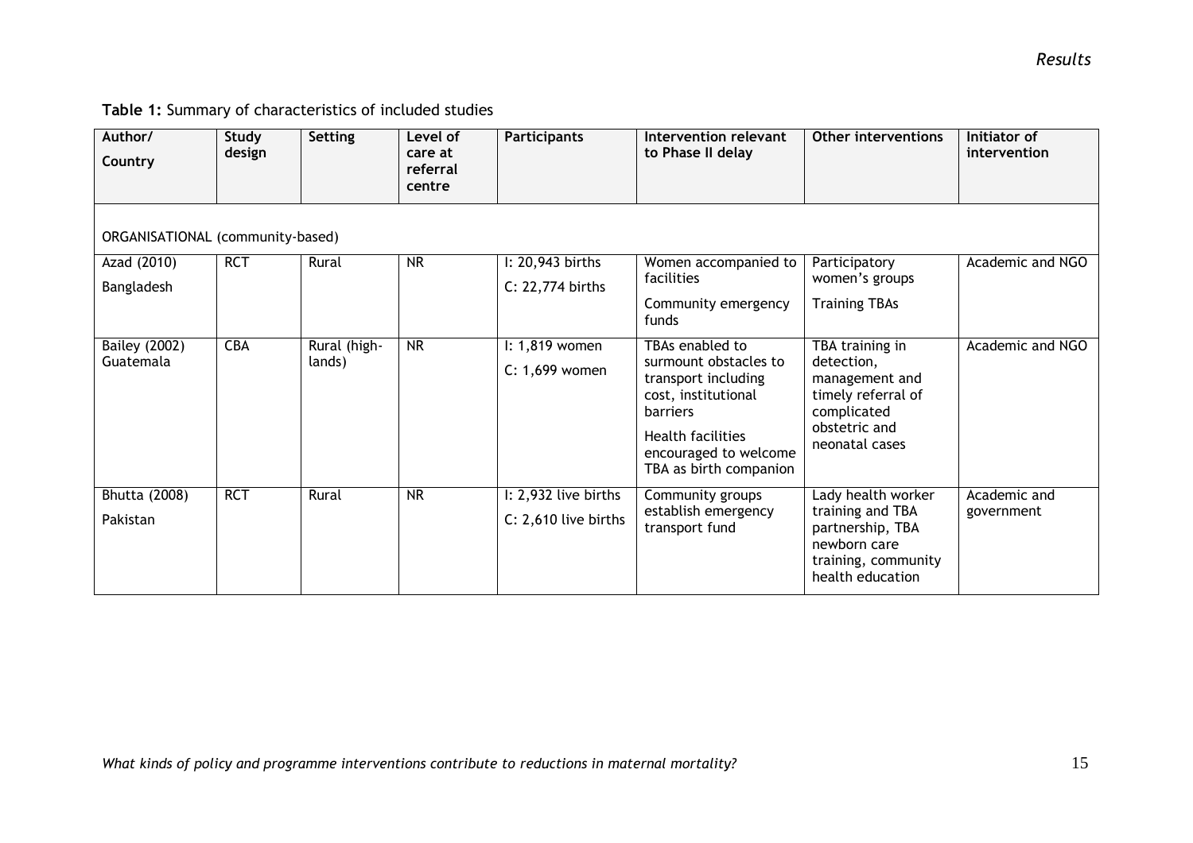**Table 1:** Summary of characteristics of included studies

| Author/ Country | Study design | Setting | Level of care at referral centre | Participants | Intervention relevant to Phase II delay | Other interventions | Initiator of intervention |
|---|---|---|---|---|---|---|---|
| ORGANISATIONAL (community-based) | | | | | | | |
| Azad (2010) Bangladesh | RCT | Rural | NR | I: 20,943 births C: 22,774 births | Women accompanied to facilities Community emergency funds | Participatory women's groups Training TBAs | Academic and NGO |
| Bailey (2002) Guatemala | CBA | Rural (high-lands) | NR | I: 1,819 women C: 1,699 women | TBAs enabled to surmount obstacles to transport including cost, institutional barriers Health facilities encouraged to welcome TBA as birth companion | TBA training in detection, management and timely referral of complicated obstetric and neonatal cases | Academic and NGO |
| Bhutta (2008) Pakistan | RCT | Rural | NR | I: 2,932 live births C: 2,610 live births | Community groups establish emergency transport fund | Lady health worker training and TBA partnership, TBA newborn care training, community health education | Academic and government |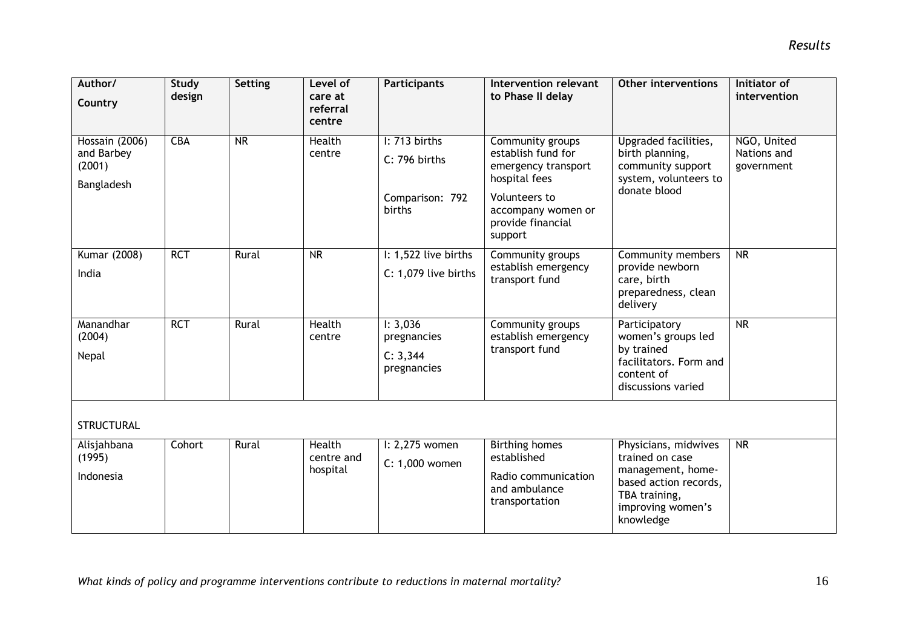| Author/ Country | Study design | Setting | Level of care at referral centre | Participants | Intervention relevant to Phase II delay | Other interventions | Initiator of intervention |
|---|---|---|---|---|---|---|---|
| Hossain (2006) and Barbey (2001) Bangladesh | CBA | NR | Health centre | I: 713 births<br>C: 796 births<br>Comparison: 792 births | Community groups establish fund for emergency transport hospital fees<br>Volunteers to accompany women or provide financial support | Upgraded facilities, birth planning, community support system, volunteers to donate blood | NGO, United Nations and government |
| Kumar (2008) India | RCT | Rural | NR | I: 1,522 live births<br>C: 1,079 live births | Community groups establish emergency transport fund | Community members provide newborn care, birth preparedness, clean delivery | NR |
| Manandhar (2004) Nepal | RCT | Rural | Health centre | I: 3,036 pregnancies<br>C: 3,344 pregnancies | Community groups establish emergency transport fund | Participatory women's groups led by trained facilitators. Form and content of discussions varied | NR |
| STRUCTURAL | | | | | | | |
| Alisjahbana (1995) Indonesia | Cohort | Rural | Health centre and hospital | I: 2,275 women<br>C: 1,000 women | Birthing homes established<br>Radio communication and ambulance transportation | Physicians, midwives trained on case management, home-based action records, TBA training, improving women's knowledge | NR |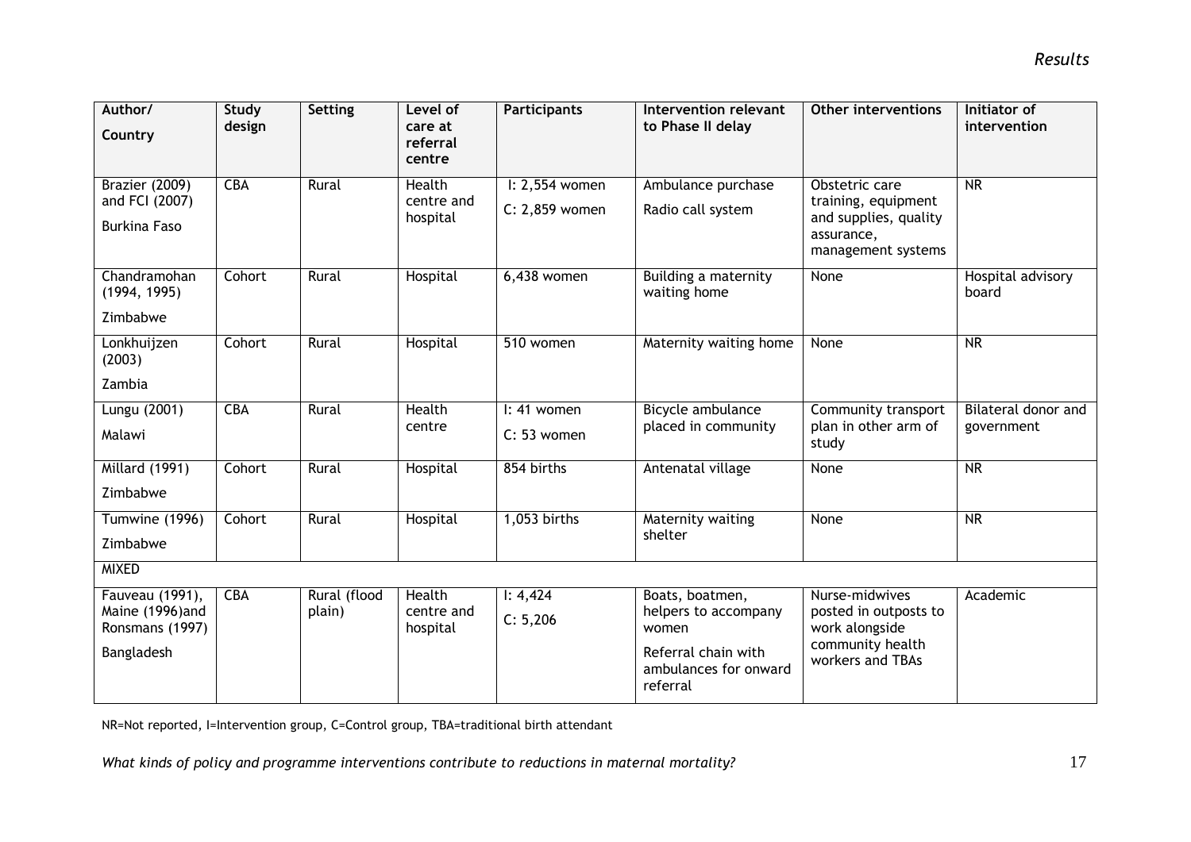| Author/ Country | Study design | Setting | Level of care at referral centre | Participants | Intervention relevant to Phase II delay | Other interventions | Initiator of intervention |
|---|---|---|---|---|---|---|---|
| Brazier (2009) and FCI (2007) Burkina Faso | CBA | Rural | Health centre and hospital | I: 2,554 women C: 2,859 women | Ambulance purchase Radio call system | Obstetric care training, equipment and supplies, quality assurance, management systems | NR |
| Chandramohan (1994, 1995) Zimbabwe | Cohort | Rural | Hospital | 6,438 women | Building a maternity waiting home | None | Hospital advisory board |
| Lonkhuijzen (2003) Zambia | Cohort | Rural | Hospital | 510 women | Maternity waiting home | None | NR |
| Lungu (2001) Malawi | CBA | Rural | Health centre | I: 41 women C: 53 women | Bicycle ambulance placed in community | Community transport plan in other arm of study | Bilateral donor and government |
| Millard (1991) Zimbabwe | Cohort | Rural | Hospital | 854 births | Antenatal village | None | NR |
| Tumwine (1996) Zimbabwe | Cohort | Rural | Hospital | 1,053 births | Maternity waiting shelter | None | NR |
| MIXED | | | | | | | |
| Fauveau (1991), Maine (1996)and Ronsmans (1997) Bangladesh | CBA | Rural (flood plain) | Health centre and hospital | I: 4,424 C: 5,206 | Boats, boatmen, helpers to accompany women Referral chain with ambulances for onward referral | Nurse-midwives posted in outposts to work alongside community health workers and TBAs | Academic |

NR=Not reported, I=Intervention group, C=Control group, TBA=traditional birth attendant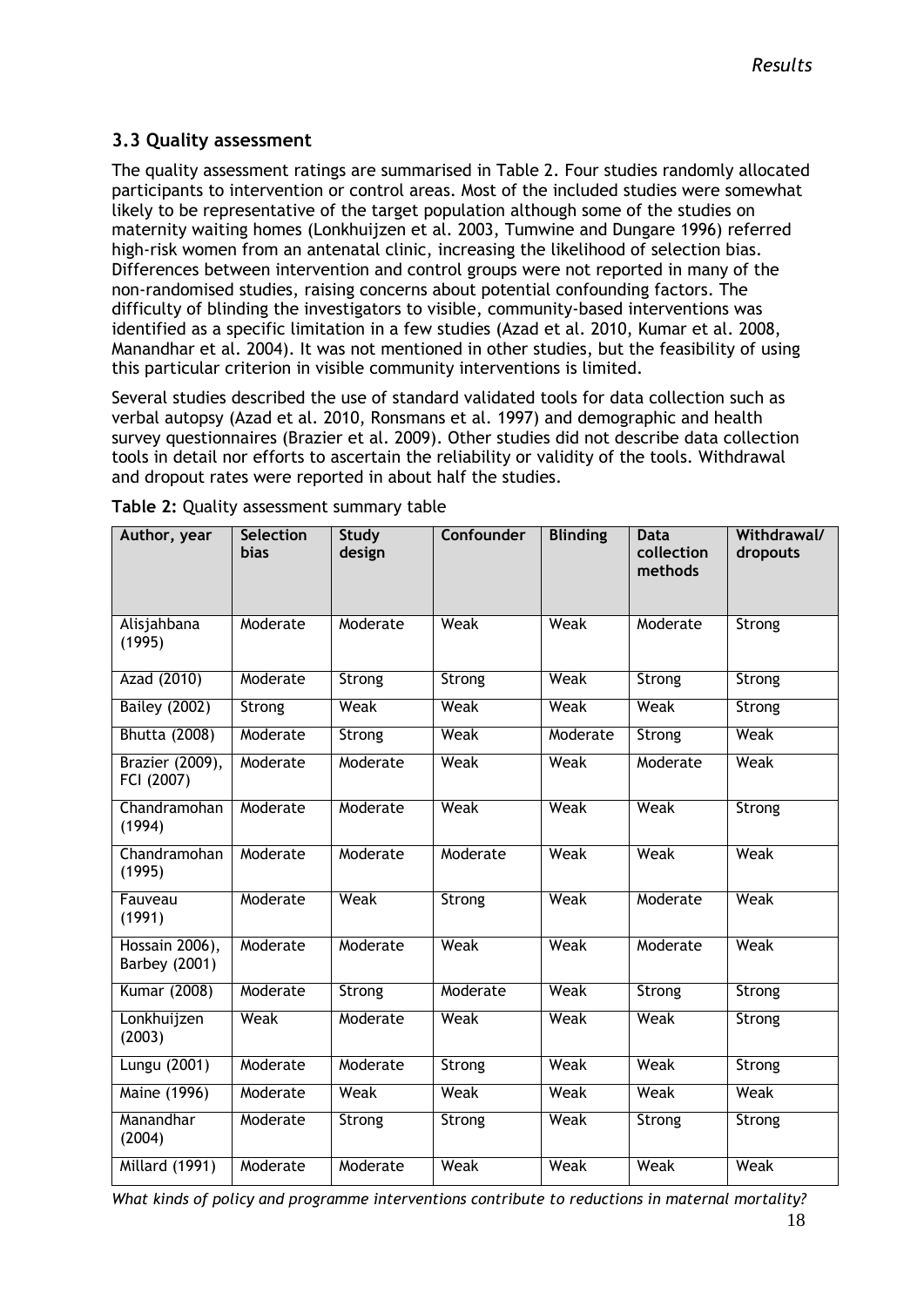### 3.3 Quality assessment

The quality assessment ratings are summarised in Table 2. Four studies randomly allocated participants to intervention or control areas. Most of the included studies were somewhat likely to be representative of the target population although some of the studies on maternity waiting homes (Lonkhuijzen et al. 2003, Tumwine and Dungare 1996) referred high-risk women from an antenatal clinic, increasing the likelihood of selection bias. Differences between intervention and control groups were not reported in many of the non-randomised studies, raising concerns about potential confounding factors. The difficulty of blinding the investigators to visible, community-based interventions was identified as a specific limitation in a few studies (Azad et al. 2010, Kumar et al. 2008, Manandhar et al. 2004). It was not mentioned in other studies, but the feasibility of using this particular criterion in visible community interventions is limited.

Several studies described the use of standard validated tools for data collection such as verbal autopsy (Azad et al. 2010, Ronsmans et al. 1997) and demographic and health survey questionnaires (Brazier et al. 2009). Other studies did not describe data collection tools in detail nor efforts to ascertain the reliability or validity of the tools. Withdrawal and dropout rates were reported in about half the studies.

**Table 2:** Quality assessment summary table

| Author, year | Selection bias | Study design | Confounder | Blinding | Data collection methods | Withdrawal/ dropouts |
|---|---|---|---|---|---|---|
| Alisjahbana (1995) | Moderate | Moderate | Weak | Weak | Moderate | Strong |
| Azad (2010) | Moderate | Strong | Strong | Weak | Strong | Strong |
| Bailey (2002) | Strong | Weak | Weak | Weak | Weak | Strong |
| Bhutta (2008) | Moderate | Strong | Weak | Moderate | Strong | Weak |
| Brazier (2009), FCI (2007) | Moderate | Moderate | Weak | Weak | Moderate | Weak |
| Chandramohan (1994) | Moderate | Moderate | Weak | Weak | Weak | Strong |
| Chandramohan (1995) | Moderate | Moderate | Moderate | Weak | Weak | Weak |
| Fauveau (1991) | Moderate | Weak | Strong | Weak | Moderate | Weak |
| Hossain 2006), Barbey (2001) | Moderate | Moderate | Weak | Weak | Moderate | Weak |
| Kumar (2008) | Moderate | Strong | Moderate | Weak | Strong | Strong |
| Lonkhuijzen (2003) | Weak | Moderate | Weak | Weak | Weak | Strong |
| Lungu (2001) | Moderate | Moderate | Strong | Weak | Weak | Strong |
| Maine (1996) | Moderate | Weak | Weak | Weak | Weak | Weak |
| Manandhar (2004) | Moderate | Strong | Strong | Weak | Strong | Strong |
| Millard (1991) | Moderate | Moderate | Weak | Weak | Weak | Weak |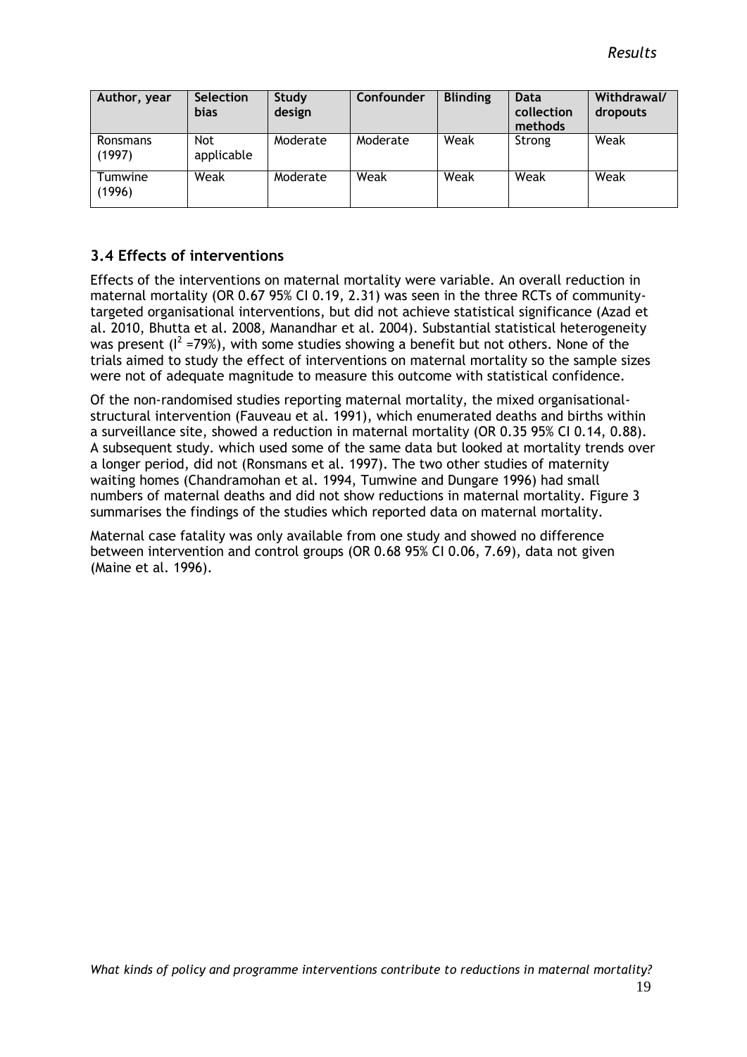| Author, year | Selection bias | Study design | Confounder | Blinding | Data collection methods | Withdrawal/ dropouts |
| --- | --- | --- | --- | --- | --- | --- |
| Ronsmans (1997) | Not applicable | Moderate | Moderate | Weak | Strong | Weak |
| Tumwine (1996) | Weak | Moderate | Weak | Weak | Weak | Weak |

## 3.4 Effects of interventions

Effects of the interventions on maternal mortality were variable. An overall reduction in maternal mortality (OR 0.67 95% CI 0.19, 2.31) was seen in the three RCTs of community-targeted organisational interventions, but did not achieve statistical significance (Azad et al. 2010, Bhutta et al. 2008, Manandhar et al. 2004). Substantial statistical heterogeneity was present ($I^2$ =79%), with some studies showing a benefit but not others. None of the trials aimed to study the effect of interventions on maternal mortality so the sample sizes were not of adequate magnitude to measure this outcome with statistical confidence.

Of the non-randomised studies reporting maternal mortality, the mixed organisational-structural intervention (Fauveau et al. 1991), which enumerated deaths and births within a surveillance site, showed a reduction in maternal mortality (OR 0.35 95% CI 0.14, 0.88). A subsequent study. which used some of the same data but looked at mortality trends over a longer period, did not (Ronsmans et al. 1997). The two other studies of maternity waiting homes (Chandramohan et al. 1994, Tumwine and Dungare 1996) had small numbers of maternal deaths and did not show reductions in maternal mortality. Figure 3 summarises the findings of the studies which reported data on maternal mortality.

Maternal case fatality was only available from one study and showed no difference between intervention and control groups (OR 0.68 95% CI 0.06, 7.69), data not given (Maine et al. 1996).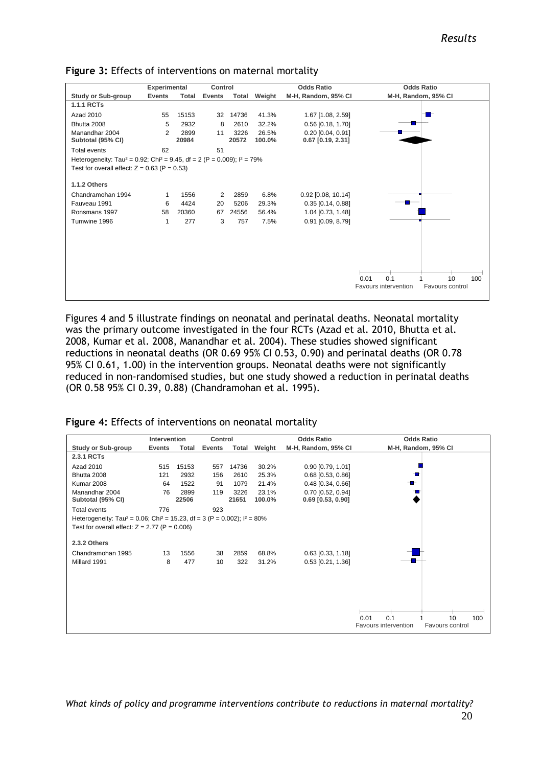**Figure 3:** Effects of interventions on maternal mortality

| Study or Sub-group | Experimental Events | Experimental Total | Control Events | Control Total | Weight | Odds Ratio M-H, Random, 95% CI |
|---|---|---|---|---|---|---|
| **1.1.1 RCTs** | | | | | | |
| Azad 2010 | 55 | 15153 | 32 | 14736 | 41.3% | 1.67 [1.08, 2.59] |
| Bhutta 2008 | 5 | 2932 | 8 | 2610 | 32.2% | 0.56 [0.18, 1.70] |
| Manandhar 2004 | 2 | 2899 | 11 | 3226 | 26.5% | 0.20 [0.04, 0.91] |
| **Subtotal (95% CI)** | | **20984** | | **20572** | **100.0%** | **0.67 [0.19, 2.31]** |
| Total events | 62 | | 51 | | | |
| Heterogeneity: $Tau^2 = 0.92$; $Chi^2 = 9.45$, df = 2 (P = 0.009); $I^2 = 79\%$ | | | | | | |
| Test for overall effect: Z = 0.63 (P = 0.53) | | | | | | |
| **1.1.2 Others** | | | | | | |
| Chandramohan 1994 | 1 | 1556 | 2 | 2859 | 6.8% | 0.92 [0.08, 10.14] |
| Fauveau 1991 | 6 | 4424 | 20 | 5206 | 29.3% | 0.35 [0.14, 0.88] |
| Ronsmans 1997 | 58 | 20360 | 67 | 24556 | 56.4% | 1.04 [0.73, 1.48] |
| Tumwine 1996 | 1 | 277 | 3 | 757 | 7.5% | 0.91 [0.09, 8.79] |

Scale: 0.01, 0.1, 1, 10, 100 — Favours intervention / Favours control

Figures 4 and 5 illustrate findings on neonatal and perinatal deaths. Neonatal mortality was the primary outcome investigated in the four RCTs (Azad et al. 2010, Bhutta et al. 2008, Kumar et al. 2008, Manandhar et al. 2004). These studies showed significant reductions in neonatal deaths (OR 0.69 95% CI 0.53, 0.90) and perinatal deaths (OR 0.78 95% CI 0.61, 1.00) in the intervention groups. Neonatal deaths were not significantly reduced in non-randomised studies, but one study showed a reduction in perinatal deaths (OR 0.58 95% CI 0.39, 0.88) (Chandramohan et al. 1995).

**Figure 4:** Effects of interventions on neonatal mortality

| Study or Sub-group | Intervention Events | Intervention Total | Control Events | Control Total | Weight | Odds Ratio M-H, Random, 95% CI |
|---|---|---|---|---|---|---|
| **2.3.1 RCTs** | | | | | | |
| Azad 2010 | 515 | 15153 | 557 | 14736 | 30.2% | 0.90 [0.79, 1.01] |
| Bhutta 2008 | 121 | 2932 | 156 | 2610 | 25.3% | 0.68 [0.53, 0.86] |
| Kumar 2008 | 64 | 1522 | 91 | 1079 | 21.4% | 0.48 [0.34, 0.66] |
| Manandhar 2004 | 76 | 2899 | 119 | 3226 | 23.1% | 0.70 [0.52, 0.94] |
| **Subtotal (95% CI)** | | **22506** | | **21651** | **100.0%** | **0.69 [0.53, 0.90]** |
| Total events | 776 | | 923 | | | |
| Heterogeneity: $Tau^2 = 0.06$; $Chi^2 = 15.23$, df = 3 (P = 0.002); $I^2 = 80\%$ | | | | | | |
| Test for overall effect: Z = 2.77 (P = 0.006) | | | | | | |
| **2.3.2 Others** | | | | | | |
| Chandramohan 1995 | 13 | 1556 | 38 | 2859 | 68.8% | 0.63 [0.33, 1.18] |
| Millard 1991 | 8 | 477 | 10 | 322 | 31.2% | 0.53 [0.21, 1.36] |

Scale: 0.01, 0.1, 1, 10, 100 — Favours intervention / Favours control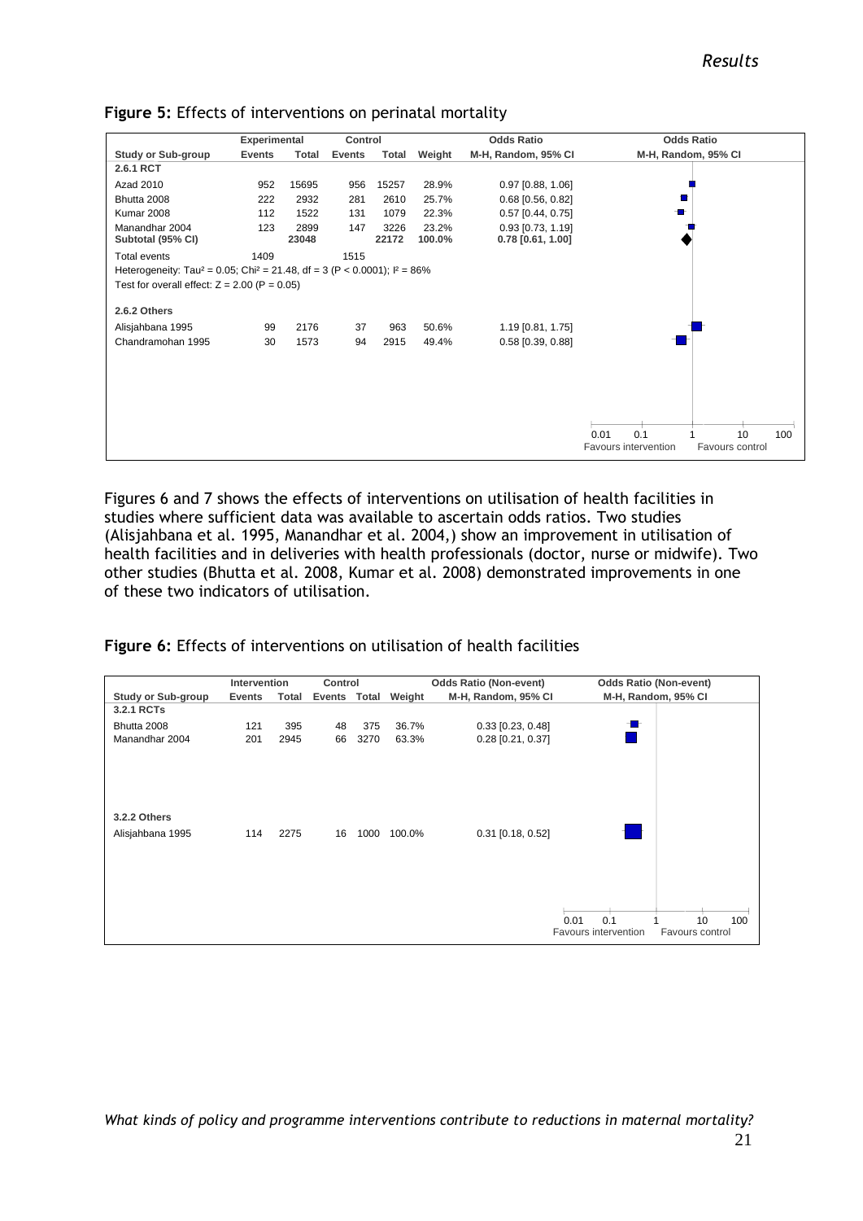**Figure 5:** Effects of interventions on perinatal mortality

| Study or Sub-group | Experimental Events | Experimental Total | Control Events | Control Total | Weight | Odds Ratio M-H, Random, 95% CI |
|---|---|---|---|---|---|---|
| **2.6.1 RCT** | | | | | | |
| Azad 2010 | 952 | 15695 | 956 | 15257 | 28.9% | 0.97 [0.88, 1.06] |
| Bhutta 2008 | 222 | 2932 | 281 | 2610 | 25.7% | 0.68 [0.56, 0.82] |
| Kumar 2008 | 112 | 1522 | 131 | 1079 | 22.3% | 0.57 [0.44, 0.75] |
| Manandhar 2004 | 123 | 2899 | 147 | 3226 | 23.2% | 0.93 [0.73, 1.19] |
| **Subtotal (95% CI)** | | **23048** | | **22172** | **100.0%** | **0.78 [0.61, 1.00]** |
| Total events | 1409 | | 1515 | | | |
| Heterogeneity: Tau² = 0.05; Chi² = 21.48, df = 3 (P < 0.0001); I² = 86% | | | | | | |
| Test for overall effect: Z = 2.00 (P = 0.05) | | | | | | |
| **2.6.2 Others** | | | | | | |
| Alisjahbana 1995 | 99 | 2176 | 37 | 963 | 50.6% | 1.19 [0.81, 1.75] |
| Chandramohan 1995 | 30 | 1573 | 94 | 2915 | 49.4% | 0.58 [0.39, 0.88] |

Scale: 0.01, 0.1, 1, 10, 100 — Favours intervention / Favours control

Figures 6 and 7 shows the effects of interventions on utilisation of health facilities in studies where sufficient data was available to ascertain odds ratios. Two studies (Alisjahbana et al. 1995, Manandhar et al. 2004,) show an improvement in utilisation of health facilities and in deliveries with health professionals (doctor, nurse or midwife). Two other studies (Bhutta et al. 2008, Kumar et al. 2008) demonstrated improvements in one of these two indicators of utilisation.

**Figure 6:** Effects of interventions on utilisation of health facilities

| Study or Sub-group | Intervention Events | Intervention Total | Control Events | Control Total | Weight | Odds Ratio (Non-event) M-H, Random, 95% CI |
|---|---|---|---|---|---|---|
| **3.2.1 RCTs** | | | | | | |
| Bhutta 2008 | 121 | 395 | 48 | 375 | 36.7% | 0.33 [0.23, 0.48] |
| Manandhar 2004 | 201 | 2945 | 66 | 3270 | 63.3% | 0.28 [0.21, 0.37] |
| **3.2.2 Others** | | | | | | |
| Alisjahbana 1995 | 114 | 2275 | 16 | 1000 | 100.0% | 0.31 [0.18, 0.52] |

Scale: 0.01, 0.1, 1, 10, 100 — Favours intervention / Favours control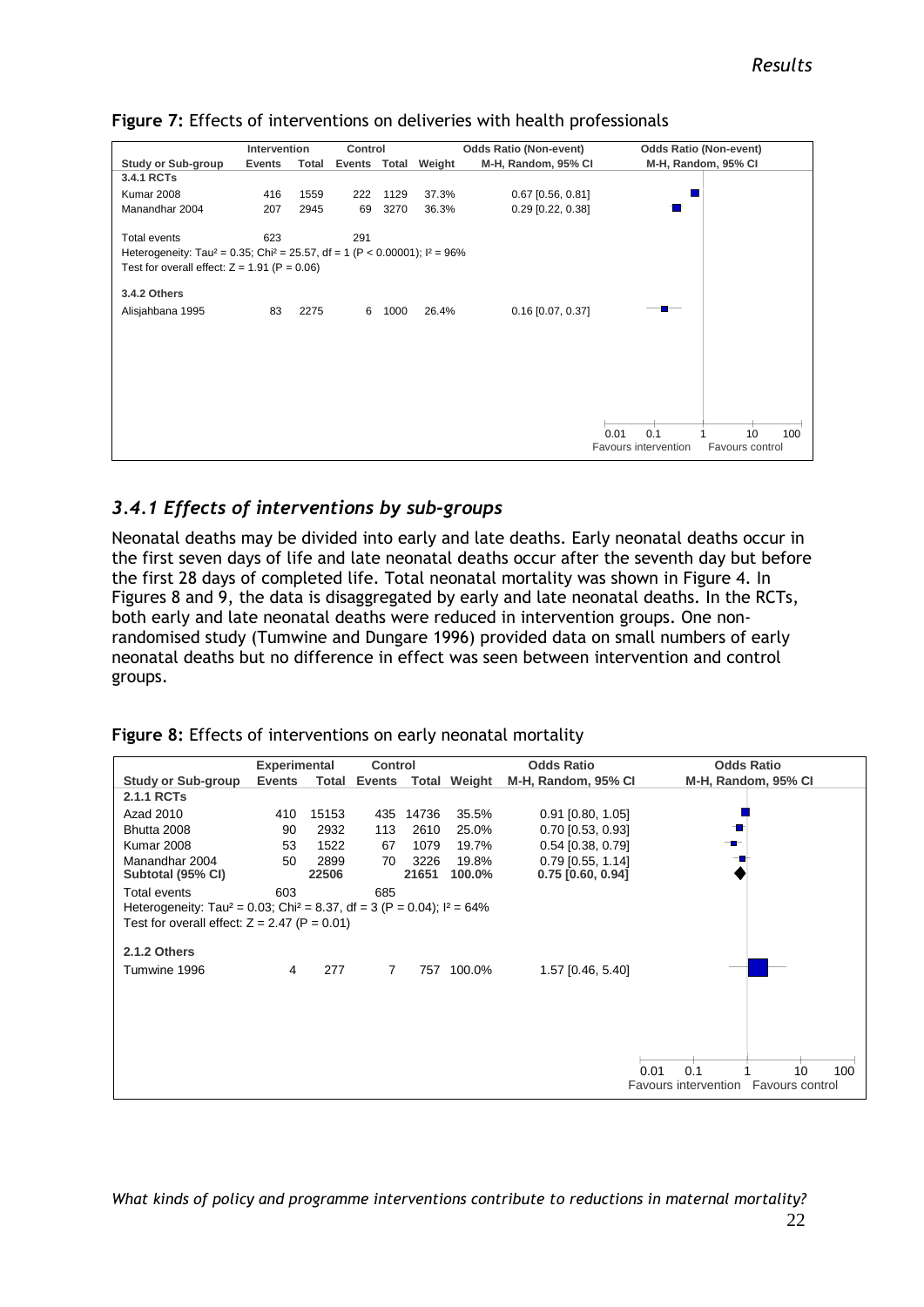**Figure 7:** Effects of interventions on deliveries with health professionals

| Study or Sub-group | Intervention Events | Intervention Total | Control Events | Control Total | Weight | Odds Ratio (Non-event) M-H, Random, 95% CI |
|---|---|---|---|---|---|---|
| **3.4.1 RCTs** | | | | | | |
| Kumar 2008 | 416 | 1559 | 222 | 1129 | 37.3% | 0.67 [0.56, 0.81] |
| Manandhar 2004 | 207 | 2945 | 69 | 3270 | 36.3% | 0.29 [0.22, 0.38] |
| Total events | 623 | | 291 | | | |
| Heterogeneity: Tau² = 0.35; Chi² = 25.57, df = 1 (P < 0.00001); I² = 96% | | | | | | |
| Test for overall effect: Z = 1.91 (P = 0.06) | | | | | | |
| **3.4.2 Others** | | | | | | |
| Alisjahbana 1995 | 83 | 2275 | 6 | 1000 | 26.4% | 0.16 [0.07, 0.37] |

Favours intervention / Favours control (scale 0.01, 0.1, 1, 10, 100)

### *3.4.1 Effects of interventions by sub-groups*

Neonatal deaths may be divided into early and late deaths. Early neonatal deaths occur in the first seven days of life and late neonatal deaths occur after the seventh day but before the first 28 days of completed life. Total neonatal mortality was shown in Figure 4. In Figures 8 and 9, the data is disaggregated by early and late neonatal deaths. In the RCTs, both early and late neonatal deaths were reduced in intervention groups. One non-randomised study (Tumwine and Dungare 1996) provided data on small numbers of early neonatal deaths but no difference in effect was seen between intervention and control groups.

**Figure 8:** Effects of interventions on early neonatal mortality

| Study or Sub-group | Experimental Events | Experimental Total | Control Events | Control Total | Weight | Odds Ratio M-H, Random, 95% CI |
|---|---|---|---|---|---|---|
| **2.1.1 RCTs** | | | | | | |
| Azad 2010 | 410 | 15153 | 435 | 14736 | 35.5% | 0.91 [0.80, 1.05] |
| Bhutta 2008 | 90 | 2932 | 113 | 2610 | 25.0% | 0.70 [0.53, 0.93] |
| Kumar 2008 | 53 | 1522 | 67 | 1079 | 19.7% | 0.54 [0.38, 0.79] |
| Manandhar 2004 | 50 | 2899 | 70 | 3226 | 19.8% | 0.79 [0.55, 1.14] |
| **Subtotal (95% CI)** | | **22506** | | **21651** | **100.0%** | **0.75 [0.60, 0.94]** |
| Total events | 603 | | 685 | | | |
| Heterogeneity: Tau² = 0.03; Chi² = 8.37, df = 3 (P = 0.04); I² = 64% | | | | | | |
| Test for overall effect: Z = 2.47 (P = 0.01) | | | | | | |
| **2.1.2 Others** | | | | | | |
| Tumwine 1996 | 4 | 277 | 7 | 757 | 100.0% | 1.57 [0.46, 5.40] |

Favours intervention / Favours control (scale 0.01, 0.1, 1, 10, 100)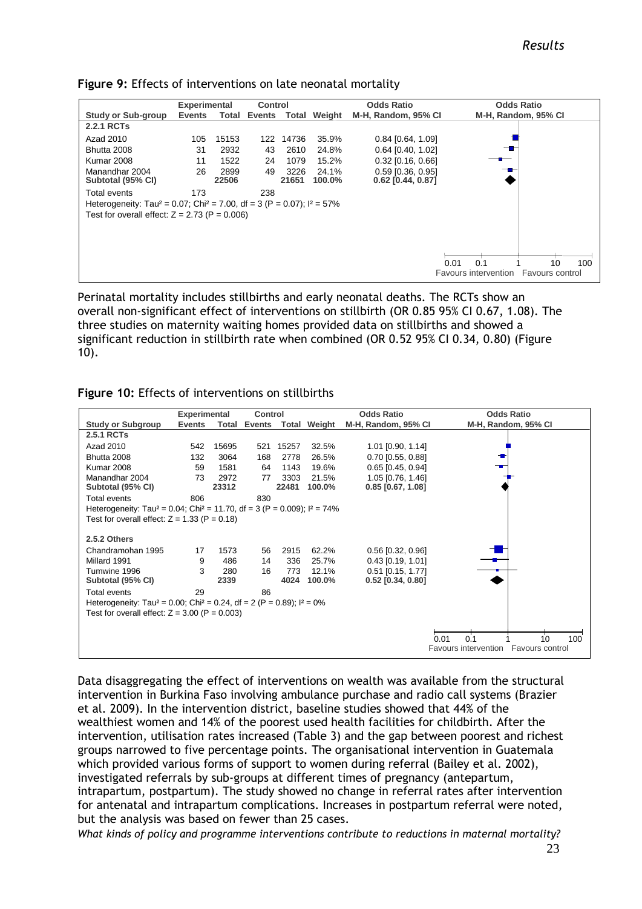**Figure 9:** Effects of interventions on late neonatal mortality

| Study or Sub-group | Experimental Events | Experimental Total | Control Events | Control Total | Weight | Odds Ratio M-H, Random, 95% CI |
|---|---|---|---|---|---|---|
| **2.2.1 RCTs** | | | | | | |
| Azad 2010 | 105 | 15153 | 122 | 14736 | 35.9% | 0.84 [0.64, 1.09] |
| Bhutta 2008 | 31 | 2932 | 43 | 2610 | 24.8% | 0.64 [0.40, 1.02] |
| Kumar 2008 | 11 | 1522 | 24 | 1079 | 15.2% | 0.32 [0.16, 0.66] |
| Manandhar 2004 | 26 | 2899 | 49 | 3226 | 24.1% | 0.59 [0.36, 0.95] |
| **Subtotal (95% CI)** | | **22506** | | **21651** | **100.0%** | **0.62 [0.44, 0.87]** |
| Total events | 173 | | 238 | | | |
| Heterogeneity: $Tau^2 = 0.07$; $Chi^2 = 7.00$, df = 3 (P = 0.07); $I^2 = 57\%$ | | | | | | |
| Test for overall effect: Z = 2.73 (P = 0.006) | | | | | | |

Odds Ratio M-H, Random, 95% CI (axis: 0.01, 0.1, 1, 10, 100; Favours intervention / Favours control)

Perinatal mortality includes stillbirths and early neonatal deaths. The RCTs show an overall non-significant effect of interventions on stillbirth (OR 0.85 95% CI 0.67, 1.08). The three studies on maternity waiting homes provided data on stillbirths and showed a significant reduction in stillbirth rate when combined (OR 0.52 95% CI 0.34, 0.80) (Figure 10).

**Figure 10:** Effects of interventions on stillbirths

| Study or Subgroup | Experimental Events | Experimental Total | Control Events | Control Total | Weight | Odds Ratio M-H, Random, 95% CI |
|---|---|---|---|---|---|---|
| **2.5.1 RCTs** | | | | | | |
| Azad 2010 | 542 | 15695 | 521 | 15257 | 32.5% | 1.01 [0.90, 1.14] |
| Bhutta 2008 | 132 | 3064 | 168 | 2778 | 26.5% | 0.70 [0.55, 0.88] |
| Kumar 2008 | 59 | 1581 | 64 | 1143 | 19.6% | 0.65 [0.45, 0.94] |
| Manandhar 2004 | 73 | 2972 | 77 | 3303 | 21.5% | 1.05 [0.76, 1.46] |
| **Subtotal (95% CI)** | | **23312** | | **22481** | **100.0%** | **0.85 [0.67, 1.08]** |
| Total events | 806 | | 830 | | | |
| Heterogeneity: $Tau^2 = 0.04$; $Chi^2 = 11.70$, df = 3 (P = 0.009); $I^2 = 74\%$ | | | | | | |
| Test for overall effect: Z = 1.33 (P = 0.18) | | | | | | |
| **2.5.2 Others** | | | | | | |
| Chandramohan 1995 | 17 | 1573 | 56 | 2915 | 62.2% | 0.56 [0.32, 0.96] |
| Millard 1991 | 9 | 486 | 14 | 336 | 25.7% | 0.43 [0.19, 1.01] |
| Tumwine 1996 | 3 | 280 | 16 | 773 | 12.1% | 0.51 [0.15, 1.77] |
| **Subtotal (95% CI)** | | **2339** | | **4024** | **100.0%** | **0.52 [0.34, 0.80]** |
| Total events | 29 | | 86 | | | |
| Heterogeneity: $Tau^2 = 0.00$; $Chi^2 = 0.24$, df = 2 (P = 0.89); $I^2 = 0\%$ | | | | | | |
| Test for overall effect: Z = 3.00 (P = 0.003) | | | | | | |

Odds Ratio M-H, Random, 95% CI (axis: 0.01, 0.1, 1, 10, 100; Favours intervention / Favours control)

Data disaggregating the effect of interventions on wealth was available from the structural intervention in Burkina Faso involving ambulance purchase and radio call systems (Brazier et al. 2009). In the intervention district, baseline studies showed that 44% of the wealthiest women and 14% of the poorest used health facilities for childbirth. After the intervention, utilisation rates increased (Table 3) and the gap between poorest and richest groups narrowed to five percentage points. The organisational intervention in Guatemala which provided various forms of support to women during referral (Bailey et al. 2002), investigated referrals by sub-groups at different times of pregnancy (antepartum, intrapartum, postpartum). The study showed no change in referral rates after intervention for antenatal and intrapartum complications. Increases in postpartum referral were noted, but the analysis was based on fewer than 25 cases.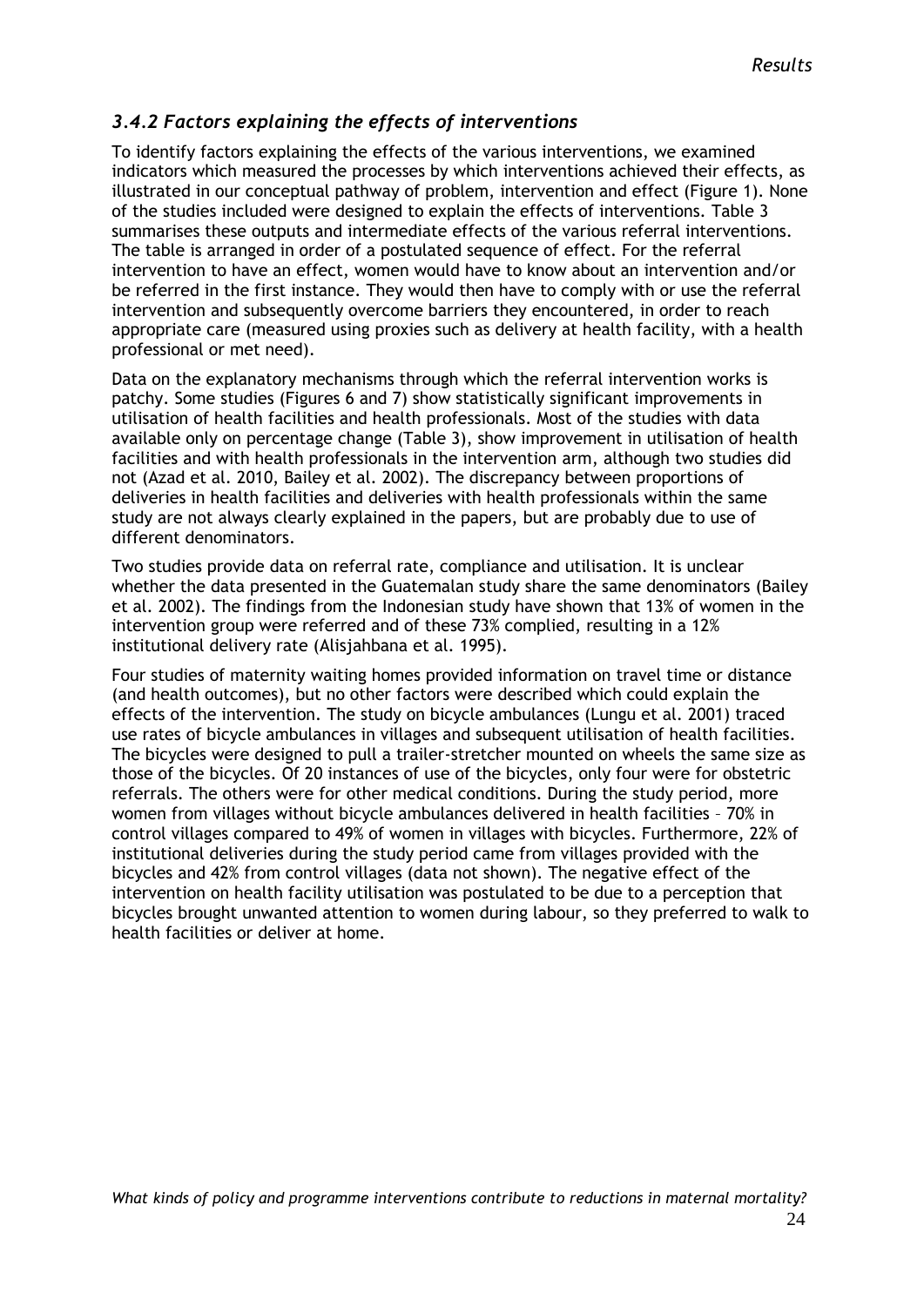### *3.4.2 Factors explaining the effects of interventions*

To identify factors explaining the effects of the various interventions, we examined indicators which measured the processes by which interventions achieved their effects, as illustrated in our conceptual pathway of problem, intervention and effect (Figure 1). None of the studies included were designed to explain the effects of interventions. Table 3 summarises these outputs and intermediate effects of the various referral interventions. The table is arranged in order of a postulated sequence of effect. For the referral intervention to have an effect, women would have to know about an intervention and/or be referred in the first instance. They would then have to comply with or use the referral intervention and subsequently overcome barriers they encountered, in order to reach appropriate care (measured using proxies such as delivery at health facility, with a health professional or met need).

Data on the explanatory mechanisms through which the referral intervention works is patchy. Some studies (Figures 6 and 7) show statistically significant improvements in utilisation of health facilities and health professionals. Most of the studies with data available only on percentage change (Table 3), show improvement in utilisation of health facilities and with health professionals in the intervention arm, although two studies did not (Azad et al. 2010, Bailey et al. 2002). The discrepancy between proportions of deliveries in health facilities and deliveries with health professionals within the same study are not always clearly explained in the papers, but are probably due to use of different denominators.

Two studies provide data on referral rate, compliance and utilisation. It is unclear whether the data presented in the Guatemalan study share the same denominators (Bailey et al. 2002). The findings from the Indonesian study have shown that 13% of women in the intervention group were referred and of these 73% complied, resulting in a 12% institutional delivery rate (Alisjahbana et al. 1995).

Four studies of maternity waiting homes provided information on travel time or distance (and health outcomes), but no other factors were described which could explain the effects of the intervention. The study on bicycle ambulances (Lungu et al. 2001) traced use rates of bicycle ambulances in villages and subsequent utilisation of health facilities. The bicycles were designed to pull a trailer-stretcher mounted on wheels the same size as those of the bicycles. Of 20 instances of use of the bicycles, only four were for obstetric referrals. The others were for other medical conditions. During the study period, more women from villages without bicycle ambulances delivered in health facilities – 70% in control villages compared to 49% of women in villages with bicycles. Furthermore, 22% of institutional deliveries during the study period came from villages provided with the bicycles and 42% from control villages (data not shown). The negative effect of the intervention on health facility utilisation was postulated to be due to a perception that bicycles brought unwanted attention to women during labour, so they preferred to walk to health facilities or deliver at home.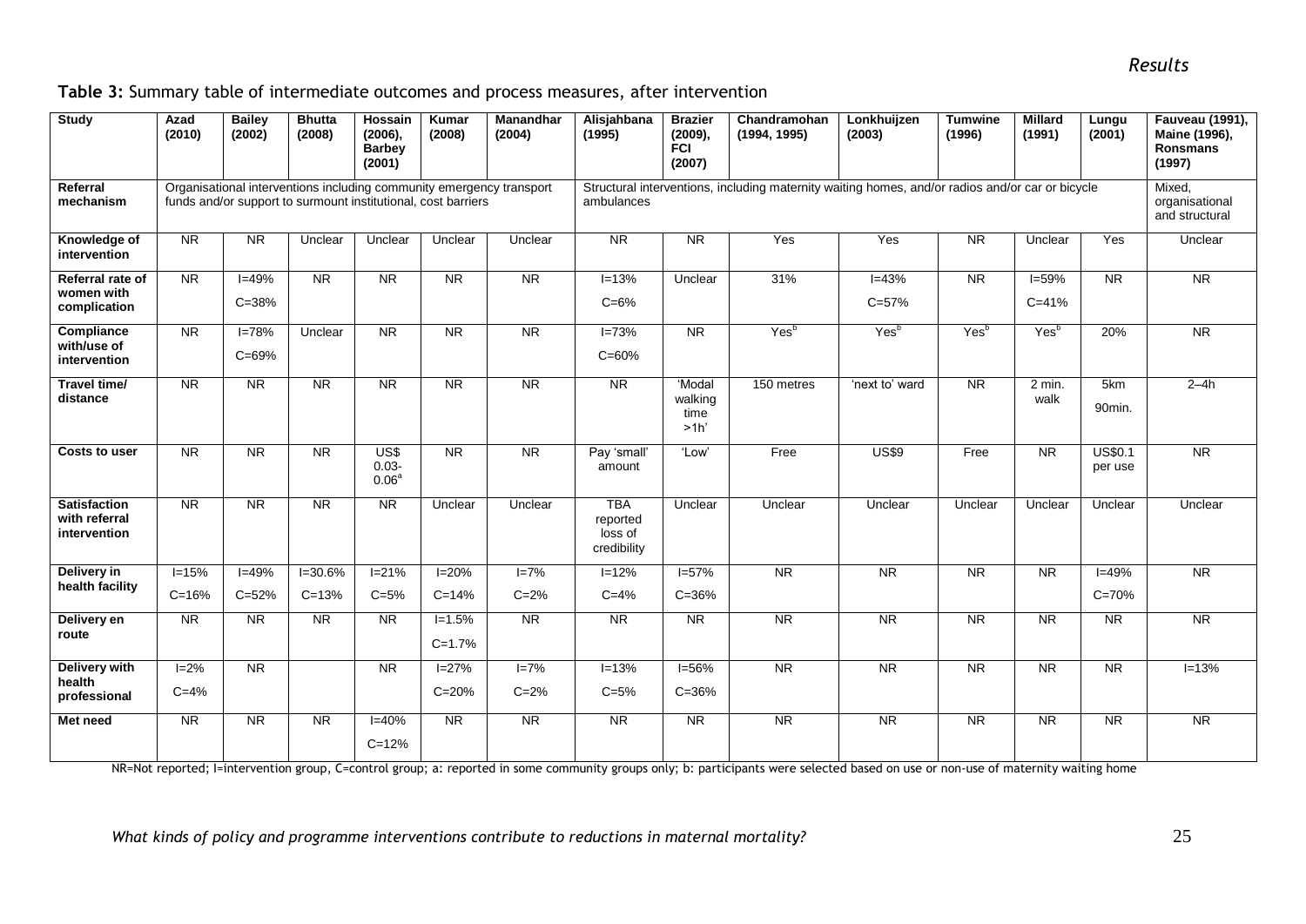**Table 3:** Summary table of intermediate outcomes and process measures, after intervention

| Study | Azad (2010) | Bailey (2002) | Bhutta (2008) | Hossain (2006), Barbey (2001) | Kumar (2008) | Manandhar (2004) | Alisjahbana (1995) | Brazier (2009), FCI (2007) | Chandramohan (1994, 1995) | Lonkhuijzen (2003) | Tumwine (1996) | Millard (1991) | Lungu (2001) | Fauveau (1991), Maine (1996), Ronsmans (1997) |
|---|---|---|---|---|---|---|---|---|---|---|---|---|---|---|
| **Referral mechanism** | Organisational interventions including community emergency transport funds and/or support to surmount institutional, cost barriers | | | | | | Structural interventions, including maternity waiting homes, and/or radios and/or car or bicycle ambulances | | | | | | | Mixed, organisational and structural |
| **Knowledge of intervention** | NR | NR | Unclear | Unclear | Unclear | Unclear | NR | NR | Yes | Yes | NR | Unclear | Yes | Unclear |
| **Referral rate of women with complication** | NR | I=49% C=38% | NR | NR | NR | NR | I=13% C=6% | Unclear | 31% | I=43% C=57% | NR | I=59% C=41% | NR | NR |
| **Compliance with/use of intervention** | NR | I=78% C=69% | Unclear | NR | NR | NR | I=73% C=60% | NR | Yes[b] | Yes[b] | Yes[b] | Yes[b] | 20% | NR |
| **Travel time/ distance** | NR | NR | NR | NR | NR | NR | NR | 'Modal walking time >1h' | 150 metres | 'next to' ward | NR | 2 min. walk | 5km 90min. | 2–4h |
| **Costs to user** | NR | NR | NR | US$ 0.03-0.06[a] | NR | NR | Pay 'small' amount | 'Low' | Free | US$9 | Free | NR | US$0.1 per use | NR |
| **Satisfaction with referral intervention** | NR | NR | NR | NR | Unclear | Unclear | TBA reported loss of credibility | Unclear | Unclear | Unclear | Unclear | Unclear | Unclear | Unclear |
| **Delivery in health facility** | I=15% C=16% | I=49% C=52% | I=30.6% C=13% | I=21% C=5% | I=20% C=14% | I=7% C=2% | I=12% C=4% | I=57% C=36% | NR | NR | NR | NR | I=49% C=70% | NR |
| **Delivery en route** | NR | NR | NR | NR | I=1.5% C=1.7% | NR | NR | NR | NR | NR | NR | NR | NR | NR |
| **Delivery with health professional** | I=2% C=4% | NR | | NR | I=27% C=20% | I=7% C=2% | I=13% C=5% | I=56% C=36% | NR | NR | NR | NR | NR | I=13% |
| **Met need** | NR | NR | NR | I=40% C=12% | NR | NR | NR | NR | NR | NR | NR | NR | NR | NR |

NR=Not reported; I=intervention group, C=control group; a: reported in some community groups only; b: participants were selected based on use or non-use of maternity waiting home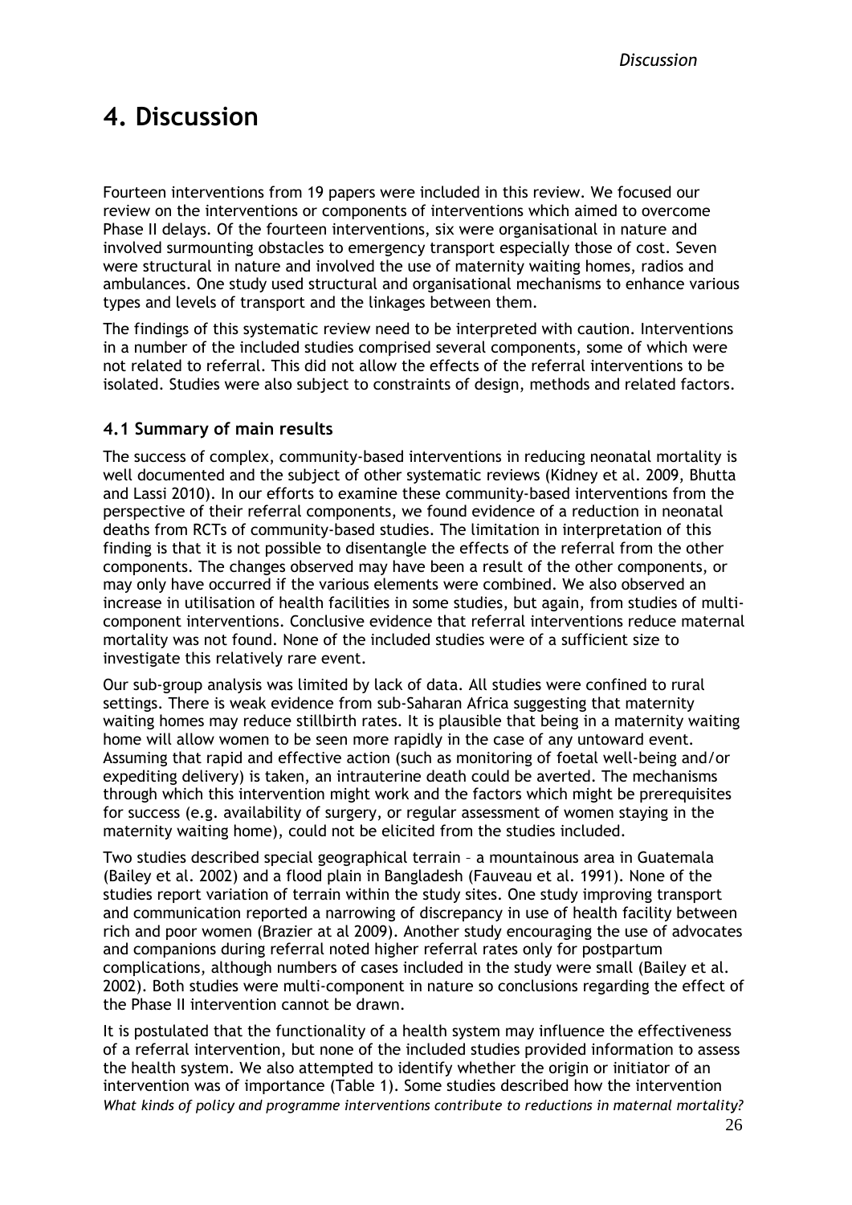# 4. Discussion

Fourteen interventions from 19 papers were included in this review. We focused our review on the interventions or components of interventions which aimed to overcome Phase II delays. Of the fourteen interventions, six were organisational in nature and involved surmounting obstacles to emergency transport especially those of cost. Seven were structural in nature and involved the use of maternity waiting homes, radios and ambulances. One study used structural and organisational mechanisms to enhance various types and levels of transport and the linkages between them.

The findings of this systematic review need to be interpreted with caution. Interventions in a number of the included studies comprised several components, some of which were not related to referral. This did not allow the effects of the referral interventions to be isolated. Studies were also subject to constraints of design, methods and related factors.

### 4.1 Summary of main results

The success of complex, community-based interventions in reducing neonatal mortality is well documented and the subject of other systematic reviews (Kidney et al. 2009, Bhutta and Lassi 2010). In our efforts to examine these community-based interventions from the perspective of their referral components, we found evidence of a reduction in neonatal deaths from RCTs of community-based studies. The limitation in interpretation of this finding is that it is not possible to disentangle the effects of the referral from the other components. The changes observed may have been a result of the other components, or may only have occurred if the various elements were combined. We also observed an increase in utilisation of health facilities in some studies, but again, from studies of multi-component interventions. Conclusive evidence that referral interventions reduce maternal mortality was not found. None of the included studies were of a sufficient size to investigate this relatively rare event.

Our sub-group analysis was limited by lack of data. All studies were confined to rural settings. There is weak evidence from sub-Saharan Africa suggesting that maternity waiting homes may reduce stillbirth rates. It is plausible that being in a maternity waiting home will allow women to be seen more rapidly in the case of any untoward event. Assuming that rapid and effective action (such as monitoring of foetal well-being and/or expediting delivery) is taken, an intrauterine death could be averted. The mechanisms through which this intervention might work and the factors which might be prerequisites for success (e.g. availability of surgery, or regular assessment of women staying in the maternity waiting home), could not be elicited from the studies included.

Two studies described special geographical terrain – a mountainous area in Guatemala (Bailey et al. 2002) and a flood plain in Bangladesh (Fauveau et al. 1991). None of the studies report variation of terrain within the study sites. One study improving transport and communication reported a narrowing of discrepancy in use of health facility between rich and poor women (Brazier at al 2009). Another study encouraging the use of advocates and companions during referral noted higher referral rates only for postpartum complications, although numbers of cases included in the study were small (Bailey et al. 2002). Both studies were multi-component in nature so conclusions regarding the effect of the Phase II intervention cannot be drawn.

It is postulated that the functionality of a health system may influence the effectiveness of a referral intervention, but none of the included studies provided information to assess the health system. We also attempted to identify whether the origin or initiator of an intervention was of importance (Table 1). Some studies described how the intervention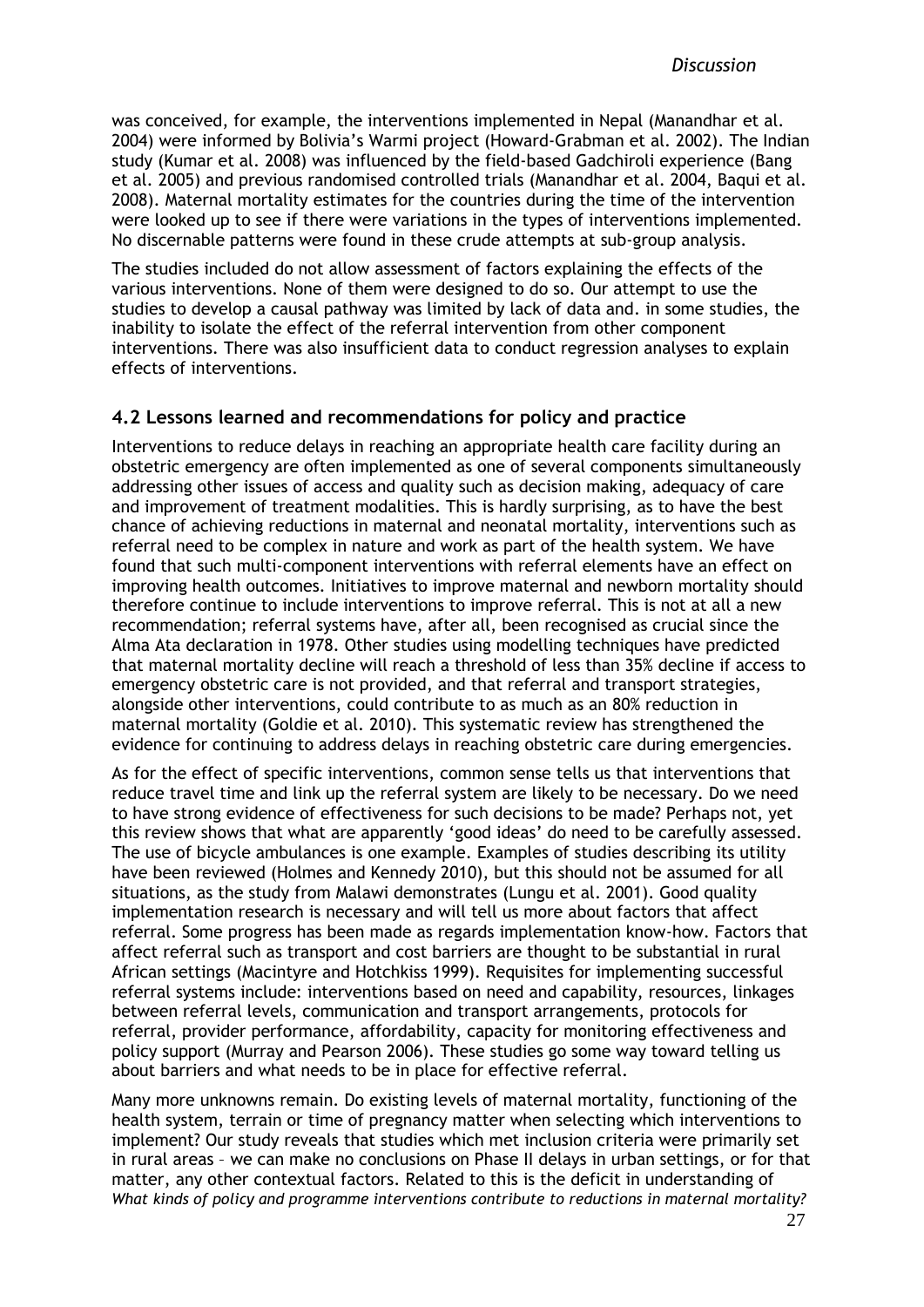was conceived, for example, the interventions implemented in Nepal (Manandhar et al. 2004) were informed by Bolivia's Warmi project (Howard-Grabman et al. 2002). The Indian study (Kumar et al. 2008) was influenced by the field-based Gadchiroli experience (Bang et al. 2005) and previous randomised controlled trials (Manandhar et al. 2004, Baqui et al. 2008). Maternal mortality estimates for the countries during the time of the intervention were looked up to see if there were variations in the types of interventions implemented. No discernable patterns were found in these crude attempts at sub-group analysis.

The studies included do not allow assessment of factors explaining the effects of the various interventions. None of them were designed to do so. Our attempt to use the studies to develop a causal pathway was limited by lack of data and. in some studies, the inability to isolate the effect of the referral intervention from other component interventions. There was also insufficient data to conduct regression analyses to explain effects of interventions.

## 4.2 Lessons learned and recommendations for policy and practice

Interventions to reduce delays in reaching an appropriate health care facility during an obstetric emergency are often implemented as one of several components simultaneously addressing other issues of access and quality such as decision making, adequacy of care and improvement of treatment modalities. This is hardly surprising, as to have the best chance of achieving reductions in maternal and neonatal mortality, interventions such as referral need to be complex in nature and work as part of the health system. We have found that such multi-component interventions with referral elements have an effect on improving health outcomes. Initiatives to improve maternal and newborn mortality should therefore continue to include interventions to improve referral. This is not at all a new recommendation; referral systems have, after all, been recognised as crucial since the Alma Ata declaration in 1978. Other studies using modelling techniques have predicted that maternal mortality decline will reach a threshold of less than 35% decline if access to emergency obstetric care is not provided, and that referral and transport strategies, alongside other interventions, could contribute to as much as an 80% reduction in maternal mortality (Goldie et al. 2010). This systematic review has strengthened the evidence for continuing to address delays in reaching obstetric care during emergencies.

As for the effect of specific interventions, common sense tells us that interventions that reduce travel time and link up the referral system are likely to be necessary. Do we need to have strong evidence of effectiveness for such decisions to be made? Perhaps not, yet this review shows that what are apparently 'good ideas' do need to be carefully assessed. The use of bicycle ambulances is one example. Examples of studies describing its utility have been reviewed (Holmes and Kennedy 2010), but this should not be assumed for all situations, as the study from Malawi demonstrates (Lungu et al. 2001). Good quality implementation research is necessary and will tell us more about factors that affect referral. Some progress has been made as regards implementation know-how. Factors that affect referral such as transport and cost barriers are thought to be substantial in rural African settings (Macintyre and Hotchkiss 1999). Requisites for implementing successful referral systems include: interventions based on need and capability, resources, linkages between referral levels, communication and transport arrangements, protocols for referral, provider performance, affordability, capacity for monitoring effectiveness and policy support (Murray and Pearson 2006). These studies go some way toward telling us about barriers and what needs to be in place for effective referral.

Many more unknowns remain. Do existing levels of maternal mortality, functioning of the health system, terrain or time of pregnancy matter when selecting which interventions to implement? Our study reveals that studies which met inclusion criteria were primarily set in rural areas – we can make no conclusions on Phase II delays in urban settings, or for that matter, any other contextual factors. Related to this is the deficit in understanding of
*What kinds of policy and programme interventions contribute to reductions in maternal mortality?*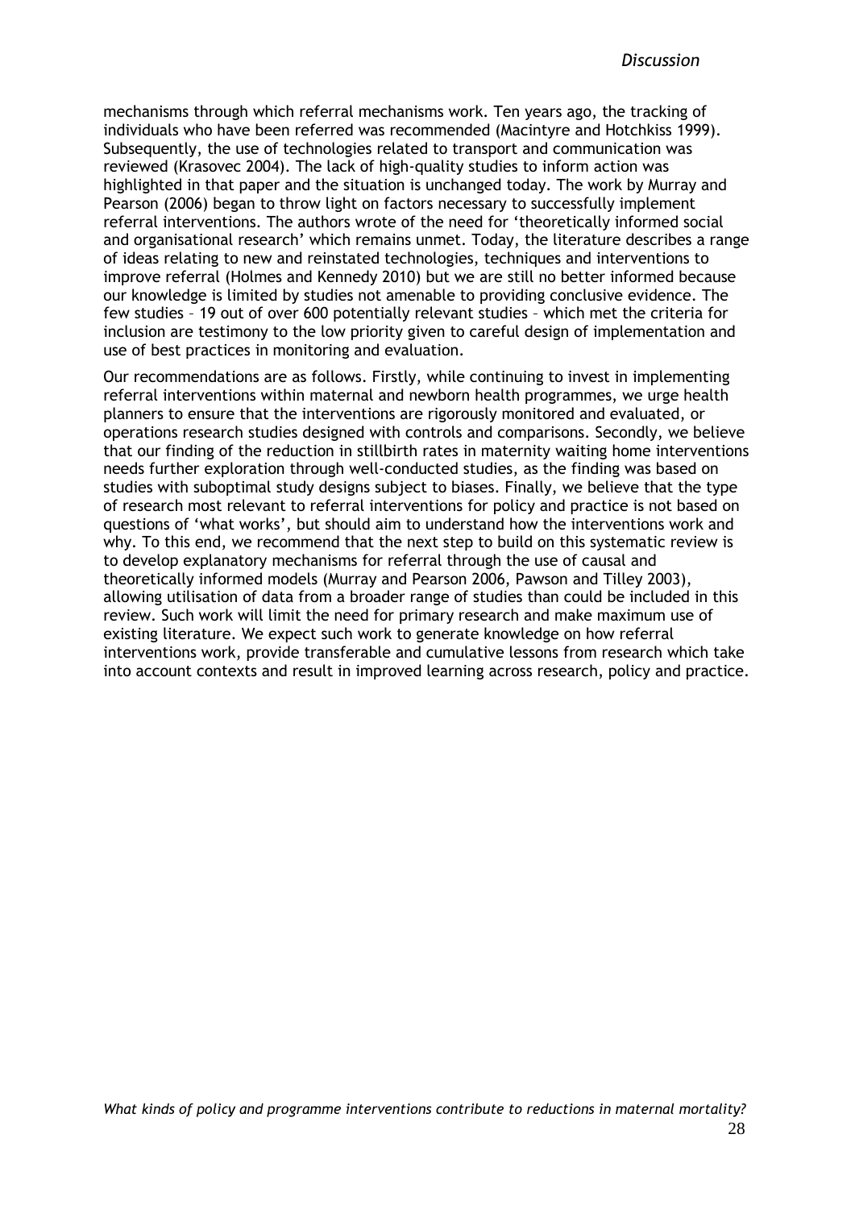mechanisms through which referral mechanisms work. Ten years ago, the tracking of individuals who have been referred was recommended (Macintyre and Hotchkiss 1999). Subsequently, the use of technologies related to transport and communication was reviewed (Krasovec 2004). The lack of high-quality studies to inform action was highlighted in that paper and the situation is unchanged today. The work by Murray and Pearson (2006) began to throw light on factors necessary to successfully implement referral interventions. The authors wrote of the need for 'theoretically informed social and organisational research' which remains unmet. Today, the literature describes a range of ideas relating to new and reinstated technologies, techniques and interventions to improve referral (Holmes and Kennedy 2010) but we are still no better informed because our knowledge is limited by studies not amenable to providing conclusive evidence. The few studies – 19 out of over 600 potentially relevant studies – which met the criteria for inclusion are testimony to the low priority given to careful design of implementation and use of best practices in monitoring and evaluation.

Our recommendations are as follows. Firstly, while continuing to invest in implementing referral interventions within maternal and newborn health programmes, we urge health planners to ensure that the interventions are rigorously monitored and evaluated, or operations research studies designed with controls and comparisons. Secondly, we believe that our finding of the reduction in stillbirth rates in maternity waiting home interventions needs further exploration through well-conducted studies, as the finding was based on studies with suboptimal study designs subject to biases. Finally, we believe that the type of research most relevant to referral interventions for policy and practice is not based on questions of 'what works', but should aim to understand how the interventions work and why. To this end, we recommend that the next step to build on this systematic review is to develop explanatory mechanisms for referral through the use of causal and theoretically informed models (Murray and Pearson 2006, Pawson and Tilley 2003), allowing utilisation of data from a broader range of studies than could be included in this review. Such work will limit the need for primary research and make maximum use of existing literature. We expect such work to generate knowledge on how referral interventions work, provide transferable and cumulative lessons from research which take into account contexts and result in improved learning across research, policy and practice.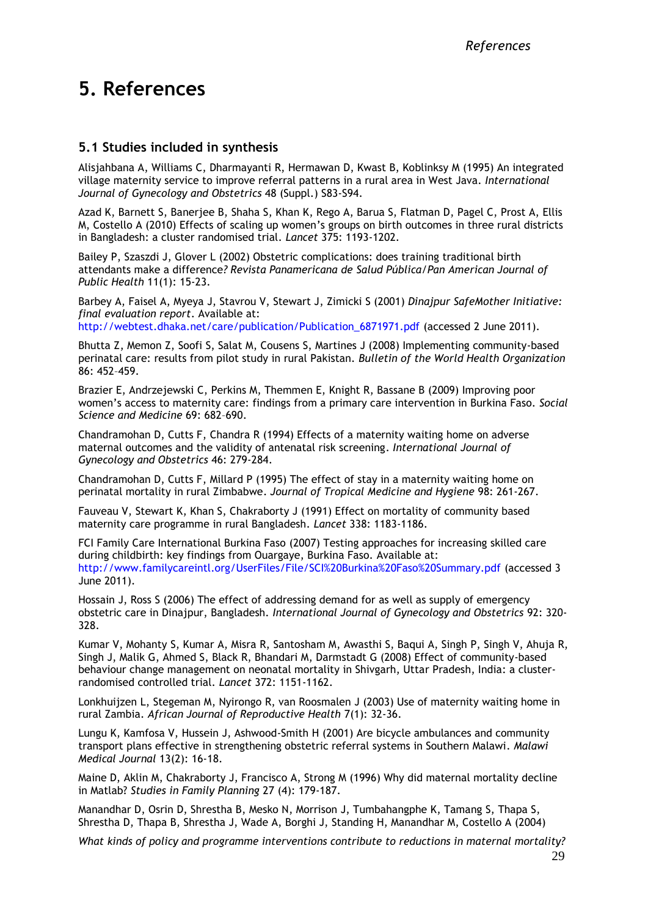# 5. References

## 5.1 Studies included in synthesis

Alisjahbana A, Williams C, Dharmayanti R, Hermawan D, Kwast B, Koblinksy M (1995) An integrated village maternity service to improve referral patterns in a rural area in West Java. *International Journal of Gynecology and Obstetrics* 48 (Suppl.) S83-S94.

Azad K, Barnett S, Banerjee B, Shaha S, Khan K, Rego A, Barua S, Flatman D, Pagel C, Prost A, Ellis M, Costello A (2010) Effects of scaling up women's groups on birth outcomes in three rural districts in Bangladesh: a cluster randomised trial. *Lancet* 375: 1193-1202.

Bailey P, Szaszdi J, Glover L (2002) Obstetric complications: does training traditional birth attendants make a difference*? Revista Panamericana de Salud Pública/Pan American Journal of Public Health* 11(1): 15-23.

Barbey A, Faisel A, Myeya J, Stavrou V, Stewart J, Zimicki S (2001) *Dinajpur SafeMother Initiative: final evaluation report*. Available at: http://webtest.dhaka.net/care/publication/Publication_6871971.pdf (accessed 2 June 2011).

Bhutta Z, Memon Z, Soofi S, Salat M, Cousens S, Martines J (2008) Implementing community-based perinatal care: results from pilot study in rural Pakistan. *Bulletin of the World Health Organization* 86: 452–459.

Brazier E, Andrzejewski C, Perkins M, Themmen E, Knight R, Bassane B (2009) Improving poor women's access to maternity care: findings from a primary care intervention in Burkina Faso. *Social Science and Medicine* 69: 682–690.

Chandramohan D, Cutts F, Chandra R (1994) Effects of a maternity waiting home on adverse maternal outcomes and the validity of antenatal risk screening. *International Journal of Gynecology and Obstetrics* 46: 279-284.

Chandramohan D, Cutts F, Millard P (1995) The effect of stay in a maternity waiting home on perinatal mortality in rural Zimbabwe. *Journal of Tropical Medicine and Hygiene* 98: 261-267.

Fauveau V, Stewart K, Khan S, Chakraborty J (1991) Effect on mortality of community based maternity care programme in rural Bangladesh. *Lancet* 338: 1183-1186.

FCI Family Care International Burkina Faso (2007) Testing approaches for increasing skilled care during childbirth: key findings from Ouargaye, Burkina Faso. Available at: http://www.familycareintl.org/UserFiles/File/SCI%20Burkina%20Faso%20Summary.pdf (accessed 3 June 2011).

Hossain J, Ross S (2006) The effect of addressing demand for as well as supply of emergency obstetric care in Dinajpur, Bangladesh. *International Journal of Gynecology and Obstetrics* 92: 320-328.

Kumar V, Mohanty S, Kumar A, Misra R, Santosham M, Awasthi S, Baqui A, Singh P, Singh V, Ahuja R, Singh J, Malik G, Ahmed S, Black R, Bhandari M, Darmstadt G (2008) Effect of community-based behaviour change management on neonatal mortality in Shivgarh, Uttar Pradesh, India: a cluster-randomised controlled trial. *Lancet* 372: 1151-1162.

Lonkhuijzen L, Stegeman M, Nyirongo R, van Roosmalen J (2003) Use of maternity waiting home in rural Zambia. *African Journal of Reproductive Health* 7(1): 32-36.

Lungu K, Kamfosa V, Hussein J, Ashwood-Smith H (2001) Are bicycle ambulances and community transport plans effective in strengthening obstetric referral systems in Southern Malawi. *Malawi Medical Journal* 13(2): 16-18.

Maine D, Aklin M, Chakraborty J, Francisco A, Strong M (1996) Why did maternal mortality decline in Matlab? *Studies in Family Planning* 27 (4): 179-187.

Manandhar D, Osrin D, Shrestha B, Mesko N, Morrison J, Tumbahangphe K, Tamang S, Thapa S, Shrestha D, Thapa B, Shrestha J, Wade A, Borghi J, Standing H, Manandhar M, Costello A (2004)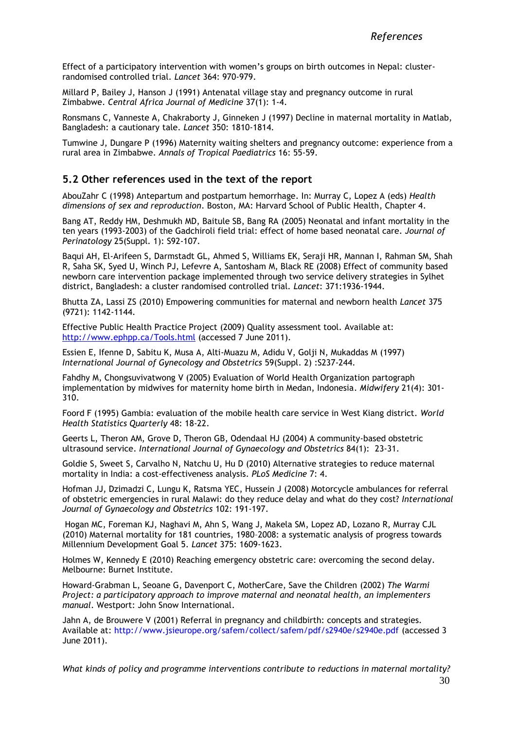Effect of a participatory intervention with women's groups on birth outcomes in Nepal: cluster-randomised controlled trial. *Lancet* 364: 970-979.

Millard P, Bailey J, Hanson J (1991) Antenatal village stay and pregnancy outcome in rural Zimbabwe. *Central Africa Journal of Medicine* 37(1): 1-4.

Ronsmans C, Vanneste A, Chakraborty J, Ginneken J (1997) Decline in maternal mortality in Matlab, Bangladesh: a cautionary tale. *Lancet* 350: 1810-1814.

Tumwine J, Dungare P (1996) Maternity waiting shelters and pregnancy outcome: experience from a rural area in Zimbabwe. *Annals of Tropical Paediatrics* 16: 55-59.

## 5.2 Other references used in the text of the report

AbouZahr C (1998) Antepartum and postpartum hemorrhage. In: Murray C, Lopez A (eds) *Health dimensions of sex and reproduction*. Boston, MA: Harvard School of Public Health, Chapter 4.

Bang AT, Reddy HM, Deshmukh MD, Baitule SB, Bang RA (2005) Neonatal and infant mortality in the ten years (1993-2003) of the Gadchiroli field trial: effect of home based neonatal care. *Journal of Perinatology* 25(Suppl. 1): S92-107.

Baqui AH, El-Arifeen S, Darmstadt GL, Ahmed S, Williams EK, Seraji HR, Mannan I, Rahman SM, Shah R, Saha SK, Syed U, Winch PJ, Lefevre A, Santosham M, Black RE (2008) Effect of community based newborn care intervention package implemented through two service delivery strategies in Sylhet district, Bangladesh: a cluster randomised controlled trial. *Lancet*: 371:1936-1944.

Bhutta ZA, Lassi ZS (2010) Empowering communities for maternal and newborn health *Lancet* 375 (9721): 1142-1144.

Effective Public Health Practice Project (2009) Quality assessment tool. Available at: http://www.ephpp.ca/Tools.html (accessed 7 June 2011).

Essien E, Ifenne D, Sabitu K, Musa A, Alti-Muazu M, Adidu V, Golji N, Mukaddas M (1997) *International Journal of Gynecology and Obstetrics* 59(Suppl. 2) :S237-244.

Fahdhy M, Chongsuvivatwong V (2005) Evaluation of World Health Organization partograph implementation by midwives for maternity home birth in Medan, Indonesia. *Midwifery* 21(4): 301-310.

Foord F (1995) Gambia: evaluation of the mobile health care service in West Kiang district. *World Health Statistics Quarterly* 48: 18-22.

Geerts L, Theron AM, Grove D, Theron GB, Odendaal HJ (2004) A community-based obstetric ultrasound service. *International Journal of Gynaecology and Obstetrics* 84(1): 23-31.

Goldie S, Sweet S, Carvalho N, Natchu U, Hu D (2010) Alternative strategies to reduce maternal mortality in India: a cost-effectiveness analysis. *PLoS Medicine* 7: 4.

Hofman JJ, Dzimadzi C, Lungu K, Ratsma YEC, Hussein J (2008) Motorcycle ambulances for referral of obstetric emergencies in rural Malawi: do they reduce delay and what do they cost? *International Journal of Gynaecology and Obstetrics* 102: 191-197.

Hogan MC, Foreman KJ, Naghavi M, Ahn S, Wang J, Makela SM, Lopez AD, Lozano R, Murray CJL (2010) Maternal mortality for 181 countries, 1980–2008: a systematic analysis of progress towards Millennium Development Goal 5. *Lancet* 375: 1609-1623.

Holmes W, Kennedy E (2010) Reaching emergency obstetric care: overcoming the second delay. Melbourne: Burnet Institute.

Howard-Grabman L, Seoane G, Davenport C, MotherCare, Save the Children (2002) *The Warmi Project: a participatory approach to improve maternal and neonatal health, an implementers manual*. Westport: John Snow International.

Jahn A, de Brouwere V (2001) Referral in pregnancy and childbirth: concepts and strategies. Available at: http://www.jsieurope.org/safem/collect/safem/pdf/s2940e/s2940e.pdf (accessed 3 June 2011).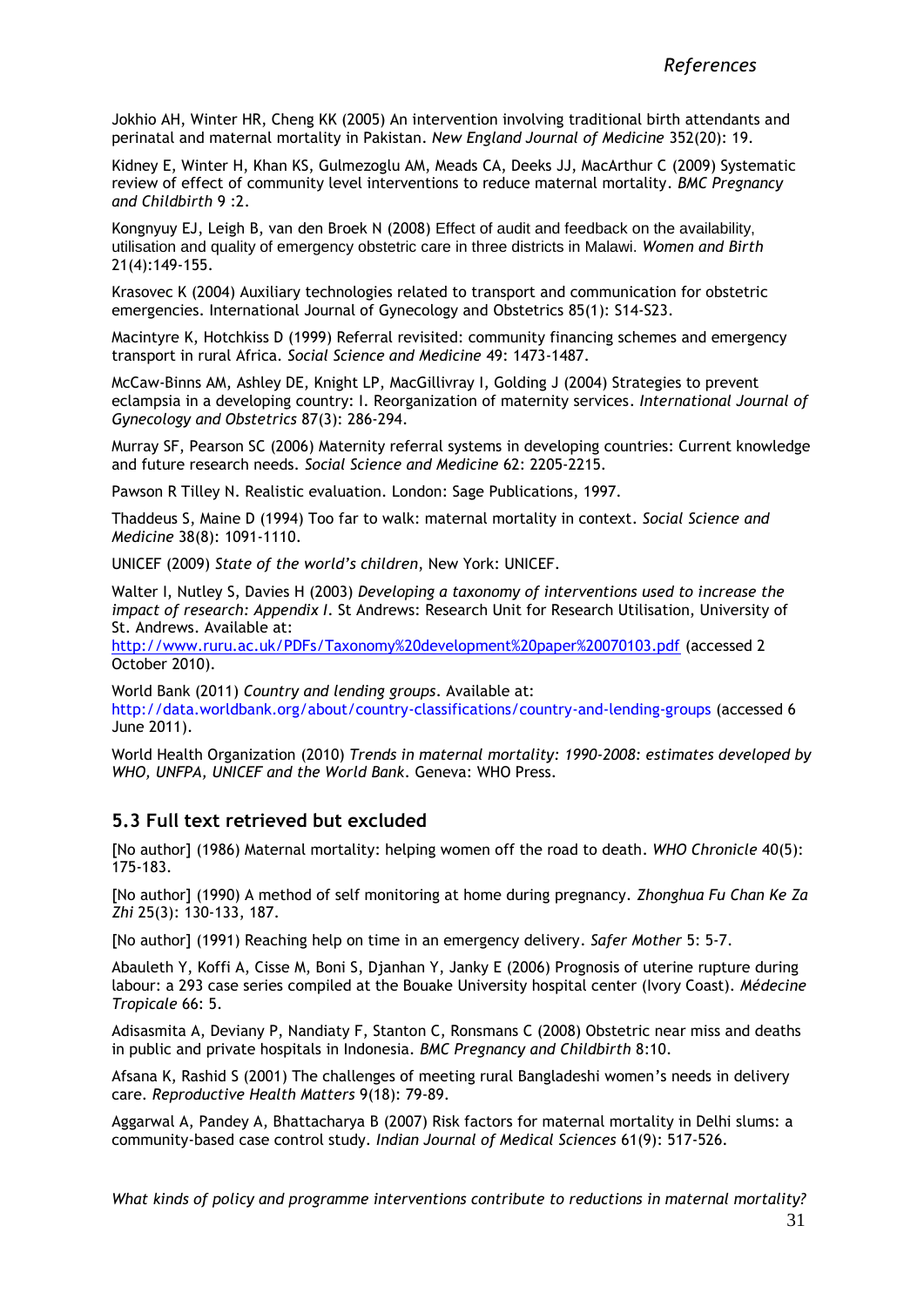Jokhio AH, Winter HR, Cheng KK (2005) An intervention involving traditional birth attendants and perinatal and maternal mortality in Pakistan. *New England Journal of Medicine* 352(20): 19.

Kidney E, Winter H, Khan KS, Gulmezoglu AM, Meads CA, Deeks JJ, MacArthur C (2009) Systematic review of effect of community level interventions to reduce maternal mortality. *BMC Pregnancy and Childbirth* 9 :2.

Kongnyuy EJ, Leigh B, van den Broek N (2008) Effect of audit and feedback on the availability, utilisation and quality of emergency obstetric care in three districts in Malawi. *Women and Birth* 21(4):149-155.

Krasovec K (2004) Auxiliary technologies related to transport and communication for obstetric emergencies. International Journal of Gynecology and Obstetrics 85(1): S14-S23.

Macintyre K, Hotchkiss D (1999) Referral revisited: community financing schemes and emergency transport in rural Africa. *Social Science and Medicine* 49: 1473-1487.

McCaw-Binns AM, Ashley DE, Knight LP, MacGillivray I, Golding J (2004) Strategies to prevent eclampsia in a developing country: I. Reorganization of maternity services. *International Journal of Gynecology and Obstetrics* 87(3): 286-294.

Murray SF, Pearson SC (2006) Maternity referral systems in developing countries: Current knowledge and future research needs. *Social Science and Medicine* 62: 2205-2215.

Pawson R Tilley N. Realistic evaluation. London: Sage Publications, 1997.

Thaddeus S, Maine D (1994) Too far to walk: maternal mortality in context. *Social Science and Medicine* 38(8): 1091-1110.

UNICEF (2009) *State of the world's children*, New York: UNICEF.

Walter I, Nutley S, Davies H (2003) *Developing a taxonomy of interventions used to increase the impact of research: Appendix I*. St Andrews: Research Unit for Research Utilisation, University of St. Andrews. Available at: http://www.ruru.ac.uk/PDFs/Taxonomy%20development%20paper%20070103.pdf (accessed 2 October 2010).

World Bank (2011) *Country and lending groups*. Available at: http://data.worldbank.org/about/country-classifications/country-and-lending-groups (accessed 6 June 2011).

World Health Organization (2010) *Trends in maternal mortality: 1990-2008: estimates developed by WHO, UNFPA, UNICEF and the World Bank*. Geneva: WHO Press.

## 5.3 Full text retrieved but excluded

[No author] (1986) Maternal mortality: helping women off the road to death. *WHO Chronicle* 40(5): 175-183.

[No author] (1990) A method of self monitoring at home during pregnancy. *Zhonghua Fu Chan Ke Za Zhi* 25(3): 130-133, 187.

[No author] (1991) Reaching help on time in an emergency delivery. *Safer Mother* 5: 5-7.

Abauleth Y, Koffi A, Cisse M, Boni S, Djanhan Y, Janky E (2006) Prognosis of uterine rupture during labour: a 293 case series compiled at the Bouake University hospital center (Ivory Coast). *Médecine Tropicale* 66: 5.

Adisasmita A, Deviany P, Nandiaty F, Stanton C, Ronsmans C (2008) Obstetric near miss and deaths in public and private hospitals in Indonesia. *BMC Pregnancy and Childbirth* 8:10.

Afsana K, Rashid S (2001) The challenges of meeting rural Bangladeshi women's needs in delivery care. *Reproductive Health Matters* 9(18): 79-89.

Aggarwal A, Pandey A, Bhattacharya B (2007) Risk factors for maternal mortality in Delhi slums: a community-based case control study. *Indian Journal of Medical Sciences* 61(9): 517-526.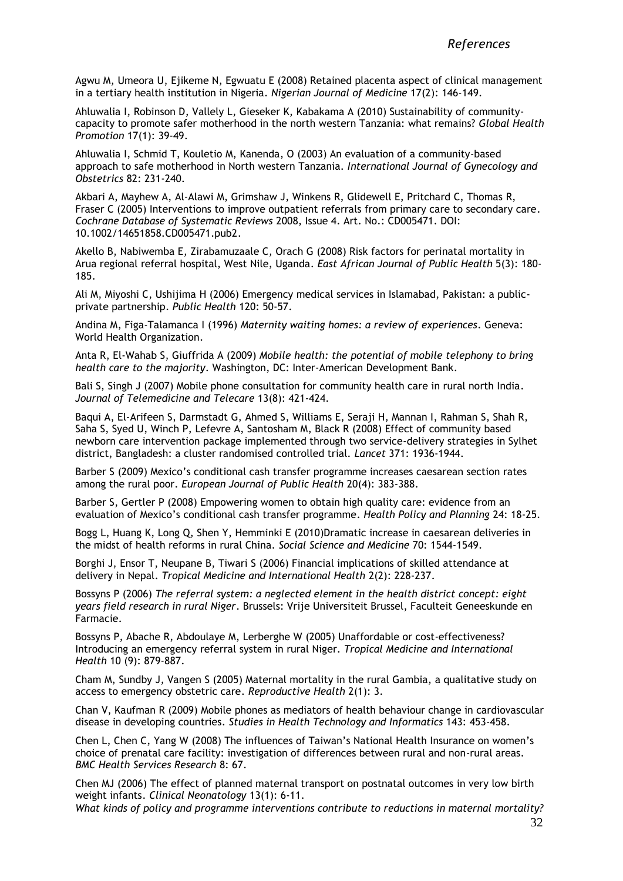Agwu M, Umeora U, Ejikeme N, Egwuatu E (2008) Retained placenta aspect of clinical management in a tertiary health institution in Nigeria. *Nigerian Journal of Medicine* 17(2): 146-149.

Ahluwalia I, Robinson D, Vallely L, Gieseker K, Kabakama A (2010) Sustainability of community-capacity to promote safer motherhood in the north western Tanzania: what remains? *Global Health Promotion* 17(1): 39-49.

Ahluwalia I, Schmid T, Kouletio M, Kanenda, O (2003) An evaluation of a community-based approach to safe motherhood in North western Tanzania. *International Journal of Gynecology and Obstetrics* 82: 231-240.

Akbari A, Mayhew A, Al-Alawi M, Grimshaw J, Winkens R, Glidewell E, Pritchard C, Thomas R, Fraser C (2005) Interventions to improve outpatient referrals from primary care to secondary care. *Cochrane Database of Systematic Reviews* 2008, Issue 4. Art. No.: CD005471. DOI: 10.1002/14651858.CD005471.pub2.

Akello B, Nabiwemba E, Zirabamuzaale C, Orach G (2008) Risk factors for perinatal mortality in Arua regional referral hospital, West Nile, Uganda. *East African Journal of Public Health* 5(3): 180-185.

Ali M, Miyoshi C, Ushijima H (2006) Emergency medical services in Islamabad, Pakistan: a public-private partnership. *Public Health* 120: 50-57.

Andina M, Figa-Talamanca I (1996) *Maternity waiting homes: a review of experiences*. Geneva: World Health Organization.

Anta R, El-Wahab S, Giuffrida A (2009) *Mobile health: the potential of mobile telephony to bring health care to the majority*. Washington, DC: Inter-American Development Bank.

Bali S, Singh J (2007) Mobile phone consultation for community health care in rural north India. *Journal of Telemedicine and Telecare* 13(8): 421-424.

Baqui A, El-Arifeen S, Darmstadt G, Ahmed S, Williams E, Seraji H, Mannan I, Rahman S, Shah R, Saha S, Syed U, Winch P, Lefevre A, Santosham M, Black R (2008) Effect of community based newborn care intervention package implemented through two service-delivery strategies in Sylhet district, Bangladesh: a cluster randomised controlled trial. *Lancet* 371: 1936-1944.

Barber S (2009) Mexico's conditional cash transfer programme increases caesarean section rates among the rural poor. *European Journal of Public Health* 20(4): 383-388.

Barber S, Gertler P (2008) Empowering women to obtain high quality care: evidence from an evaluation of Mexico's conditional cash transfer programme. *Health Policy and Planning* 24: 18-25.

Bogg L, Huang K, Long Q, Shen Y, Hemminki E (2010)Dramatic increase in caesarean deliveries in the midst of health reforms in rural China. *Social Science and Medicine* 70: 1544-1549.

Borghi J, Ensor T, Neupane B, Tiwari S (2006) Financial implications of skilled attendance at delivery in Nepal. *Tropical Medicine and International Health* 2(2): 228-237.

Bossyns P (2006) *The referral system: a neglected element in the health district concept: eight years field research in rural Niger*. Brussels: Vrije Universiteit Brussel, Faculteit Geneeskunde en Farmacie.

Bossyns P, Abache R, Abdoulaye M, Lerberghe W (2005) Unaffordable or cost-effectiveness? Introducing an emergency referral system in rural Niger. *Tropical Medicine and International Health* 10 (9): 879-887.

Cham M, Sundby J, Vangen S (2005) Maternal mortality in the rural Gambia, a qualitative study on access to emergency obstetric care. *Reproductive Health* 2(1): 3.

Chan V, Kaufman R (2009) Mobile phones as mediators of health behaviour change in cardiovascular disease in developing countries. *Studies in Health Technology and Informatics* 143: 453-458.

Chen L, Chen C, Yang W (2008) The influences of Taiwan's National Health Insurance on women's choice of prenatal care facility: investigation of differences between rural and non-rural areas. *BMC Health Services Research* 8: 67.

Chen MJ (2006) The effect of planned maternal transport on postnatal outcomes in very low birth weight infants. *Clinical Neonatology* 13(1): 6-11.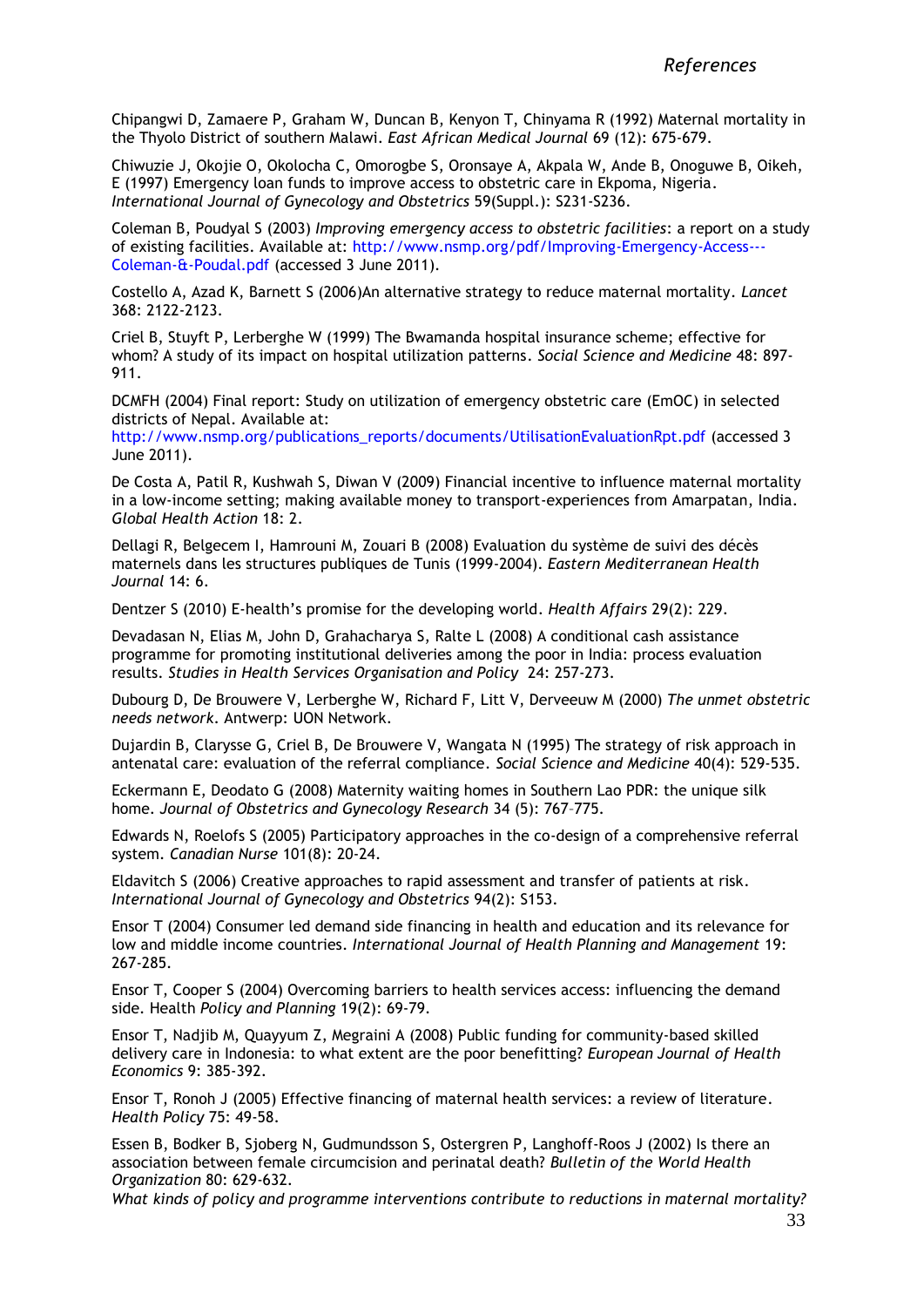Chipangwi D, Zamaere P, Graham W, Duncan B, Kenyon T, Chinyama R (1992) Maternal mortality in the Thyolo District of southern Malawi. *East African Medical Journal* 69 (12): 675-679.

Chiwuzie J, Okojie O, Okolocha C, Omorogbe S, Oronsaye A, Akpala W, Ande B, Onoguwe B, Oikeh, E (1997) Emergency loan funds to improve access to obstetric care in Ekpoma, Nigeria. *International Journal of Gynecology and Obstetrics* 59(Suppl.): S231-S236.

Coleman B, Poudyal S (2003) *Improving emergency access to obstetric facilities*: a report on a study of existing facilities. Available at: http://www.nsmp.org/pdf/Improving-Emergency-Access---Coleman-&-Poudal.pdf (accessed 3 June 2011).

Costello A, Azad K, Barnett S (2006)An alternative strategy to reduce maternal mortality. *Lancet* 368: 2122-2123.

Criel B, Stuyft P, Lerberghe W (1999) The Bwamanda hospital insurance scheme; effective for whom? A study of its impact on hospital utilization patterns. *Social Science and Medicine* 48: 897-911.

DCMFH (2004) Final report: Study on utilization of emergency obstetric care (EmOC) in selected districts of Nepal. Available at: http://www.nsmp.org/publications_reports/documents/UtilisationEvaluationRpt.pdf (accessed 3 June 2011).

De Costa A, Patil R, Kushwah S, Diwan V (2009) Financial incentive to influence maternal mortality in a low-income setting; making available money to transport-experiences from Amarpatan, India. *Global Health Action* 18: 2.

Dellagi R, Belgecem I, Hamrouni M, Zouari B (2008) Evaluation du système de suivi des décès maternels dans les structures publiques de Tunis (1999-2004). *Eastern Mediterranean Health Journal* 14: 6.

Dentzer S (2010) E-health's promise for the developing world. *Health Affairs* 29(2): 229.

Devadasan N, Elias M, John D, Grahacharya S, Ralte L (2008) A conditional cash assistance programme for promoting institutional deliveries among the poor in India: process evaluation results. *Studies in Health Services Organisation and Policy* 24: 257-273.

Dubourg D, De Brouwere V, Lerberghe W, Richard F, Litt V, Derveeuw M (2000) *The unmet obstetric needs network*. Antwerp: UON Network.

Dujardin B, Clarysse G, Criel B, De Brouwere V, Wangata N (1995) The strategy of risk approach in antenatal care: evaluation of the referral compliance. *Social Science and Medicine* 40(4): 529-535.

Eckermann E, Deodato G (2008) Maternity waiting homes in Southern Lao PDR: the unique silk home. *Journal of Obstetrics and Gynecology Research* 34 (5): 767–775.

Edwards N, Roelofs S (2005) Participatory approaches in the co-design of a comprehensive referral system. *Canadian Nurse* 101(8): 20-24.

Eldavitch S (2006) Creative approaches to rapid assessment and transfer of patients at risk. *International Journal of Gynecology and Obstetrics* 94(2): S153.

Ensor T (2004) Consumer led demand side financing in health and education and its relevance for low and middle income countries. *International Journal of Health Planning and Management* 19: 267-285.

Ensor T, Cooper S (2004) Overcoming barriers to health services access: influencing the demand side. Health *Policy and Planning* 19(2): 69-79.

Ensor T, Nadjib M, Quayyum Z, Megraini A (2008) Public funding for community-based skilled delivery care in Indonesia: to what extent are the poor benefitting? *European Journal of Health Economics* 9: 385-392.

Ensor T, Ronoh J (2005) Effective financing of maternal health services: a review of literature. *Health Policy* 75: 49-58.

Essen B, Bodker B, Sjoberg N, Gudmundsson S, Ostergren P, Langhoff-Roos J (2002) Is there an association between female circumcision and perinatal death? *Bulletin of the World Health Organization* 80: 629-632.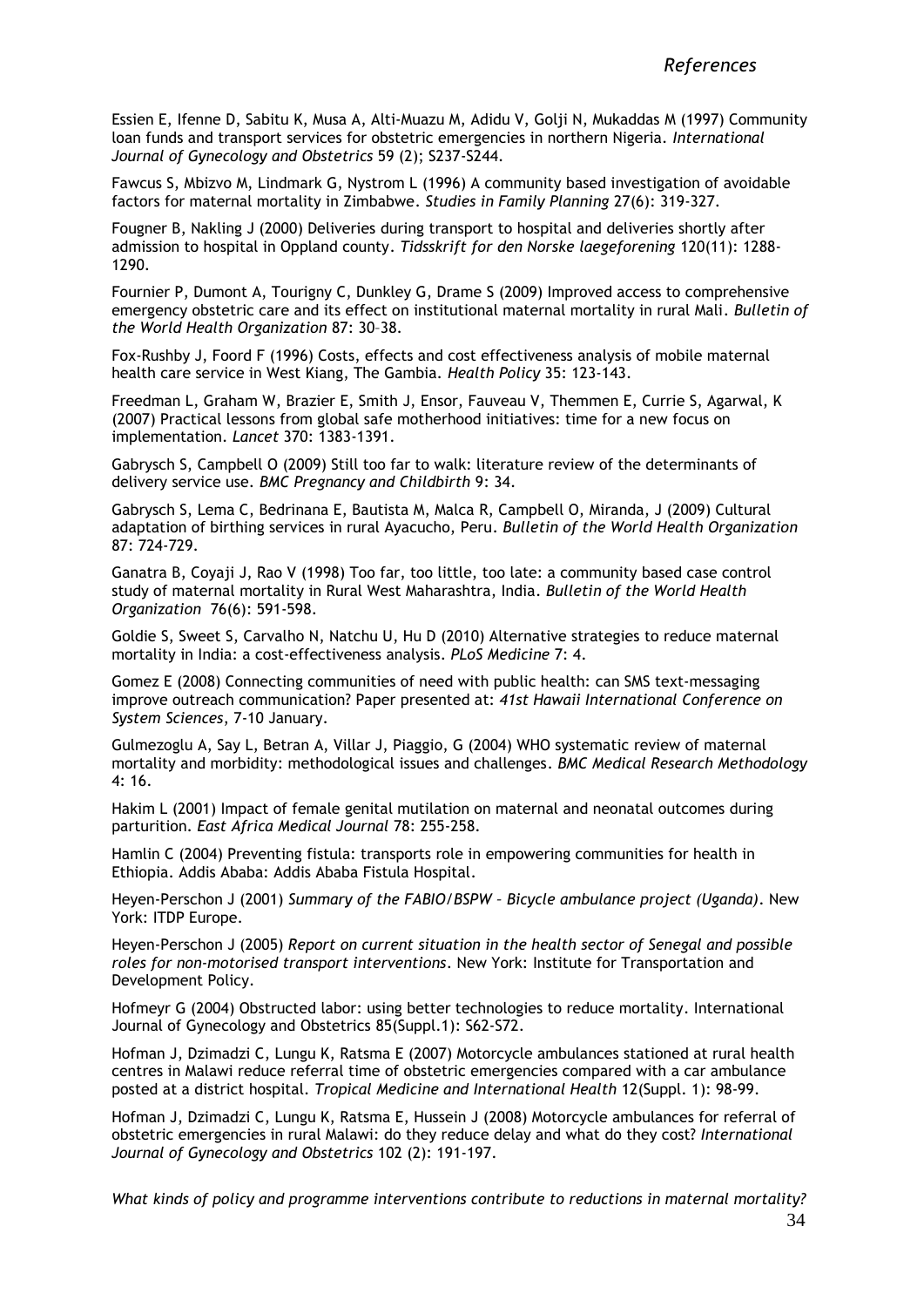Essien E, Ifenne D, Sabitu K, Musa A, Alti-Muazu M, Adidu V, Golji N, Mukaddas M (1997) Community loan funds and transport services for obstetric emergencies in northern Nigeria. *International Journal of Gynecology and Obstetrics* 59 (2); S237-S244.

Fawcus S, Mbizvo M, Lindmark G, Nystrom L (1996) A community based investigation of avoidable factors for maternal mortality in Zimbabwe. *Studies in Family Planning* 27(6): 319-327.

Fougner B, Nakling J (2000) Deliveries during transport to hospital and deliveries shortly after admission to hospital in Oppland county. *Tidsskrift for den Norske laegeforening* 120(11): 1288-1290.

Fournier P, Dumont A, Tourigny C, Dunkley G, Drame S (2009) Improved access to comprehensive emergency obstetric care and its effect on institutional maternal mortality in rural Mali. *Bulletin of the World Health Organization* 87: 30–38.

Fox-Rushby J, Foord F (1996) Costs, effects and cost effectiveness analysis of mobile maternal health care service in West Kiang, The Gambia. *Health Policy* 35: 123-143.

Freedman L, Graham W, Brazier E, Smith J, Ensor, Fauveau V, Themmen E, Currie S, Agarwal, K (2007) Practical lessons from global safe motherhood initiatives: time for a new focus on implementation. *Lancet* 370: 1383-1391.

Gabrysch S, Campbell O (2009) Still too far to walk: literature review of the determinants of delivery service use. *BMC Pregnancy and Childbirth* 9: 34.

Gabrysch S, Lema C, Bedrinana E, Bautista M, Malca R, Campbell O, Miranda, J (2009) Cultural adaptation of birthing services in rural Ayacucho, Peru. *Bulletin of the World Health Organization* 87: 724-729.

Ganatra B, Coyaji J, Rao V (1998) Too far, too little, too late: a community based case control study of maternal mortality in Rural West Maharashtra, India. *Bulletin of the World Health Organization* 76(6): 591-598.

Goldie S, Sweet S, Carvalho N, Natchu U, Hu D (2010) Alternative strategies to reduce maternal mortality in India: a cost-effectiveness analysis. *PLoS Medicine* 7: 4.

Gomez E (2008) Connecting communities of need with public health: can SMS text-messaging improve outreach communication? Paper presented at: *41st Hawaii International Conference on System Sciences*, 7-10 January.

Gulmezoglu A, Say L, Betran A, Villar J, Piaggio, G (2004) WHO systematic review of maternal mortality and morbidity: methodological issues and challenges. *BMC Medical Research Methodology* 4: 16.

Hakim L (2001) Impact of female genital mutilation on maternal and neonatal outcomes during parturition. *East Africa Medical Journal* 78: 255-258.

Hamlin C (2004) Preventing fistula: transports role in empowering communities for health in Ethiopia. Addis Ababa: Addis Ababa Fistula Hospital.

Heyen-Perschon J (2001) *Summary of the FABIO/BSPW – Bicycle ambulance project (Uganda)*. New York: ITDP Europe.

Heyen-Perschon J (2005) *Report on current situation in the health sector of Senegal and possible roles for non-motorised transport interventions*. New York: Institute for Transportation and Development Policy.

Hofmeyr G (2004) Obstructed labor: using better technologies to reduce mortality. International Journal of Gynecology and Obstetrics 85(Suppl.1): S62-S72.

Hofman J, Dzimadzi C, Lungu K, Ratsma E (2007) Motorcycle ambulances stationed at rural health centres in Malawi reduce referral time of obstetric emergencies compared with a car ambulance posted at a district hospital. *Tropical Medicine and International Health* 12(Suppl. 1): 98-99.

Hofman J, Dzimadzi C, Lungu K, Ratsma E, Hussein J (2008) Motorcycle ambulances for referral of obstetric emergencies in rural Malawi: do they reduce delay and what do they cost? *International Journal of Gynecology and Obstetrics* 102 (2): 191-197.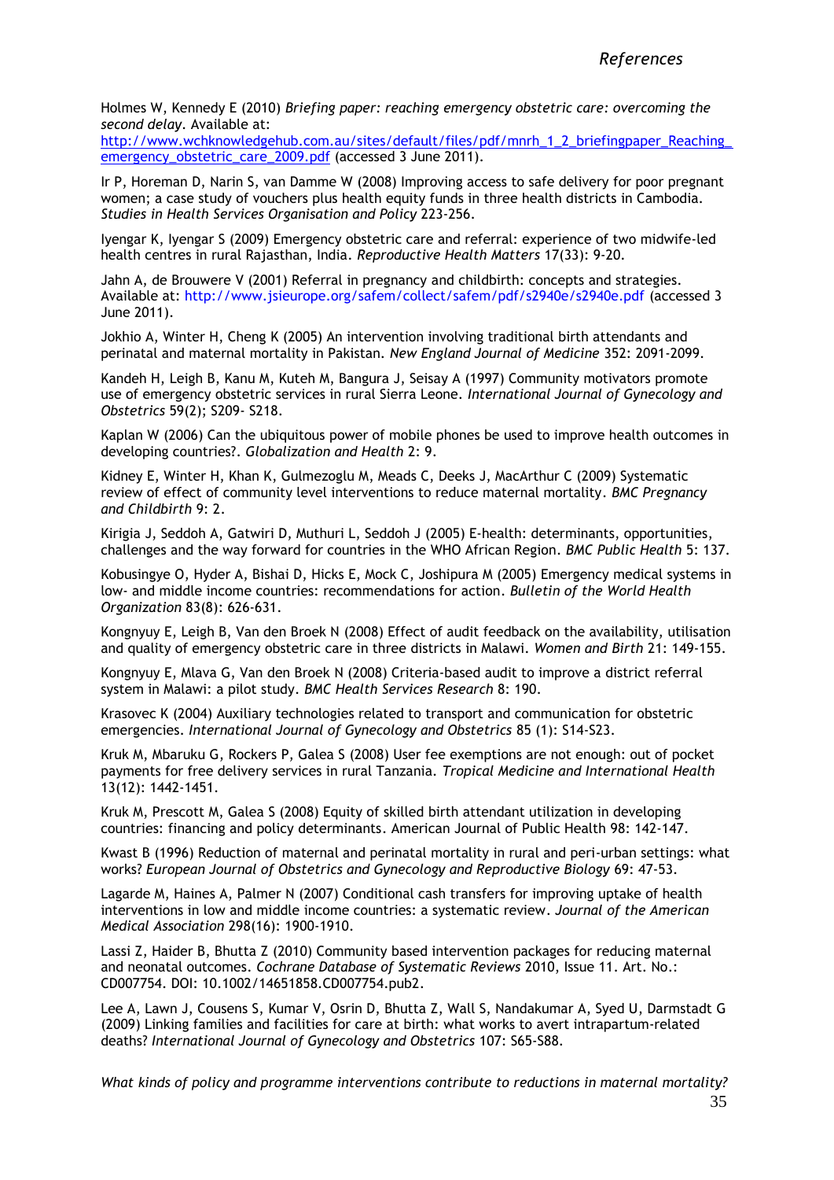Holmes W, Kennedy E (2010) *Briefing paper: reaching emergency obstetric care: overcoming the second delay*. Available at: http://www.wchknowledgehub.com.au/sites/default/files/pdf/mnrh_1_2_briefingpaper_Reaching_emergency_obstetric_care_2009.pdf (accessed 3 June 2011).

Ir P, Horeman D, Narin S, van Damme W (2008) Improving access to safe delivery for poor pregnant women; a case study of vouchers plus health equity funds in three health districts in Cambodia. *Studies in Health Services Organisation and Policy* 223-256.

Iyengar K, Iyengar S (2009) Emergency obstetric care and referral: experience of two midwife-led health centres in rural Rajasthan, India. *Reproductive Health Matters* 17(33): 9-20.

Jahn A, de Brouwere V (2001) Referral in pregnancy and childbirth: concepts and strategies. Available at: http://www.jsieurope.org/safem/collect/safem/pdf/s2940e/s2940e.pdf (accessed 3 June 2011).

Jokhio A, Winter H, Cheng K (2005) An intervention involving traditional birth attendants and perinatal and maternal mortality in Pakistan. *New England Journal of Medicine* 352: 2091-2099.

Kandeh H, Leigh B, Kanu M, Kuteh M, Bangura J, Seisay A (1997) Community motivators promote use of emergency obstetric services in rural Sierra Leone. *International Journal of Gynecology and Obstetrics* 59(2); S209- S218.

Kaplan W (2006) Can the ubiquitous power of mobile phones be used to improve health outcomes in developing countries?. *Globalization and Health* 2: 9.

Kidney E, Winter H, Khan K, Gulmezoglu M, Meads C, Deeks J, MacArthur C (2009) Systematic review of effect of community level interventions to reduce maternal mortality. *BMC Pregnancy and Childbirth* 9: 2.

Kirigia J, Seddoh A, Gatwiri D, Muthuri L, Seddoh J (2005) E-health: determinants, opportunities, challenges and the way forward for countries in the WHO African Region. *BMC Public Health* 5: 137.

Kobusingye O, Hyder A, Bishai D, Hicks E, Mock C, Joshipura M (2005) Emergency medical systems in low- and middle income countries: recommendations for action. *Bulletin of the World Health Organization* 83(8): 626-631.

Kongnyuy E, Leigh B, Van den Broek N (2008) Effect of audit feedback on the availability, utilisation and quality of emergency obstetric care in three districts in Malawi. *Women and Birth* 21: 149-155.

Kongnyuy E, Mlava G, Van den Broek N (2008) Criteria-based audit to improve a district referral system in Malawi: a pilot study. *BMC Health Services Research* 8: 190.

Krasovec K (2004) Auxiliary technologies related to transport and communication for obstetric emergencies. *International Journal of Gynecology and Obstetrics* 85 (1): S14-S23.

Kruk M, Mbaruku G, Rockers P, Galea S (2008) User fee exemptions are not enough: out of pocket payments for free delivery services in rural Tanzania. *Tropical Medicine and International Health* 13(12): 1442-1451.

Kruk M, Prescott M, Galea S (2008) Equity of skilled birth attendant utilization in developing countries: financing and policy determinants. American Journal of Public Health 98: 142-147.

Kwast B (1996) Reduction of maternal and perinatal mortality in rural and peri-urban settings: what works? *European Journal of Obstetrics and Gynecology and Reproductive Biology* 69: 47-53.

Lagarde M, Haines A, Palmer N (2007) Conditional cash transfers for improving uptake of health interventions in low and middle income countries: a systematic review. *Journal of the American Medical Association* 298(16): 1900-1910.

Lassi Z, Haider B, Bhutta Z (2010) Community based intervention packages for reducing maternal and neonatal outcomes. *Cochrane Database of Systematic Reviews* 2010, Issue 11. Art. No.: CD007754. DOI: 10.1002/14651858.CD007754.pub2.

Lee A, Lawn J, Cousens S, Kumar V, Osrin D, Bhutta Z, Wall S, Nandakumar A, Syed U, Darmstadt G (2009) Linking families and facilities for care at birth: what works to avert intrapartum-related deaths? *International Journal of Gynecology and Obstetrics* 107: S65-S88.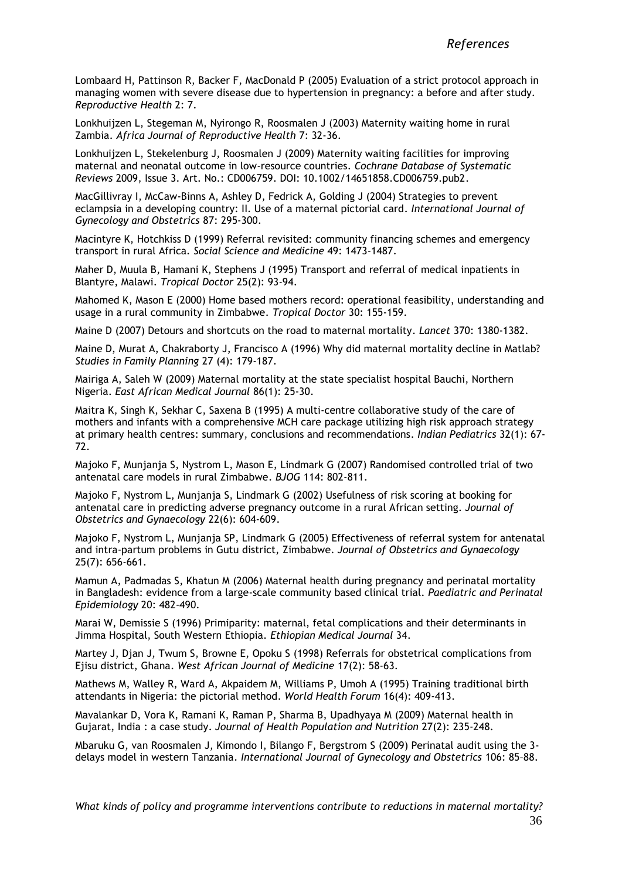Lombaard H, Pattinson R, Backer F, MacDonald P (2005) Evaluation of a strict protocol approach in managing women with severe disease due to hypertension in pregnancy: a before and after study. *Reproductive Health* 2: 7.

Lonkhuijzen L, Stegeman M, Nyirongo R, Roosmalen J (2003) Maternity waiting home in rural Zambia. *Africa Journal of Reproductive Health* 7: 32-36.

Lonkhuijzen L, Stekelenburg J, Roosmalen J (2009) Maternity waiting facilities for improving maternal and neonatal outcome in low-resource countries. *Cochrane Database of Systematic Reviews* 2009, Issue 3. Art. No.: CD006759. DOI: 10.1002/14651858.CD006759.pub2.

MacGillivray I, McCaw-Binns A, Ashley D, Fedrick A, Golding J (2004) Strategies to prevent eclampsia in a developing country: II. Use of a maternal pictorial card. *International Journal of Gynecology and Obstetrics* 87: 295-300.

Macintyre K, Hotchkiss D (1999) Referral revisited: community financing schemes and emergency transport in rural Africa. *Social Science and Medicine* 49: 1473-1487.

Maher D, Muula B, Hamani K, Stephens J (1995) Transport and referral of medical inpatients in Blantyre, Malawi. *Tropical Doctor* 25(2): 93-94.

Mahomed K, Mason E (2000) Home based mothers record: operational feasibility, understanding and usage in a rural community in Zimbabwe. *Tropical Doctor* 30: 155-159.

Maine D (2007) Detours and shortcuts on the road to maternal mortality. *Lancet* 370: 1380-1382.

Maine D, Murat A, Chakraborty J, Francisco A (1996) Why did maternal mortality decline in Matlab? *Studies in Family Planning* 27 (4): 179-187.

Mairiga A, Saleh W (2009) Maternal mortality at the state specialist hospital Bauchi, Northern Nigeria. *East African Medical Journal* 86(1): 25-30.

Maitra K, Singh K, Sekhar C, Saxena B (1995) A multi-centre collaborative study of the care of mothers and infants with a comprehensive MCH care package utilizing high risk approach strategy at primary health centres: summary, conclusions and recommendations. *Indian Pediatrics* 32(1): 67-72.

Majoko F, Munjanja S, Nystrom L, Mason E, Lindmark G (2007) Randomised controlled trial of two antenatal care models in rural Zimbabwe. *BJOG* 114: 802-811.

Majoko F, Nystrom L, Munjanja S, Lindmark G (2002) Usefulness of risk scoring at booking for antenatal care in predicting adverse pregnancy outcome in a rural African setting. *Journal of Obstetrics and Gynaecology* 22(6): 604-609.

Majoko F, Nystrom L, Munjanja SP, Lindmark G (2005) Effectiveness of referral system for antenatal and intra-partum problems in Gutu district, Zimbabwe. *Journal of Obstetrics and Gynaecology* 25(7): 656-661.

Mamun A, Padmadas S, Khatun M (2006) Maternal health during pregnancy and perinatal mortality in Bangladesh: evidence from a large-scale community based clinical trial. *Paediatric and Perinatal Epidemiology* 20: 482-490.

Marai W, Demissie S (1996) Primiparity: maternal, fetal complications and their determinants in Jimma Hospital, South Western Ethiopia. *Ethiopian Medical Journal* 34.

Martey J, Djan J, Twum S, Browne E, Opoku S (1998) Referrals for obstetrical complications from Ejisu district, Ghana. *West African Journal of Medicine* 17(2): 58-63.

Mathews M, Walley R, Ward A, Akpaidem M, Williams P, Umoh A (1995) Training traditional birth attendants in Nigeria: the pictorial method. *World Health Forum* 16(4): 409-413.

Mavalankar D, Vora K, Ramani K, Raman P, Sharma B, Upadhyaya M (2009) Maternal health in Gujarat, India : a case study. *Journal of Health Population and Nutrition* 27(2): 235-248.

Mbaruku G, van Roosmalen J, Kimondo I, Bilango F, Bergstrom S (2009) Perinatal audit using the 3-delays model in western Tanzania. *International Journal of Gynecology and Obstetrics* 106: 85–88.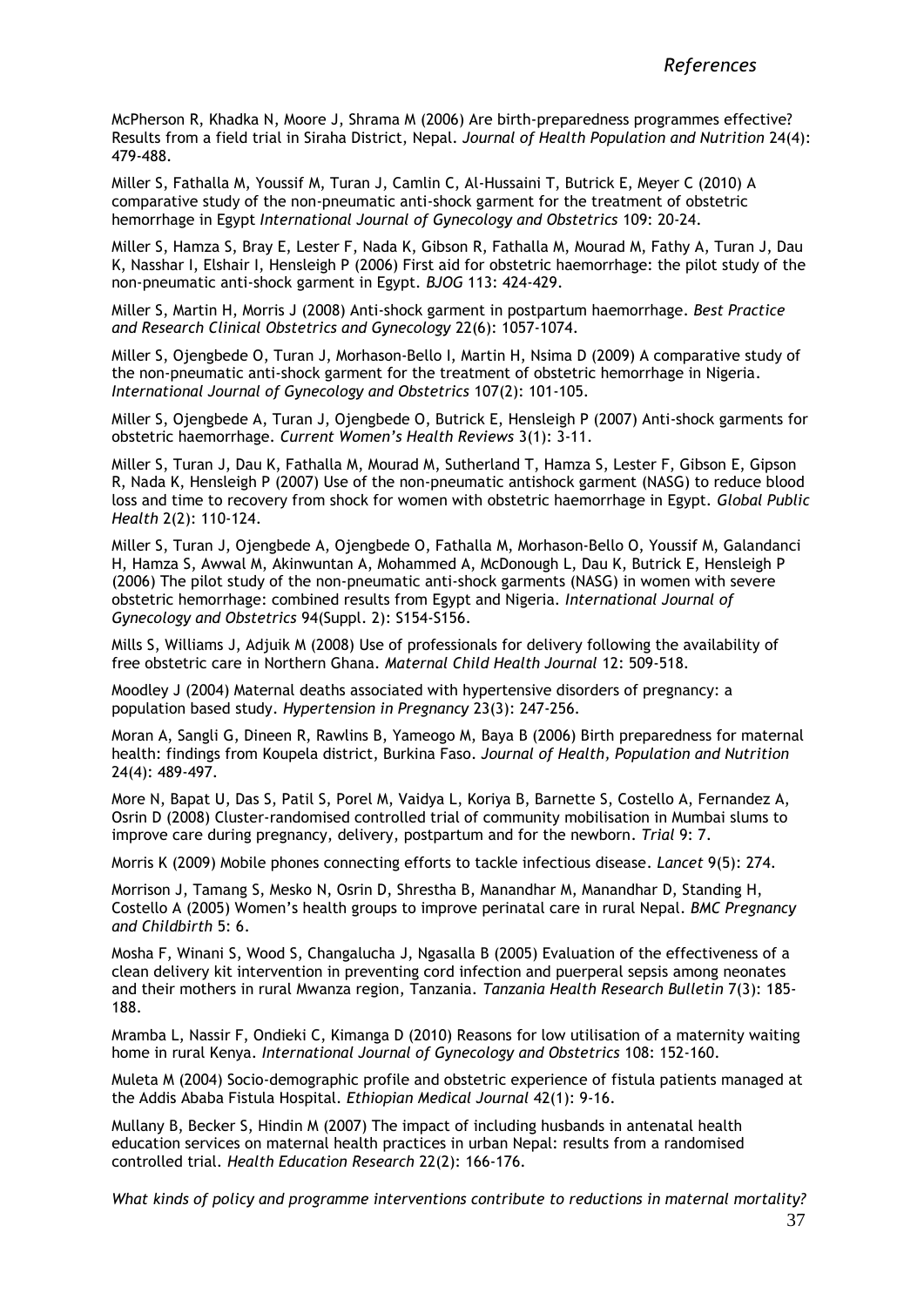McPherson R, Khadka N, Moore J, Shrama M (2006) Are birth-preparedness programmes effective? Results from a field trial in Siraha District, Nepal. *Journal of Health Population and Nutrition* 24(4): 479-488.

Miller S, Fathalla M, Youssif M, Turan J, Camlin C, Al-Hussaini T, Butrick E, Meyer C (2010) A comparative study of the non-pneumatic anti-shock garment for the treatment of obstetric hemorrhage in Egypt *International Journal of Gynecology and Obstetrics* 109: 20-24.

Miller S, Hamza S, Bray E, Lester F, Nada K, Gibson R, Fathalla M, Mourad M, Fathy A, Turan J, Dau K, Nasshar I, Elshair I, Hensleigh P (2006) First aid for obstetric haemorrhage: the pilot study of the non-pneumatic anti-shock garment in Egypt. *BJOG* 113: 424-429.

Miller S, Martin H, Morris J (2008) Anti-shock garment in postpartum haemorrhage. *Best Practice and Research Clinical Obstetrics and Gynecology* 22(6): 1057-1074.

Miller S, Ojengbede O, Turan J, Morhason-Bello I, Martin H, Nsima D (2009) A comparative study of the non-pneumatic anti-shock garment for the treatment of obstetric hemorrhage in Nigeria. *International Journal of Gynecology and Obstetrics* 107(2): 101-105.

Miller S, Ojengbede A, Turan J, Ojengbede O, Butrick E, Hensleigh P (2007) Anti-shock garments for obstetric haemorrhage. *Current Women's Health Reviews* 3(1): 3-11.

Miller S, Turan J, Dau K, Fathalla M, Mourad M, Sutherland T, Hamza S, Lester F, Gibson E, Gipson R, Nada K, Hensleigh P (2007) Use of the non-pneumatic antishock garment (NASG) to reduce blood loss and time to recovery from shock for women with obstetric haemorrhage in Egypt. *Global Public Health* 2(2): 110-124.

Miller S, Turan J, Ojengbede A, Ojengbede O, Fathalla M, Morhason-Bello O, Youssif M, Galandanci H, Hamza S, Awwal M, Akinwuntan A, Mohammed A, McDonough L, Dau K, Butrick E, Hensleigh P (2006) The pilot study of the non-pneumatic anti-shock garments (NASG) in women with severe obstetric hemorrhage: combined results from Egypt and Nigeria. *International Journal of Gynecology and Obstetrics* 94(Suppl. 2): S154-S156.

Mills S, Williams J, Adjuik M (2008) Use of professionals for delivery following the availability of free obstetric care in Northern Ghana. *Maternal Child Health Journal* 12: 509-518.

Moodley J (2004) Maternal deaths associated with hypertensive disorders of pregnancy: a population based study. *Hypertension in Pregnancy* 23(3): 247-256.

Moran A, Sangli G, Dineen R, Rawlins B, Yameogo M, Baya B (2006) Birth preparedness for maternal health: findings from Koupela district, Burkina Faso. *Journal of Health, Population and Nutrition* 24(4): 489-497.

More N, Bapat U, Das S, Patil S, Porel M, Vaidya L, Koriya B, Barnette S, Costello A, Fernandez A, Osrin D (2008) Cluster-randomised controlled trial of community mobilisation in Mumbai slums to improve care during pregnancy, delivery, postpartum and for the newborn. *Trial* 9: 7.

Morris K (2009) Mobile phones connecting efforts to tackle infectious disease. *Lancet* 9(5): 274.

Morrison J, Tamang S, Mesko N, Osrin D, Shrestha B, Manandhar M, Manandhar D, Standing H, Costello A (2005) Women's health groups to improve perinatal care in rural Nepal. *BMC Pregnancy and Childbirth* 5: 6.

Mosha F, Winani S, Wood S, Changalucha J, Ngasalla B (2005) Evaluation of the effectiveness of a clean delivery kit intervention in preventing cord infection and puerperal sepsis among neonates and their mothers in rural Mwanza region, Tanzania. *Tanzania Health Research Bulletin* 7(3): 185-188.

Mramba L, Nassir F, Ondieki C, Kimanga D (2010) Reasons for low utilisation of a maternity waiting home in rural Kenya. *International Journal of Gynecology and Obstetrics* 108: 152-160.

Muleta M (2004) Socio-demographic profile and obstetric experience of fistula patients managed at the Addis Ababa Fistula Hospital. *Ethiopian Medical Journal* 42(1): 9-16.

Mullany B, Becker S, Hindin M (2007) The impact of including husbands in antenatal health education services on maternal health practices in urban Nepal: results from a randomised controlled trial. *Health Education Research* 22(2): 166-176.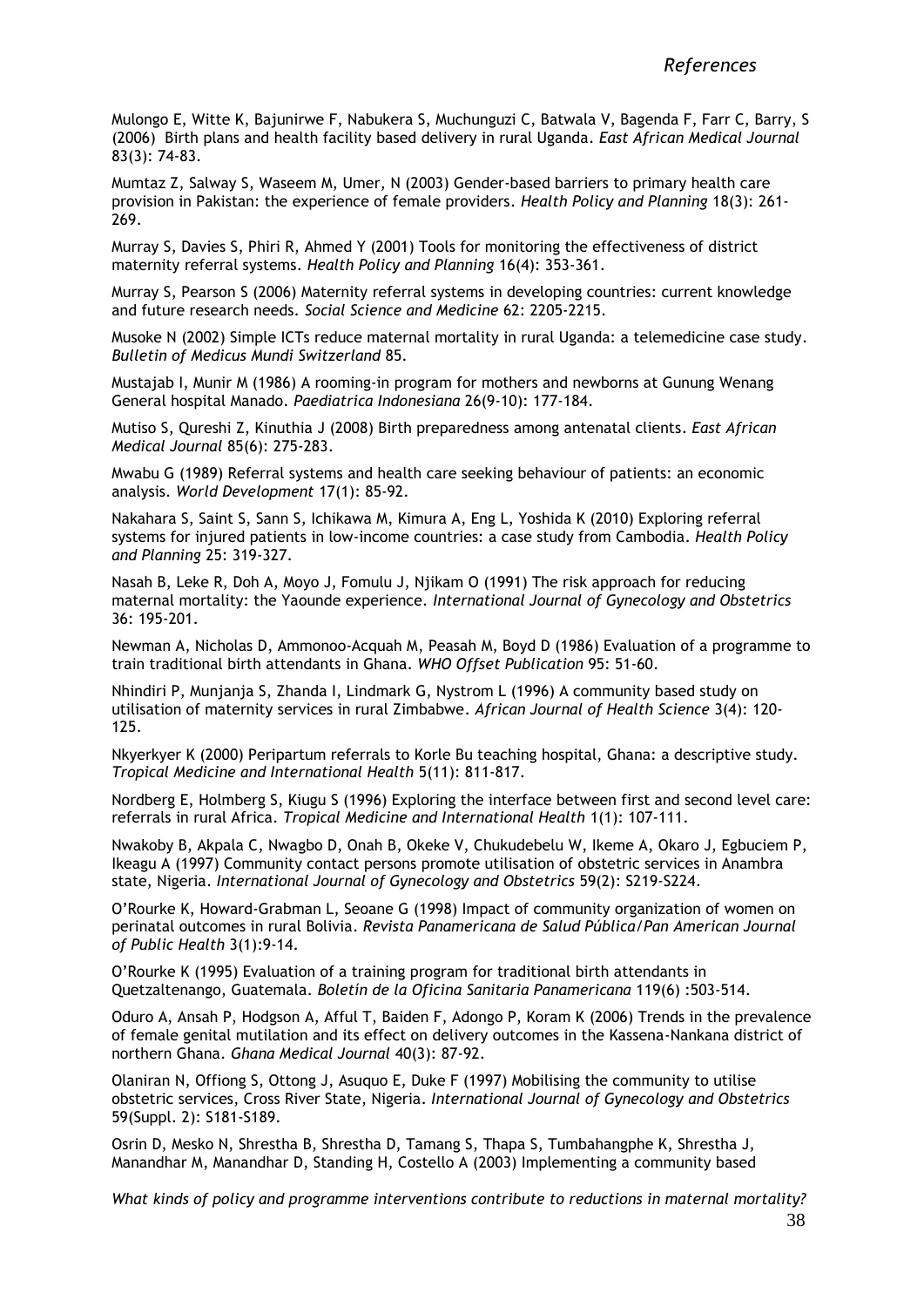Mulongo E, Witte K, Bajunirwe F, Nabukera S, Muchunguzi C, Batwala V, Bagenda F, Farr C, Barry, S (2006) Birth plans and health facility based delivery in rural Uganda. *East African Medical Journal* 83(3): 74-83.

Mumtaz Z, Salway S, Waseem M, Umer, N (2003) Gender-based barriers to primary health care provision in Pakistan: the experience of female providers. *Health Policy and Planning* 18(3): 261-269.

Murray S, Davies S, Phiri R, Ahmed Y (2001) Tools for monitoring the effectiveness of district maternity referral systems. *Health Policy and Planning* 16(4): 353-361.

Murray S, Pearson S (2006) Maternity referral systems in developing countries: current knowledge and future research needs. *Social Science and Medicine* 62: 2205-2215.

Musoke N (2002) Simple ICTs reduce maternal mortality in rural Uganda: a telemedicine case study. *Bulletin of Medicus Mundi Switzerland* 85.

Mustajab I, Munir M (1986) A rooming-in program for mothers and newborns at Gunung Wenang General hospital Manado. *Paediatrica Indonesiana* 26(9-10): 177-184.

Mutiso S, Qureshi Z, Kinuthia J (2008) Birth preparedness among antenatal clients. *East African Medical Journal* 85(6): 275-283.

Mwabu G (1989) Referral systems and health care seeking behaviour of patients: an economic analysis. *World Development* 17(1): 85-92.

Nakahara S, Saint S, Sann S, Ichikawa M, Kimura A, Eng L, Yoshida K (2010) Exploring referral systems for injured patients in low-income countries: a case study from Cambodia. *Health Policy and Planning* 25: 319-327.

Nasah B, Leke R, Doh A, Moyo J, Fomulu J, Njikam O (1991) The risk approach for reducing maternal mortality: the Yaounde experience. *International Journal of Gynecology and Obstetrics* 36: 195-201.

Newman A, Nicholas D, Ammonoo-Acquah M, Peasah M, Boyd D (1986) Evaluation of a programme to train traditional birth attendants in Ghana. *WHO Offset Publication* 95: 51-60.

Nhindiri P, Munjanja S, Zhanda I, Lindmark G, Nystrom L (1996) A community based study on utilisation of maternity services in rural Zimbabwe. *African Journal of Health Science* 3(4): 120-125.

Nkyerkyer K (2000) Peripartum referrals to Korle Bu teaching hospital, Ghana: a descriptive study. *Tropical Medicine and International Health* 5(11): 811-817.

Nordberg E, Holmberg S, Kiugu S (1996) Exploring the interface between first and second level care: referrals in rural Africa. *Tropical Medicine and International Health* 1(1): 107-111.

Nwakoby B, Akpala C, Nwagbo D, Onah B, Okeke V, Chukudebelu W, Ikeme A, Okaro J, Egbuciem P, Ikeagu A (1997) Community contact persons promote utilisation of obstetric services in Anambra state, Nigeria. *International Journal of Gynecology and Obstetrics* 59(2): S219-S224.

O'Rourke K, Howard-Grabman L, Seoane G (1998) Impact of community organization of women on perinatal outcomes in rural Bolivia. *Revista Panamericana de Salud Pública/Pan American Journal of Public Health* 3(1):9-14.

O'Rourke K (1995) Evaluation of a training program for traditional birth attendants in Quetzaltenango, Guatemala. *Boletín de la Oficina Sanitaria Panamericana* 119(6) :503-514.

Oduro A, Ansah P, Hodgson A, Afful T, Baiden F, Adongo P, Koram K (2006) Trends in the prevalence of female genital mutilation and its effect on delivery outcomes in the Kassena-Nankana district of northern Ghana. *Ghana Medical Journal* 40(3): 87-92.

Olaniran N, Offiong S, Ottong J, Asuquo E, Duke F (1997) Mobilising the community to utilise obstetric services, Cross River State, Nigeria. *International Journal of Gynecology and Obstetrics* 59(Suppl. 2): S181-S189.

Osrin D, Mesko N, Shrestha B, Shrestha D, Tamang S, Thapa S, Tumbahangphe K, Shrestha J, Manandhar M, Manandhar D, Standing H, Costello A (2003) Implementing a community based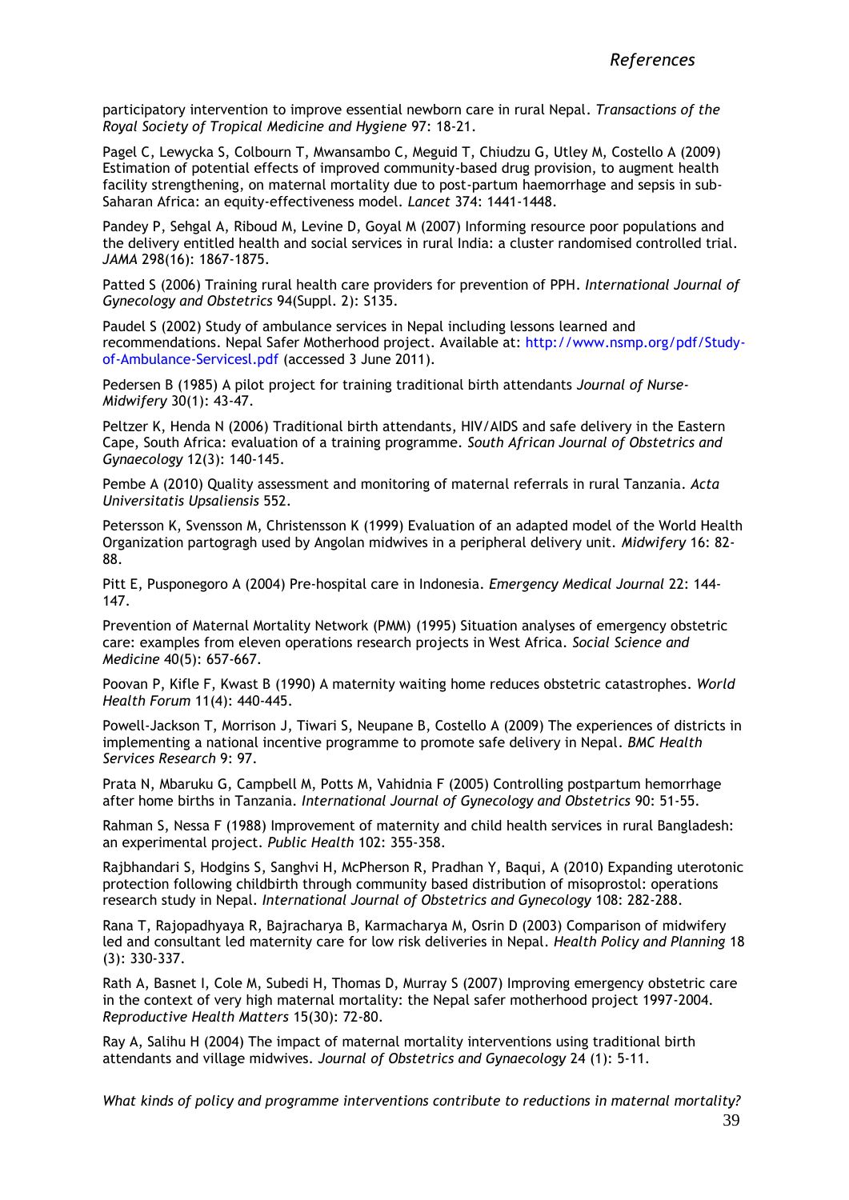participatory intervention to improve essential newborn care in rural Nepal. *Transactions of the Royal Society of Tropical Medicine and Hygiene* 97: 18-21.

Pagel C, Lewycka S, Colbourn T, Mwansambo C, Meguid T, Chiudzu G, Utley M, Costello A (2009) Estimation of potential effects of improved community-based drug provision, to augment health facility strengthening, on maternal mortality due to post-partum haemorrhage and sepsis in sub-Saharan Africa: an equity-effectiveness model. *Lancet* 374: 1441-1448.

Pandey P, Sehgal A, Riboud M, Levine D, Goyal M (2007) Informing resource poor populations and the delivery entitled health and social services in rural India: a cluster randomised controlled trial. *JAMA* 298(16): 1867-1875.

Patted S (2006) Training rural health care providers for prevention of PPH. *International Journal of Gynecology and Obstetrics* 94(Suppl. 2): S135.

Paudel S (2002) Study of ambulance services in Nepal including lessons learned and recommendations. Nepal Safer Motherhood project. Available at: http://www.nsmp.org/pdf/Study-of-Ambulance-Servicesl.pdf (accessed 3 June 2011).

Pedersen B (1985) A pilot project for training traditional birth attendants *Journal of Nurse-Midwifery* 30(1): 43-47.

Peltzer K, Henda N (2006) Traditional birth attendants, HIV/AIDS and safe delivery in the Eastern Cape, South Africa: evaluation of a training programme. *South African Journal of Obstetrics and Gynaecology* 12(3): 140-145.

Pembe A (2010) Quality assessment and monitoring of maternal referrals in rural Tanzania. *Acta Universitatis Upsaliensis* 552.

Petersson K, Svensson M, Christensson K (1999) Evaluation of an adapted model of the World Health Organization partogragh used by Angolan midwives in a peripheral delivery unit. *Midwifery* 16: 82-88.

Pitt E, Pusponegoro A (2004) Pre-hospital care in Indonesia. *Emergency Medical Journal* 22: 144-147.

Prevention of Maternal Mortality Network (PMM) (1995) Situation analyses of emergency obstetric care: examples from eleven operations research projects in West Africa. *Social Science and Medicine* 40(5): 657-667.

Poovan P, Kifle F, Kwast B (1990) A maternity waiting home reduces obstetric catastrophes. *World Health Forum* 11(4): 440-445.

Powell-Jackson T, Morrison J, Tiwari S, Neupane B, Costello A (2009) The experiences of districts in implementing a national incentive programme to promote safe delivery in Nepal. *BMC Health Services Research* 9: 97.

Prata N, Mbaruku G, Campbell M, Potts M, Vahidnia F (2005) Controlling postpartum hemorrhage after home births in Tanzania. *International Journal of Gynecology and Obstetrics* 90: 51-55.

Rahman S, Nessa F (1988) Improvement of maternity and child health services in rural Bangladesh: an experimental project. *Public Health* 102: 355-358.

Rajbhandari S, Hodgins S, Sanghvi H, McPherson R, Pradhan Y, Baqui, A (2010) Expanding uterotonic protection following childbirth through community based distribution of misoprostol: operations research study in Nepal. *International Journal of Obstetrics and Gynecology* 108: 282-288.

Rana T, Rajopadhyaya R, Bajracharya B, Karmacharya M, Osrin D (2003) Comparison of midwifery led and consultant led maternity care for low risk deliveries in Nepal. *Health Policy and Planning* 18 (3): 330-337.

Rath A, Basnet I, Cole M, Subedi H, Thomas D, Murray S (2007) Improving emergency obstetric care in the context of very high maternal mortality: the Nepal safer motherhood project 1997-2004. *Reproductive Health Matters* 15(30): 72-80.

Ray A, Salihu H (2004) The impact of maternal mortality interventions using traditional birth attendants and village midwives. *Journal of Obstetrics and Gynaecology* 24 (1): 5-11.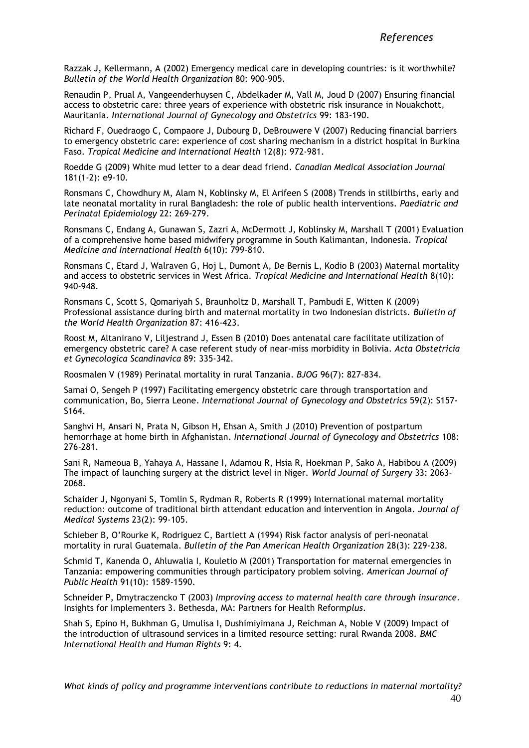Razzak J, Kellermann, A (2002) Emergency medical care in developing countries: is it worthwhile? *Bulletin of the World Health Organization* 80: 900-905.

Renaudin P, Prual A, Vangeenderhuysen C, Abdelkader M, Vall M, Joud D (2007) Ensuring financial access to obstetric care: three years of experience with obstetric risk insurance in Nouakchott, Mauritania. *International Journal of Gynecology and Obstetrics* 99: 183-190.

Richard F, Ouedraogo C, Compaore J, Dubourg D, DeBrouwere V (2007) Reducing financial barriers to emergency obstetric care: experience of cost sharing mechanism in a district hospital in Burkina Faso. *Tropical Medicine and International Health* 12(8): 972-981.

Roedde G (2009) White mud letter to a dear dead friend. *Canadian Medical Association Journal* 181(1-2): e9-10.

Ronsmans C, Chowdhury M, Alam N, Koblinsky M, El Arifeen S (2008) Trends in stillbirths, early and late neonatal mortality in rural Bangladesh: the role of public health interventions. *Paediatric and Perinatal Epidemiology* 22: 269-279.

Ronsmans C, Endang A, Gunawan S, Zazri A, McDermott J, Koblinsky M, Marshall T (2001) Evaluation of a comprehensive home based midwifery programme in South Kalimantan, Indonesia. *Tropical Medicine and International Health* 6(10): 799-810.

Ronsmans C, Etard J, Walraven G, Hoj L, Dumont A, De Bernis L, Kodio B (2003) Maternal mortality and access to obstetric services in West Africa. *Tropical Medicine and International Health* 8(10): 940-948.

Ronsmans C, Scott S, Qomariyah S, Braunholtz D, Marshall T, Pambudi E, Witten K (2009) Professional assistance during birth and maternal mortality in two Indonesian districts. *Bulletin of the World Health Organization* 87: 416-423.

Roost M, Altanirano V, Liljestrand J, Essen B (2010) Does antenatal care facilitate utilization of emergency obstetric care? A case referent study of near-miss morbidity in Bolivia. *Acta Obstetricia et Gynecologica Scandinavica* 89: 335-342.

Roosmalen V (1989) Perinatal mortality in rural Tanzania. *BJOG* 96(7): 827-834.

Samai O, Sengeh P (1997) Facilitating emergency obstetric care through transportation and communication, Bo, Sierra Leone. *International Journal of Gynecology and Obstetrics* 59(2): S157-S164.

Sanghvi H, Ansari N, Prata N, Gibson H, Ehsan A, Smith J (2010) Prevention of postpartum hemorrhage at home birth in Afghanistan. *International Journal of Gynecology and Obstetrics* 108: 276-281.

Sani R, Nameoua B, Yahaya A, Hassane I, Adamou R, Hsia R, Hoekman P, Sako A, Habibou A (2009) The impact of launching surgery at the district level in Niger. *World Journal of Surgery* 33: 2063-2068.

Schaider J, Ngonyani S, Tomlin S, Rydman R, Roberts R (1999) International maternal mortality reduction: outcome of traditional birth attendant education and intervention in Angola. *Journal of Medical Systems* 23(2): 99-105.

Schieber B, O'Rourke K, Rodriguez C, Bartlett A (1994) Risk factor analysis of peri-neonatal mortality in rural Guatemala. *Bulletin of the Pan American Health Organization* 28(3): 229-238.

Schmid T, Kanenda O, Ahluwalia I, Kouletio M (2001) Transportation for maternal emergencies in Tanzania: empowering communities through participatory problem solving. *American Journal of Public Health* 91(10): 1589-1590.

Schneider P, Dmytraczencko T (2003) *Improving access to maternal health care through insurance*. Insights for Implementers 3. Bethesda, MA: Partners for Health Reform*plus*.

Shah S, Epino H, Bukhman G, Umulisa I, Dushimiyimana J, Reichman A, Noble V (2009) Impact of the introduction of ultrasound services in a limited resource setting: rural Rwanda 2008. *BMC International Health and Human Rights* 9: 4.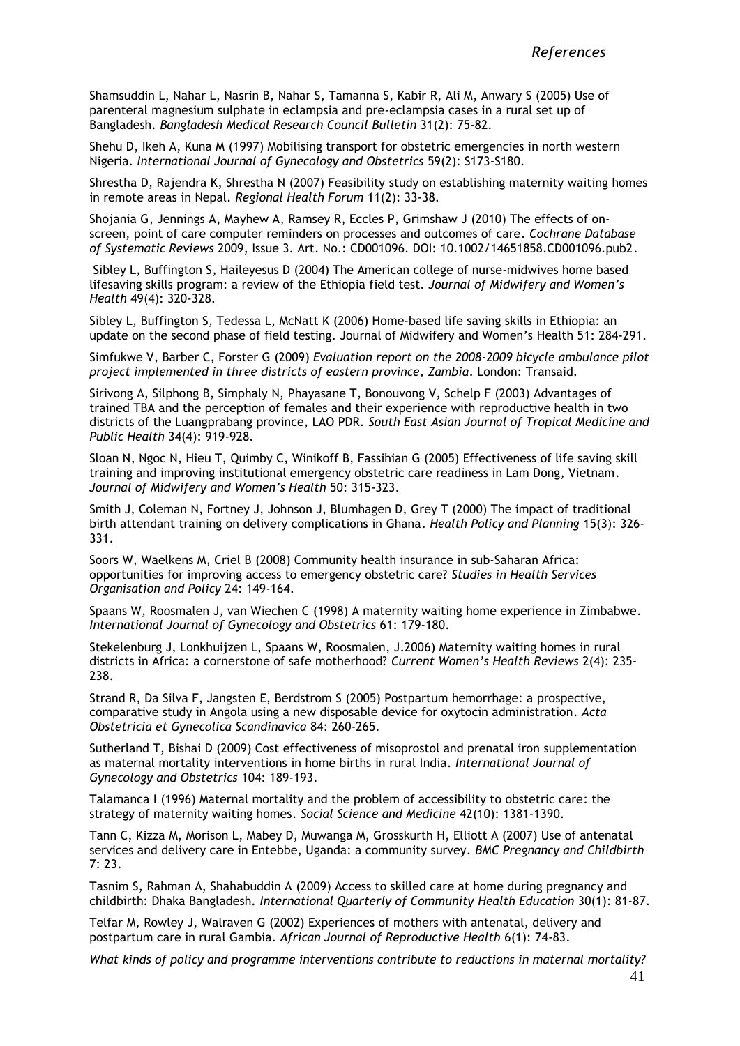Shamsuddin L, Nahar L, Nasrin B, Nahar S, Tamanna S, Kabir R, Ali M, Anwary S (2005) Use of parenteral magnesium sulphate in eclampsia and pre-eclampsia cases in a rural set up of Bangladesh. *Bangladesh Medical Research Council Bulletin* 31(2): 75-82.

Shehu D, Ikeh A, Kuna M (1997) Mobilising transport for obstetric emergencies in north western Nigeria. *International Journal of Gynecology and Obstetrics* 59(2): S173-S180.

Shrestha D, Rajendra K, Shrestha N (2007) Feasibility study on establishing maternity waiting homes in remote areas in Nepal. *Regional Health Forum* 11(2): 33-38.

Shojania G, Jennings A, Mayhew A, Ramsey R, Eccles P, Grimshaw J (2010) The effects of on-screen, point of care computer reminders on processes and outcomes of care. *Cochrane Database of Systematic Reviews* 2009, Issue 3. Art. No.: CD001096. DOI: 10.1002/14651858.CD001096.pub2.

Sibley L, Buffington S, Haileyesus D (2004) The American college of nurse-midwives home based lifesaving skills program: a review of the Ethiopia field test. *Journal of Midwifery and Women's Health* 49(4): 320-328.

Sibley L, Buffington S, Tedessa L, McNatt K (2006) Home-based life saving skills in Ethiopia: an update on the second phase of field testing. Journal of Midwifery and Women's Health 51: 284-291.

Simfukwe V, Barber C, Forster G (2009) *Evaluation report on the 2008-2009 bicycle ambulance pilot project implemented in three districts of eastern province, Zambia*. London: Transaid.

Sirivong A, Silphong B, Simphaly N, Phayasane T, Bonouvong V, Schelp F (2003) Advantages of trained TBA and the perception of females and their experience with reproductive health in two districts of the Luangprabang province, LAO PDR. *South East Asian Journal of Tropical Medicine and Public Health* 34(4): 919-928.

Sloan N, Ngoc N, Hieu T, Quimby C, Winikoff B, Fassihian G (2005) Effectiveness of life saving skill training and improving institutional emergency obstetric care readiness in Lam Dong, Vietnam. *Journal of Midwifery and Women's Health* 50: 315-323.

Smith J, Coleman N, Fortney J, Johnson J, Blumhagen D, Grey T (2000) The impact of traditional birth attendant training on delivery complications in Ghana. *Health Policy and Planning* 15(3): 326-331.

Soors W, Waelkens M, Criel B (2008) Community health insurance in sub-Saharan Africa: opportunities for improving access to emergency obstetric care? *Studies in Health Services Organisation and Policy* 24: 149-164.

Spaans W, Roosmalen J, van Wiechen C (1998) A maternity waiting home experience in Zimbabwe. *International Journal of Gynecology and Obstetrics* 61: 179-180.

Stekelenburg J, Lonkhuijzen L, Spaans W, Roosmalen, J.2006) Maternity waiting homes in rural districts in Africa: a cornerstone of safe motherhood? *Current Women's Health Reviews* 2(4): 235-238.

Strand R, Da Silva F, Jangsten E, Berdstrom S (2005) Postpartum hemorrhage: a prospective, comparative study in Angola using a new disposable device for oxytocin administration. *Acta Obstetricia et Gynecolica Scandinavica* 84: 260-265.

Sutherland T, Bishai D (2009) Cost effectiveness of misoprostol and prenatal iron supplementation as maternal mortality interventions in home births in rural India. *International Journal of Gynecology and Obstetrics* 104: 189-193.

Talamanca I (1996) Maternal mortality and the problem of accessibility to obstetric care: the strategy of maternity waiting homes. *Social Science and Medicine* 42(10): 1381-1390.

Tann C, Kizza M, Morison L, Mabey D, Muwanga M, Grosskurth H, Elliott A (2007) Use of antenatal services and delivery care in Entebbe, Uganda: a community survey. *BMC Pregnancy and Childbirth* 7: 23.

Tasnim S, Rahman A, Shahabuddin A (2009) Access to skilled care at home during pregnancy and childbirth: Dhaka Bangladesh. *International Quarterly of Community Health Education* 30(1): 81-87.

Telfar M, Rowley J, Walraven G (2002) Experiences of mothers with antenatal, delivery and postpartum care in rural Gambia. *African Journal of Reproductive Health* 6(1): 74-83.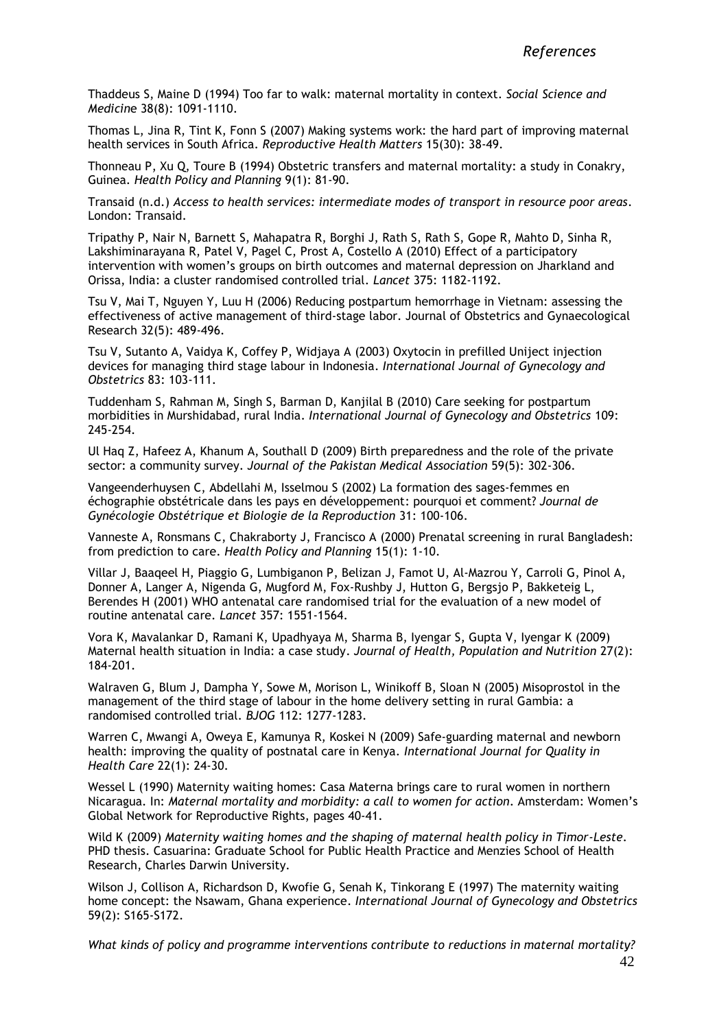Thaddeus S, Maine D (1994) Too far to walk: maternal mortality in context. *Social Science and Medicine* 38(8): 1091-1110.

Thomas L, Jina R, Tint K, Fonn S (2007) Making systems work: the hard part of improving maternal health services in South Africa. *Reproductive Health Matters* 15(30): 38-49.

Thonneau P, Xu Q, Toure B (1994) Obstetric transfers and maternal mortality: a study in Conakry, Guinea. *Health Policy and Planning* 9(1): 81-90.

Transaid (n.d.) *Access to health services: intermediate modes of transport in resource poor areas*. London: Transaid.

Tripathy P, Nair N, Barnett S, Mahapatra R, Borghi J, Rath S, Rath S, Gope R, Mahto D, Sinha R, Lakshiminarayana R, Patel V, Pagel C, Prost A, Costello A (2010) Effect of a participatory intervention with women's groups on birth outcomes and maternal depression on Jharkland and Orissa, India: a cluster randomised controlled trial. *Lancet* 375: 1182-1192.

Tsu V, Mai T, Nguyen Y, Luu H (2006) Reducing postpartum hemorrhage in Vietnam: assessing the effectiveness of active management of third-stage labor. Journal of Obstetrics and Gynaecological Research 32(5): 489-496.

Tsu V, Sutanto A, Vaidya K, Coffey P, Widjaya A (2003) Oxytocin in prefilled Uniject injection devices for managing third stage labour in Indonesia. *International Journal of Gynecology and Obstetrics* 83: 103-111.

Tuddenham S, Rahman M, Singh S, Barman D, Kanjilal B (2010) Care seeking for postpartum morbidities in Murshidabad, rural India. *International Journal of Gynecology and Obstetrics* 109: 245-254.

Ul Haq Z, Hafeez A, Khanum A, Southall D (2009) Birth preparedness and the role of the private sector: a community survey. *Journal of the Pakistan Medical Association* 59(5): 302-306.

Vangeenderhuysen C, Abdellahi M, Isselmou S (2002) La formation des sages-femmes en échographie obstétricale dans les pays en développement: pourquoi et comment? *Journal de Gynécologie Obstétrique et Biologie de la Reproduction* 31: 100-106.

Vanneste A, Ronsmans C, Chakraborty J, Francisco A (2000) Prenatal screening in rural Bangladesh: from prediction to care. *Health Policy and Planning* 15(1): 1-10.

Villar J, Baaqeel H, Piaggio G, Lumbiganon P, Belizan J, Famot U, Al-Mazrou Y, Carroli G, Pinol A, Donner A, Langer A, Nigenda G, Mugford M, Fox-Rushby J, Hutton G, Bergsjo P, Bakketeig L, Berendes H (2001) WHO antenatal care randomised trial for the evaluation of a new model of routine antenatal care. *Lancet* 357: 1551-1564.

Vora K, Mavalankar D, Ramani K, Upadhyaya M, Sharma B, Iyengar S, Gupta V, Iyengar K (2009) Maternal health situation in India: a case study. *Journal of Health, Population and Nutrition* 27(2): 184-201.

Walraven G, Blum J, Dampha Y, Sowe M, Morison L, Winikoff B, Sloan N (2005) Misoprostol in the management of the third stage of labour in the home delivery setting in rural Gambia: a randomised controlled trial. *BJOG* 112: 1277-1283.

Warren C, Mwangi A, Oweya E, Kamunya R, Koskei N (2009) Safe-guarding maternal and newborn health: improving the quality of postnatal care in Kenya. *International Journal for Quality in Health Care* 22(1): 24-30.

Wessel L (1990) Maternity waiting homes: Casa Materna brings care to rural women in northern Nicaragua. In: *Maternal mortality and morbidity: a call to women for action*. Amsterdam: Women's Global Network for Reproductive Rights, pages 40-41.

Wild K (2009) *Maternity waiting homes and the shaping of maternal health policy in Timor-Leste*. PHD thesis. Casuarina: Graduate School for Public Health Practice and Menzies School of Health Research, Charles Darwin University.

Wilson J, Collison A, Richardson D, Kwofie G, Senah K, Tinkorang E (1997) The maternity waiting home concept: the Nsawam, Ghana experience. *International Journal of Gynecology and Obstetrics* 59(2): S165-S172.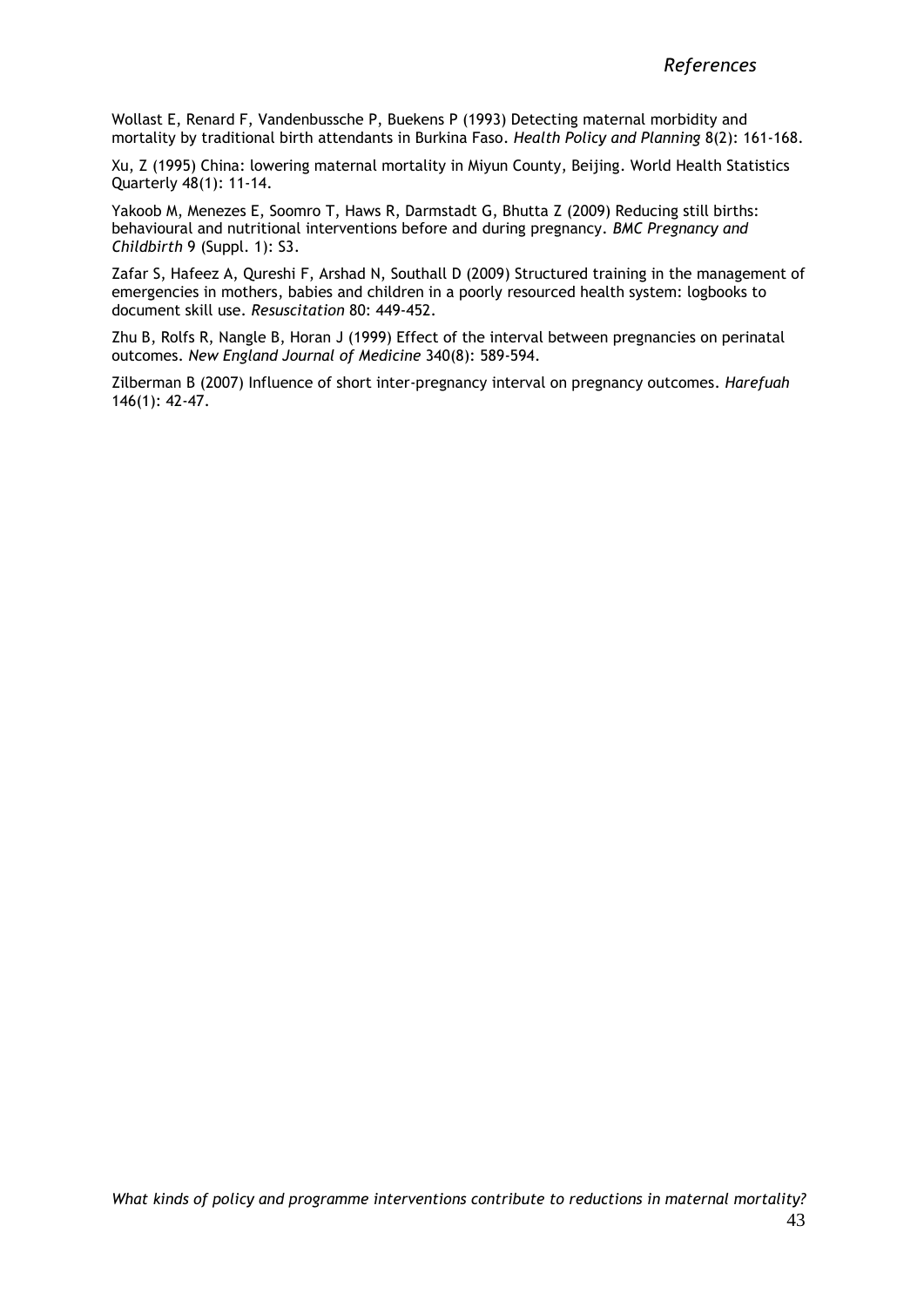Wollast E, Renard F, Vandenbussche P, Buekens P (1993) Detecting maternal morbidity and mortality by traditional birth attendants in Burkina Faso. *Health Policy and Planning* 8(2): 161-168.

Xu, Z (1995) China: lowering maternal mortality in Miyun County, Beijing. World Health Statistics Quarterly 48(1): 11-14.

Yakoob M, Menezes E, Soomro T, Haws R, Darmstadt G, Bhutta Z (2009) Reducing still births: behavioural and nutritional interventions before and during pregnancy. *BMC Pregnancy and Childbirth* 9 (Suppl. 1): S3.

Zafar S, Hafeez A, Qureshi F, Arshad N, Southall D (2009) Structured training in the management of emergencies in mothers, babies and children in a poorly resourced health system: logbooks to document skill use. *Resuscitation* 80: 449-452.

Zhu B, Rolfs R, Nangle B, Horan J (1999) Effect of the interval between pregnancies on perinatal outcomes. *New England Journal of Medicine* 340(8): 589-594.

Zilberman B (2007) Influence of short inter-pregnancy interval on pregnancy outcomes. *Harefuah* 146(1): 42-47.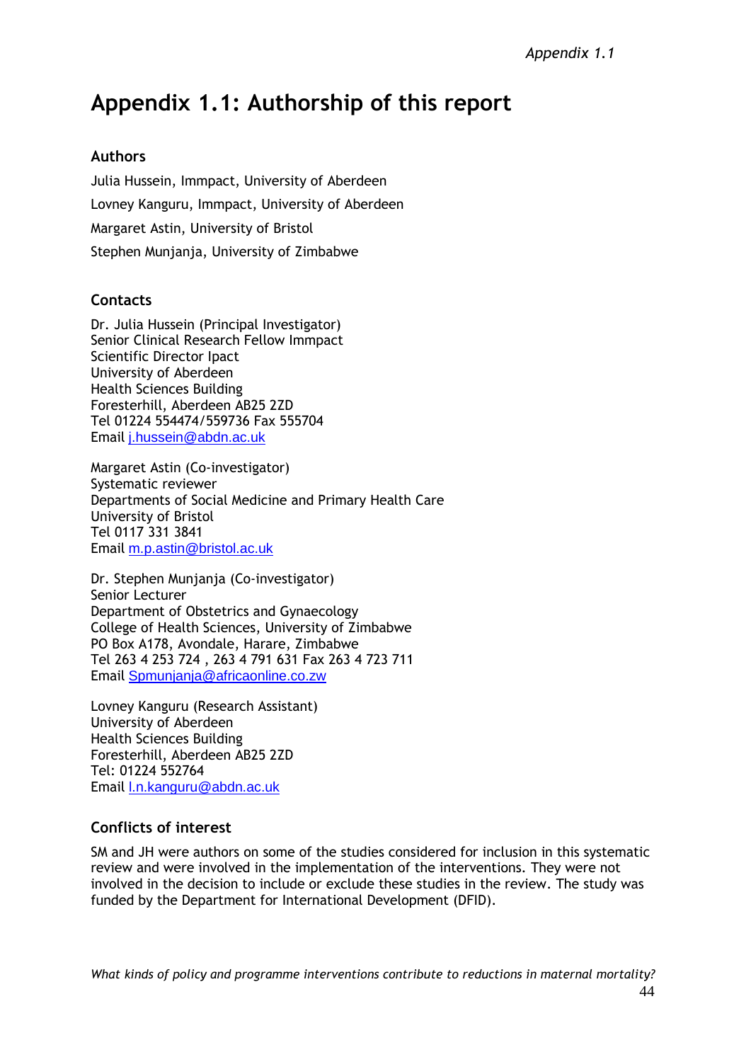# Appendix 1.1: Authorship of this report

### Authors

Julia Hussein, Immpact, University of Aberdeen

Lovney Kanguru, Immpact, University of Aberdeen

Margaret Astin, University of Bristol

Stephen Munjanja, University of Zimbabwe

### Contacts

Dr. Julia Hussein (Principal Investigator)
Senior Clinical Research Fellow Immpact
Scientific Director Ipact
University of Aberdeen
Health Sciences Building
Foresterhill, Aberdeen AB25 2ZD
Tel 01224 554474/559736 Fax 555704
Email j.hussein@abdn.ac.uk

Margaret Astin (Co-investigator)
Systematic reviewer
Departments of Social Medicine and Primary Health Care
University of Bristol
Tel 0117 331 3841
Email m.p.astin@bristol.ac.uk

Dr. Stephen Munjanja (Co-investigator)
Senior Lecturer
Department of Obstetrics and Gynaecology
College of Health Sciences, University of Zimbabwe
PO Box A178, Avondale, Harare, Zimbabwe
Tel 263 4 253 724 , 263 4 791 631 Fax 263 4 723 711
Email Spmunjanja@africaonline.co.zw

Lovney Kanguru (Research Assistant)
University of Aberdeen
Health Sciences Building
Foresterhill, Aberdeen AB25 2ZD
Tel: 01224 552764
Email l.n.kanguru@abdn.ac.uk

### Conflicts of interest

SM and JH were authors on some of the studies considered for inclusion in this systematic review and were involved in the implementation of the interventions. They were not involved in the decision to include or exclude these studies in the review. The study was funded by the Department for International Development (DFID).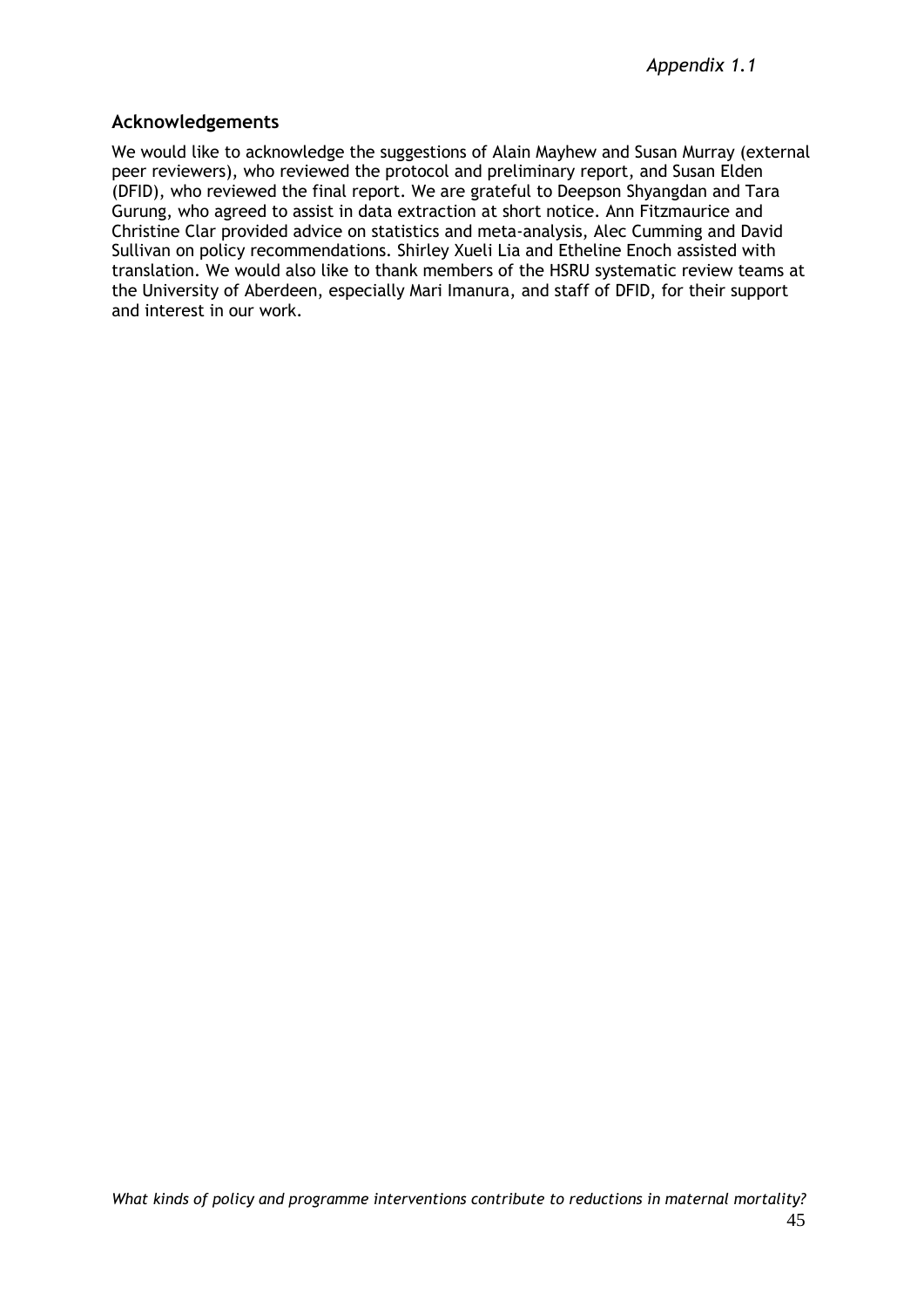*Appendix 1.1*

## Acknowledgements

We would like to acknowledge the suggestions of Alain Mayhew and Susan Murray (external peer reviewers), who reviewed the protocol and preliminary report, and Susan Elden (DFID), who reviewed the final report. We are grateful to Deepson Shyangdan and Tara Gurung, who agreed to assist in data extraction at short notice. Ann Fitzmaurice and Christine Clar provided advice on statistics and meta-analysis, Alec Cumming and David Sullivan on policy recommendations. Shirley Xueli Lia and Etheline Enoch assisted with translation. We would also like to thank members of the HSRU systematic review teams at the University of Aberdeen, especially Mari Imanura, and staff of DFID, for their support and interest in our work.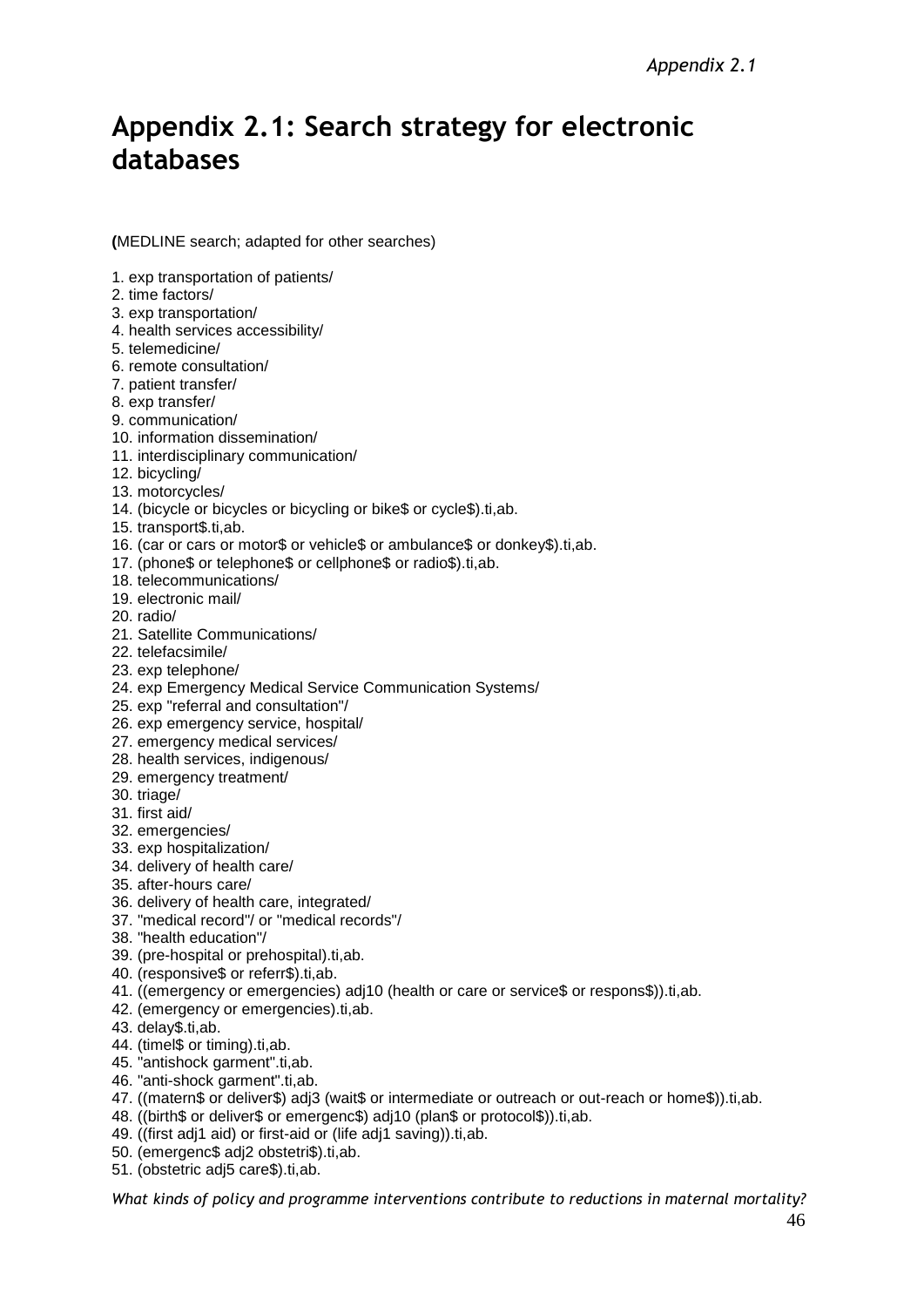# Appendix 2.1: Search strategy for electronic databases

**(**MEDLINE search; adapted for other searches)

1. exp transportation of patients/
2. time factors/
3. exp transportation/
4. health services accessibility/
5. telemedicine/
6. remote consultation/
7. patient transfer/
8. exp transfer/
9. communication/
10. information dissemination/
11. interdisciplinary communication/
12. bicycling/
13. motorcycles/
14. (bicycle or bicycles or bicycling or bike$ or cycle$).ti,ab.
15. transport$.ti,ab.
16. (car or cars or motor$ or vehicle$ or ambulance$ or donkey$).ti,ab.
17. (phone$ or telephone$ or cellphone$ or radio$).ti,ab.
18. telecommunications/
19. electronic mail/
20. radio/
21. Satellite Communications/
22. telefacsimile/
23. exp telephone/
24. exp Emergency Medical Service Communication Systems/
25. exp "referral and consultation"/
26. exp emergency service, hospital/
27. emergency medical services/
28. health services, indigenous/
29. emergency treatment/
30. triage/
31. first aid/
32. emergencies/
33. exp hospitalization/
34. delivery of health care/
35. after-hours care/
36. delivery of health care, integrated/
37. "medical record"/ or "medical records"/
38. "health education"/
39. (pre-hospital or prehospital).ti,ab.
40. (responsive$ or referr$).ti,ab.
41. ((emergency or emergencies) adj10 (health or care or service$ or respons$)).ti,ab.
42. (emergency or emergencies).ti,ab.
43. delay$.ti,ab.
44. (timel$ or timing).ti,ab.
45. "antishock garment".ti,ab.
46. "anti-shock garment".ti,ab.
47. ((matern$ or deliver$) adj3 (wait$ or intermediate or outreach or out-reach or home$)).ti,ab.
48. ((birth$ or deliver$ or emergenc$) adj10 (plan$ or protocol$)).ti,ab.
49. ((first adj1 aid) or first-aid or (life adj1 saving)).ti,ab.
50. (emergenc$ adj2 obstetri$).ti,ab.
51. (obstetric adj5 care$).ti,ab.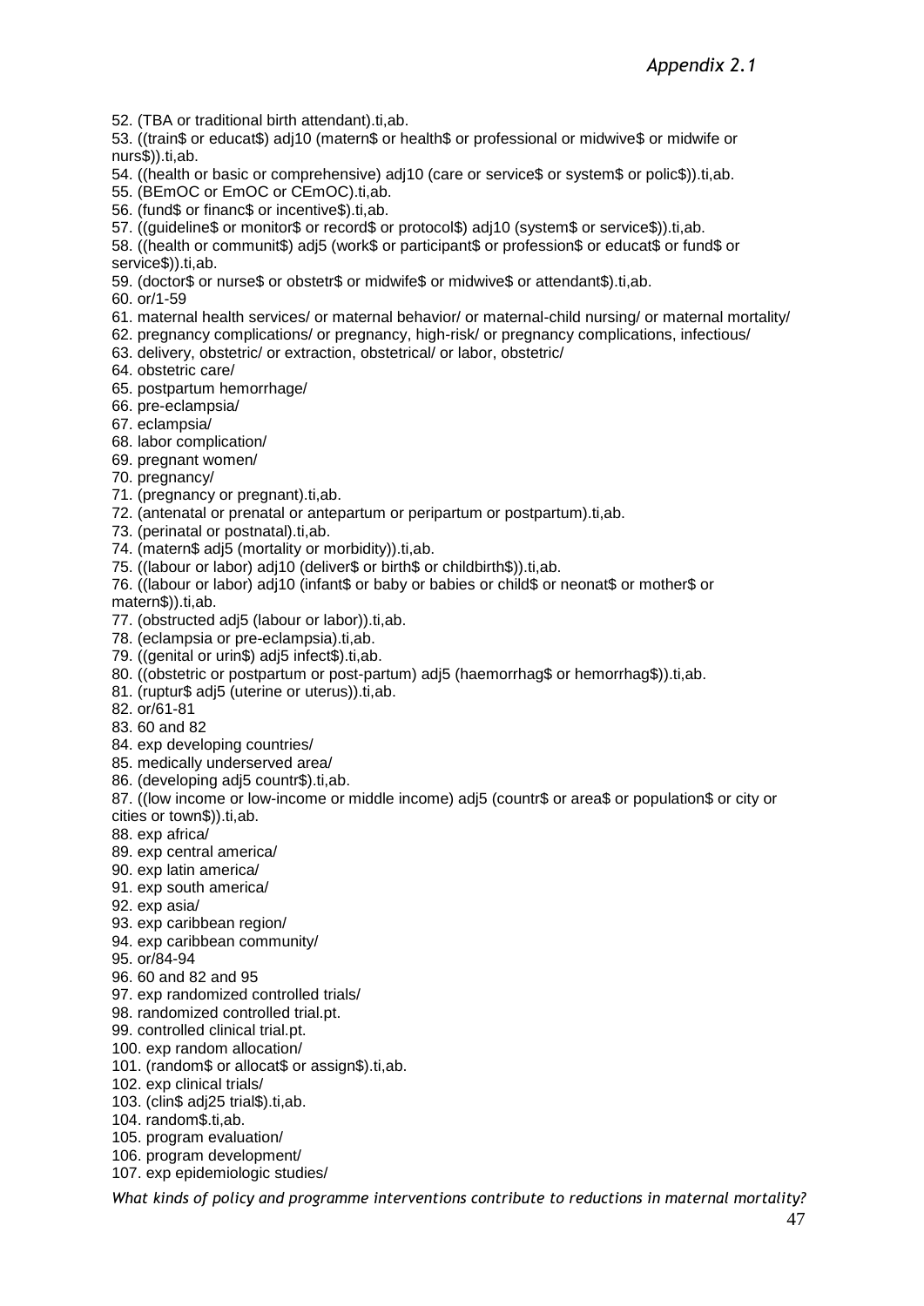52. (TBA or traditional birth attendant).ti,ab.
53. ((train$ or educat$) adj10 (matern$ or health$ or professional or midwive$ or midwife or nurs$)).ti,ab.
54. ((health or basic or comprehensive) adj10 (care or service$ or system$ or polic$)).ti,ab.
55. (BEmOC or EmOC or CEmOC).ti,ab.
56. (fund$ or financ$ or incentive$).ti,ab.
57. ((guideline$ or monitor$ or record$ or protocol$) adj10 (system$ or service$)).ti,ab.
58. ((health or communit$) adj5 (work$ or participant$ or profession$ or educat$ or fund$ or service$)).ti,ab.
59. (doctor$ or nurse$ or obstetr$ or midwife$ or midwive$ or attendant$).ti,ab.
60. or/1-59
61. maternal health services/ or maternal behavior/ or maternal-child nursing/ or maternal mortality/
62. pregnancy complications/ or pregnancy, high-risk/ or pregnancy complications, infectious/
63. delivery, obstetric/ or extraction, obstetrical/ or labor, obstetric/
64. obstetric care/
65. postpartum hemorrhage/
66. pre-eclampsia/
67. eclampsia/
68. labor complication/
69. pregnant women/
70. pregnancy/
71. (pregnancy or pregnant).ti,ab.
72. (antenatal or prenatal or antepartum or peripartum or postpartum).ti,ab.
73. (perinatal or postnatal).ti,ab.
74. (matern$ adj5 (mortality or morbidity)).ti,ab.
75. ((labour or labor) adj10 (deliver$ or birth$ or childbirth$)).ti,ab.
76. ((labour or labor) adj10 (infant$ or baby or babies or child$ or neonat$ or mother$ or matern$)).ti,ab.
77. (obstructed adj5 (labour or labor)).ti,ab.
78. (eclampsia or pre-eclampsia).ti,ab.
79. ((genital or urin$) adj5 infect$).ti,ab.
80. ((obstetric or postpartum or post-partum) adj5 (haemorrhag$ or hemorrhag$)).ti,ab.
81. (ruptur$ adj5 (uterine or uterus)).ti,ab.
82. or/61-81
83. 60 and 82
84. exp developing countries/
85. medically underserved area/
86. (developing adj5 countr$).ti,ab.
87. ((low income or low-income or middle income) adj5 (countr$ or area$ or population$ or city or cities or town$)).ti,ab.
88. exp africa/
89. exp central america/
90. exp latin america/
91. exp south america/
92. exp asia/
93. exp caribbean region/
94. exp caribbean community/
95. or/84-94
96. 60 and 82 and 95
97. exp randomized controlled trials/
98. randomized controlled trial.pt.
99. controlled clinical trial.pt.
100. exp random allocation/
101. (random$ or allocat$ or assign$).ti,ab.
102. exp clinical trials/
103. (clin$ adj25 trial$).ti,ab.
104. random$.ti,ab.
105. program evaluation/
106. program development/
107. exp epidemiologic studies/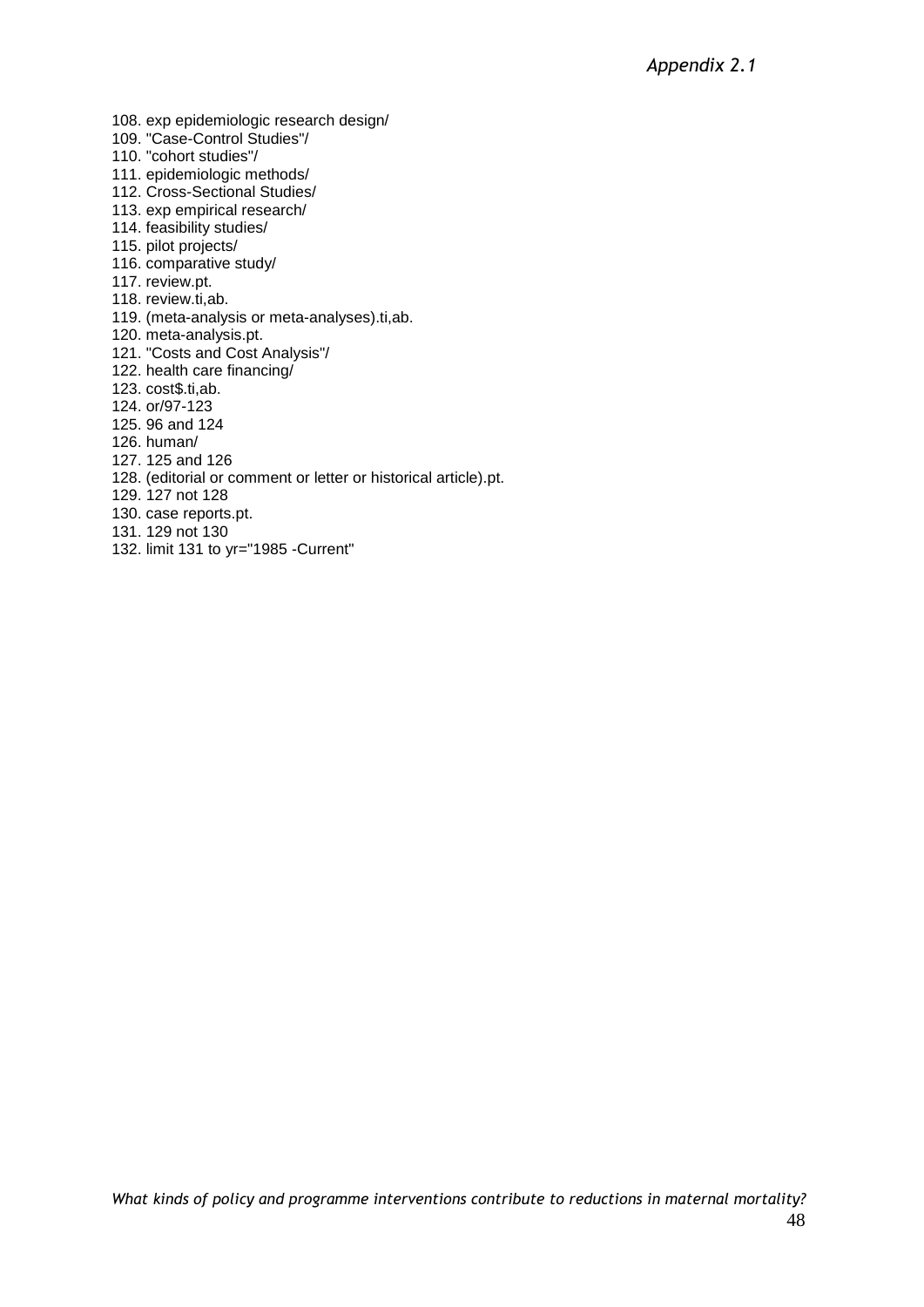108. exp epidemiologic research design/
109. "Case-Control Studies"/
110. "cohort studies"/
111. epidemiologic methods/
112. Cross-Sectional Studies/
113. exp empirical research/
114. feasibility studies/
115. pilot projects/
116. comparative study/
117. review.pt.
118. review.ti,ab.
119. (meta-analysis or meta-analyses).ti,ab.
120. meta-analysis.pt.
121. "Costs and Cost Analysis"/
122. health care financing/
123. cost$.ti,ab.
124. or/97-123
125. 96 and 124
126. human/
127. 125 and 126
128. (editorial or comment or letter or historical article).pt.
129. 127 not 128
130. case reports.pt.
131. 129 not 130
132. limit 131 to yr="1985 -Current"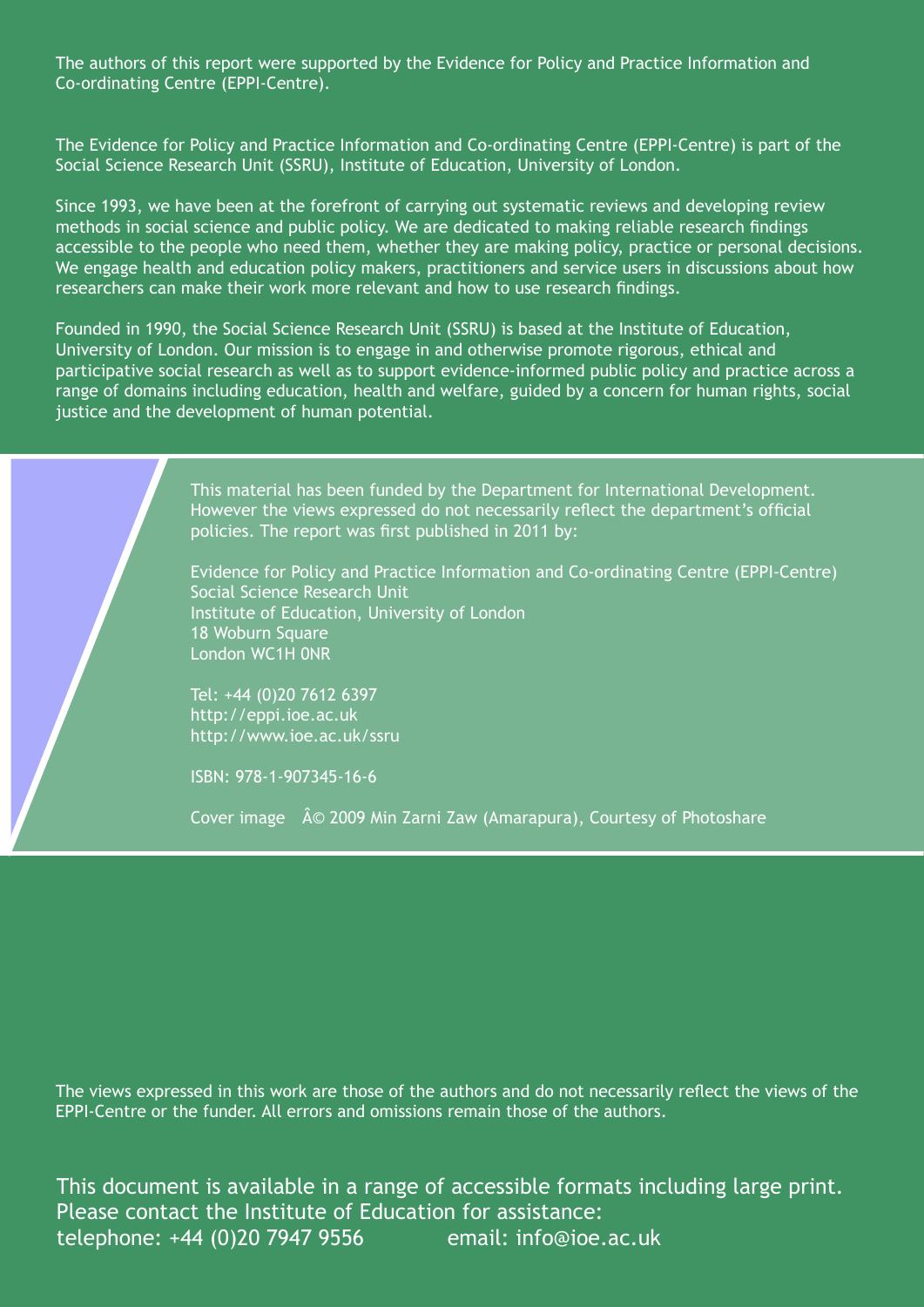The authors of this report were supported by the Evidence for Policy and Practice Information and Co-ordinating Centre (EPPI-Centre).

The Evidence for Policy and Practice Information and Co-ordinating Centre (EPPI-Centre) is part of the Social Science Research Unit (SSRU), Institute of Education, University of London.

Since 1993, we have been at the forefront of carrying out systematic reviews and developing review methods in social science and public policy. We are dedicated to making reliable research findings accessible to the people who need them, whether they are making policy, practice or personal decisions. We engage health and education policy makers, practitioners and service users in discussions about how researchers can make their work more relevant and how to use research findings.

Founded in 1990, the Social Science Research Unit (SSRU) is based at the Institute of Education, University of London. Our mission is to engage in and otherwise promote rigorous, ethical and participative social research as well as to support evidence-informed public policy and practice across a range of domains including education, health and welfare, guided by a concern for human rights, social justice and the development of human potential.

This material has been funded by the Department for International Development. However the views expressed do not necessarily reflect the department's official policies. The report was first published in 2011 by:

Evidence for Policy and Practice Information and Co-ordinating Centre (EPPI-Centre)
Social Science Research Unit
Institute of Education, University of London
18 Woburn Square
London WC1H 0NR

Tel: +44 (0)20 7612 6397
http://eppi.ioe.ac.uk
http://www.ioe.ac.uk/ssru

ISBN: 978-1-907345-16-6

Cover image Â© 2009 Min Zarni Zaw (Amarapura), Courtesy of Photoshare

The views expressed in this work are those of the authors and do not necessarily reflect the views of the EPPI-Centre or the funder. All errors and omissions remain those of the authors.

This document is available in a range of accessible formats including large print. Please contact the Institute of Education for assistance:
telephone: +44 (0)20 7947 9556 email: info@ioe.ac.uk